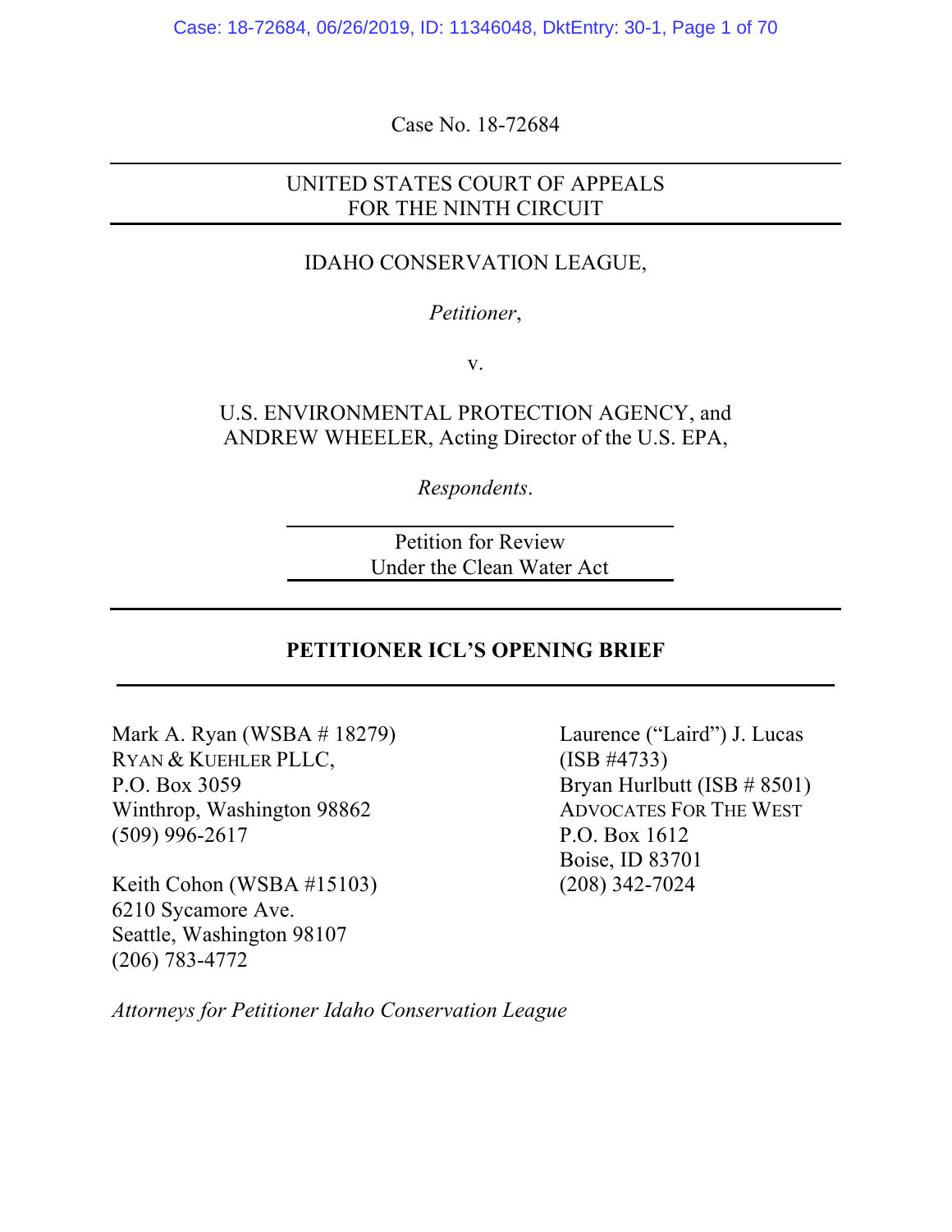Case No. 18-72684

---

UNITED STATES COURT OF APPEALS
FOR THE NINTH CIRCUIT

---

IDAHO CONSERVATION LEAGUE,

*Petitioner*,

v.

U.S. ENVIRONMENTAL PROTECTION AGENCY, and
ANDREW WHEELER, Acting Director of the U.S. EPA,

*Respondents*.

---

Petition for Review
Under the Clean Water Act

---

**PETITIONER ICL'S OPENING BRIEF**

---

Mark A. Ryan (WSBA # 18279)
RYAN & KUEHLER PLLC,
P.O. Box 3059
Winthrop, Washington 98862
(509) 996-2617

Keith Cohon (WSBA #15103)
6210 Sycamore Ave.
Seattle, Washington 98107
(206) 783-4772

Laurence ("Laird") J. Lucas
(ISB #4733)
Bryan Hurlbutt (ISB # 8501)
ADVOCATES FOR THE WEST
P.O. Box 1612
Boise, ID 83701
(208) 342-7024

*Attorneys for Petitioner Idaho Conservation League*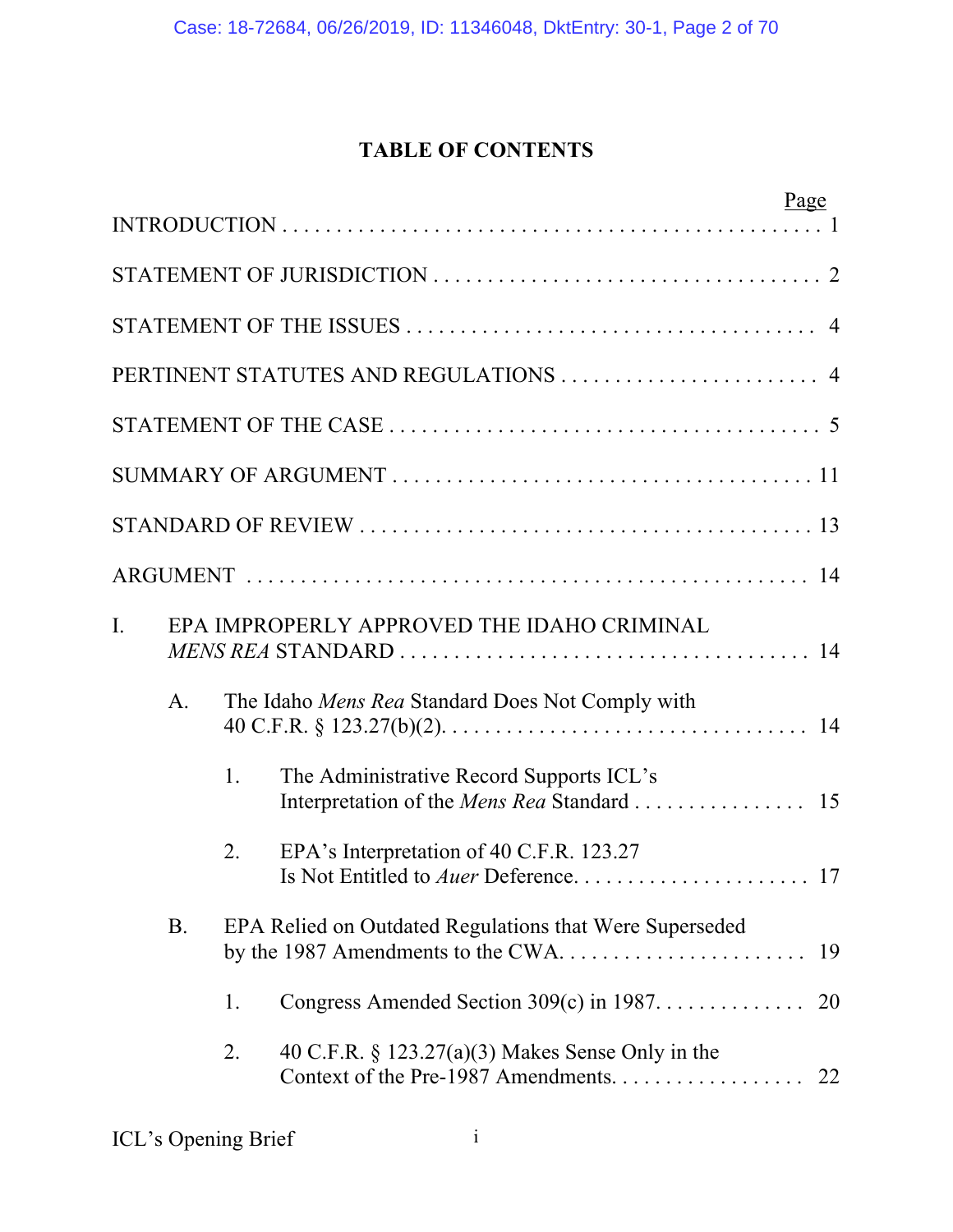# TABLE OF CONTENTS

| | Page |
|---|---|
| INTRODUCTION | 1 |
| STATEMENT OF JURISDICTION | 2 |
| STATEMENT OF THE ISSUES | 4 |
| PERTINENT STATUTES AND REGULATIONS | 4 |
| STATEMENT OF THE CASE | 5 |
| SUMMARY OF ARGUMENT | 11 |
| STANDARD OF REVIEW | 13 |
| ARGUMENT | 14 |
| I. EPA IMPROPERLY APPROVED THE IDAHO CRIMINAL *MENS REA* STANDARD | 14 |
| A. The Idaho *Mens Rea* Standard Does Not Comply with 40 C.F.R. § 123.27(b)(2). | 14 |
| 1. The Administrative Record Supports ICL's Interpretation of the *Mens Rea* Standard | 15 |
| 2. EPA's Interpretation of 40 C.F.R. 123.27 Is Not Entitled to *Auer* Deference. | 17 |
| B. EPA Relied on Outdated Regulations that Were Superseded by the 1987 Amendments to the CWA. | 19 |
| 1. Congress Amended Section 309(c) in 1987. | 20 |
| 2. 40 C.F.R. § 123.27(a)(3) Makes Sense Only in the Context of the Pre-1987 Amendments. | 22 |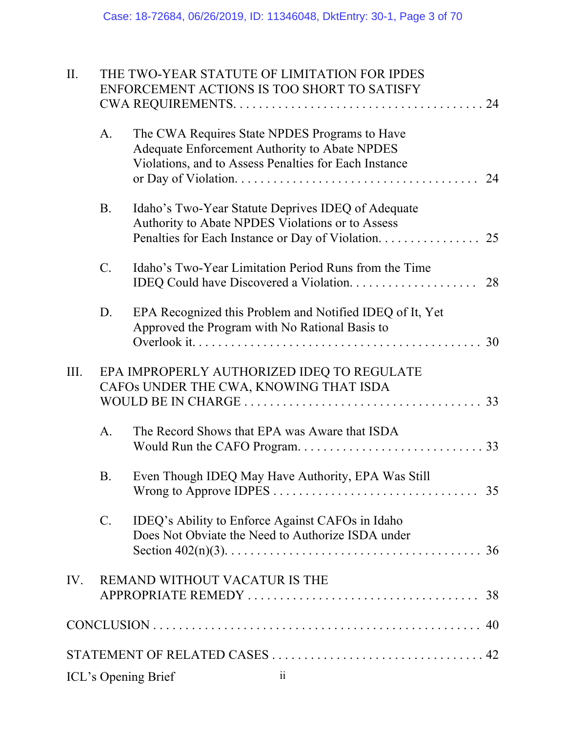II. THE TWO-YEAR STATUTE OF LIMITATION FOR IPDES ENFORCEMENT ACTIONS IS TOO SHORT TO SATISFY CWA REQUIREMENTS. . . . . . . . . . . . . . . . . . . . . . . . . . . . . . . . . . . . . . 24

- A. The CWA Requires State NPDES Programs to Have Adequate Enforcement Authority to Abate NPDES Violations, and to Assess Penalties for Each Instance or Day of Violation. . . . . . . . . . . . . . . . . . . . . . . . . . . . . . . . . . . . . 24
- B. Idaho's Two-Year Statute Deprives IDEQ of Adequate Authority to Abate NPDES Violations or to Assess Penalties for Each Instance or Day of Violation. . . . . . . . . . . . . . . . . 25
- C. Idaho's Two-Year Limitation Period Runs from the Time IDEQ Could have Discovered a Violation. . . . . . . . . . . . . . . . . . . . . 28
- D. EPA Recognized this Problem and Notified IDEQ of It, Yet Approved the Program with No Rational Basis to Overlook it. . . . . . . . . . . . . . . . . . . . . . . . . . . . . . . . . . . . . . . . . . . 30

III. EPA IMPROPERLY AUTHORIZED IDEQ TO REGULATE CAFOs UNDER THE CWA, KNOWING THAT ISDA WOULD BE IN CHARGE . . . . . . . . . . . . . . . . . . . . . . . . . . . . . . . . . . . . 33

- A. The Record Shows that EPA was Aware that ISDA Would Run the CAFO Program. . . . . . . . . . . . . . . . . . . . . . . . . . . . . 33
- B. Even Though IDEQ May Have Authority, EPA Was Still Wrong to Approve IDPES . . . . . . . . . . . . . . . . . . . . . . . . . . . . . . . 35
- C. IDEQ's Ability to Enforce Against CAFOs in Idaho Does Not Obviate the Need to Authorize ISDA under Section 402(n)(3). . . . . . . . . . . . . . . . . . . . . . . . . . . . . . . . . . . . . . 36

IV. REMAND WITHOUT VACATUR IS THE APPROPRIATE REMEDY . . . . . . . . . . . . . . . . . . . . . . . . . . . . . . . . . . . . 38

CONCLUSION . . . . . . . . . . . . . . . . . . . . . . . . . . . . . . . . . . . . . . . . . . . . . . . . . 40

STATEMENT OF RELATED CASES . . . . . . . . . . . . . . . . . . . . . . . . . . . . . . . . . . 42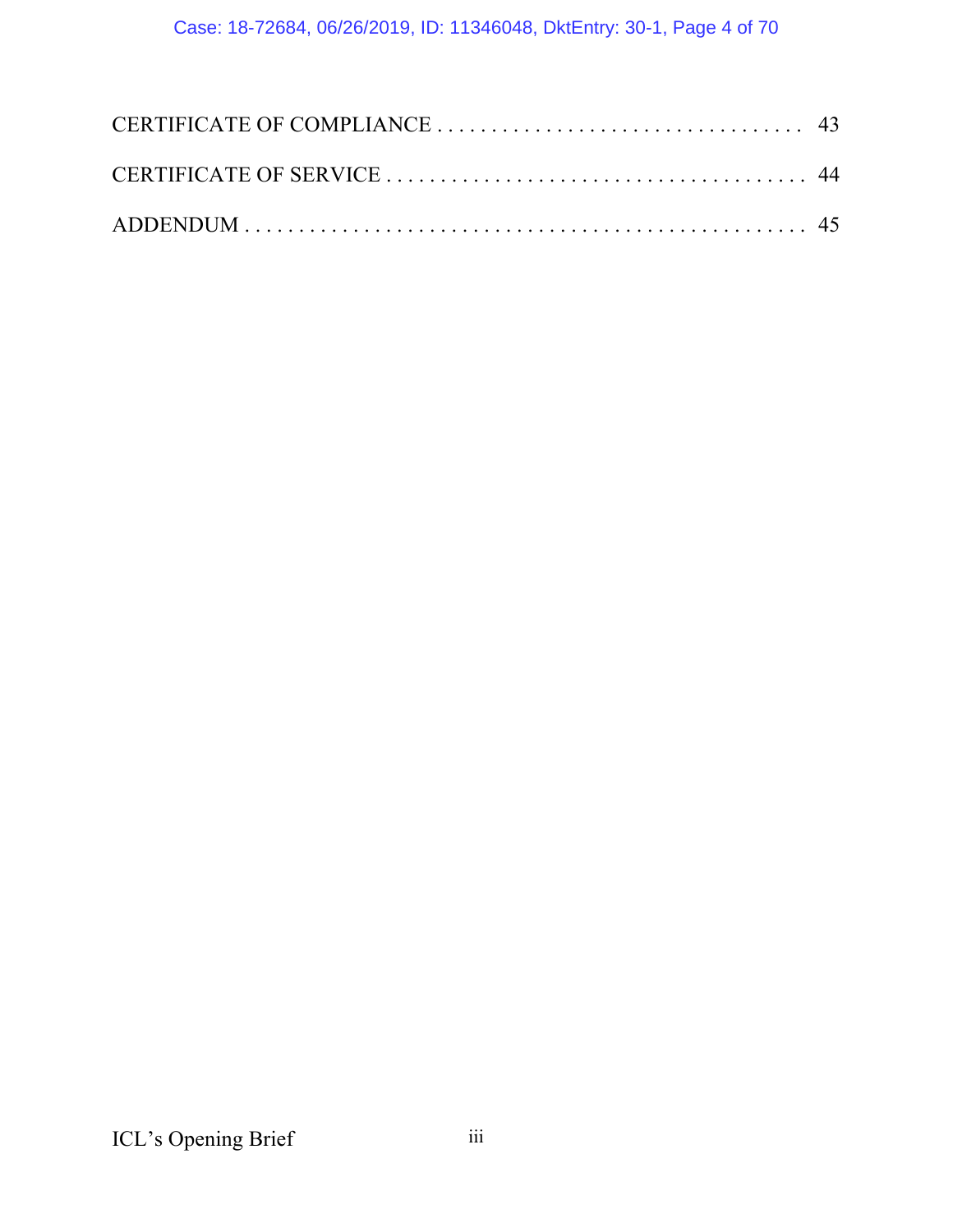CERTIFICATE OF COMPLIANCE . . . . . . . . . . . . . . . . . . . . . . . . . . . . . . . . . 43

CERTIFICATE OF SERVICE . . . . . . . . . . . . . . . . . . . . . . . . . . . . . . . . . . . . . 44

ADDENDUM . . . . . . . . . . . . . . . . . . . . . . . . . . . . . . . . . . . . . . . . . . . . . . . . 45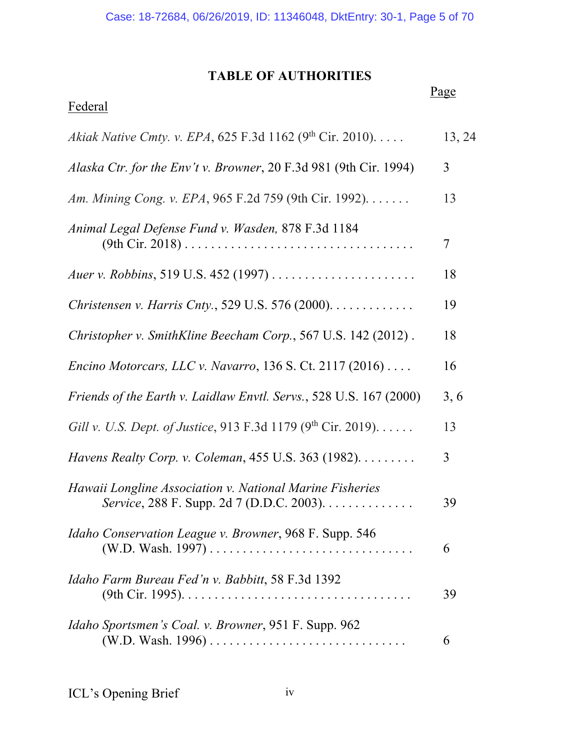## TABLE OF AUTHORITIES

| Federal | Page |
|---|---|
| *Akiak Native Cmty. v. EPA*, 625 F.3d 1162 (9th Cir. 2010). . . . . | 13, 24 |
| *Alaska Ctr. for the Env't v. Browner*, 20 F.3d 981 (9th Cir. 1994) | 3 |
| *Am. Mining Cong. v. EPA*, 965 F.2d 759 (9th Cir. 1992). . . . . . . | 13 |
| *Animal Legal Defense Fund v. Wasden,* 878 F.3d 1184 (9th Cir. 2018) . . . . . . . . . . . . . . . . . . . . . . . . . . . . . . . . . . . | 7 |
| *Auer v. Robbins*, 519 U.S. 452 (1997) . . . . . . . . . . . . . . . . . . . . . . . | 18 |
| *Christensen v. Harris Cnty.*, 529 U.S. 576 (2000). . . . . . . . . . . . . | 19 |
| *Christopher v. SmithKline Beecham Corp.*, 567 U.S. 142 (2012) . | 18 |
| *Encino Motorcars, LLC v. Navarro*, 136 S. Ct. 2117 (2016) . . . . | 16 |
| *Friends of the Earth v. Laidlaw Envtl. Servs.*, 528 U.S. 167 (2000) | 3, 6 |
| *Gill v. U.S. Dept. of Justice*, 913 F.3d 1179 (9th Cir. 2019). . . . . . | 13 |
| *Havens Realty Corp. v. Coleman*, 455 U.S. 363 (1982). . . . . . . . . | 3 |
| *Hawaii Longline Association v. National Marine Fisheries Service*, 288 F. Supp. 2d 7 (D.D.C. 2003). . . . . . . . . . . . . . | 39 |
| *Idaho Conservation League v. Browner*, 968 F. Supp. 546 (W.D. Wash. 1997) . . . . . . . . . . . . . . . . . . . . . . . . . . . . . . | 6 |
| *Idaho Farm Bureau Fed'n v. Babbitt*, 58 F.3d 1392 (9th Cir. 1995). . . . . . . . . . . . . . . . . . . . . . . . . . . . . . . . . . . | 39 |
| *Idaho Sportsmen's Coal. v. Browner*, 951 F. Supp. 962 (W.D. Wash. 1996) . . . . . . . . . . . . . . . . . . . . . . . . . . . . . . | 6 |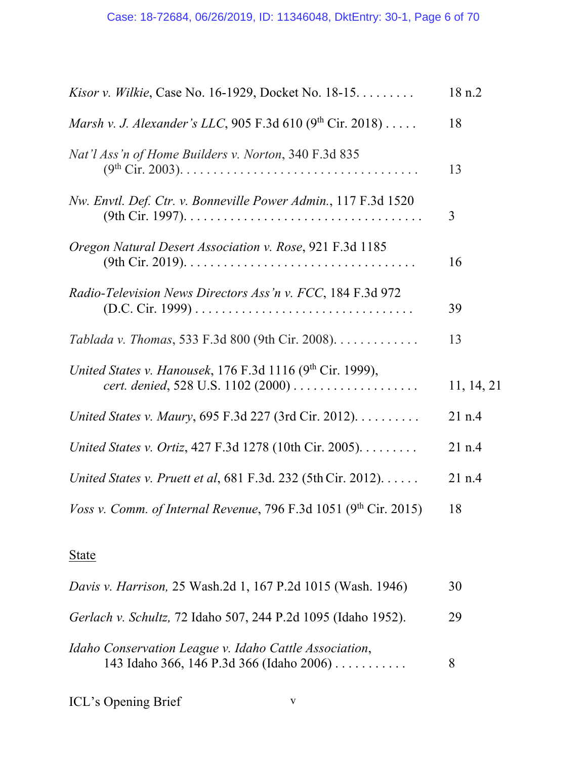| | |
|---|---|
| *Kisor v. Wilkie*, Case No. 16-1929, Docket No. 18-15. . . . . . . . . | 18 n.2 |
| *Marsh v. J. Alexander's LLC*, 905 F.3d 610 (9th Cir. 2018) . . . . . | 18 |
| *Nat'l Ass'n of Home Builders v. Norton*, 340 F.3d 835 (9th Cir. 2003). . . . . . . . . . . . . . . . . . . . . . . . . . . . . . . . . . . . | 13 |
| *Nw. Envtl. Def. Ctr. v. Bonneville Power Admin.*, 117 F.3d 1520 (9th Cir. 1997). . . . . . . . . . . . . . . . . . . . . . . . . . . . . . . . . . . . | 3 |
| *Oregon Natural Desert Association v. Rose*, 921 F.3d 1185 (9th Cir. 2019). . . . . . . . . . . . . . . . . . . . . . . . . . . . . . . . . . . | 16 |
| *Radio-Television News Directors Ass'n v. FCC*, 184 F.3d 972 (D.C. Cir. 1999) . . . . . . . . . . . . . . . . . . . . . . . . . . . . . . . . . | 39 |
| *Tablada v. Thomas*, 533 F.3d 800 (9th Cir. 2008). . . . . . . . . . . . . | 13 |
| *United States v. Hanousek*, 176 F.3d 1116 (9th Cir. 1999), *cert. denied*, 528 U.S. 1102 (2000) . . . . . . . . . . . . . . . . . . . | 11, 14, 21 |
| *United States v. Maury*, 695 F.3d 227 (3rd Cir. 2012). . . . . . . . . . | 21 n.4 |
| *United States v. Ortiz*, 427 F.3d 1278 (10th Cir. 2005). . . . . . . . . | 21 n.4 |
| *United States v. Pruett et al*, 681 F.3d. 232 (5th Cir. 2012). . . . . . | 21 n.4 |
| *Voss v. Comm. of Internal Revenue*, 796 F.3d 1051 (9th Cir. 2015) | 18 |

State

| | |
|---|---|
| *Davis v. Harrison,* 25 Wash.2d 1, 167 P.2d 1015 (Wash. 1946) | 30 |
| *Gerlach v. Schultz,* 72 Idaho 507, 244 P.2d 1095 (Idaho 1952). | 29 |
| *Idaho Conservation League v. Idaho Cattle Association*, 143 Idaho 366, 146 P.3d 366 (Idaho 2006) . . . . . . . . . . . | 8 |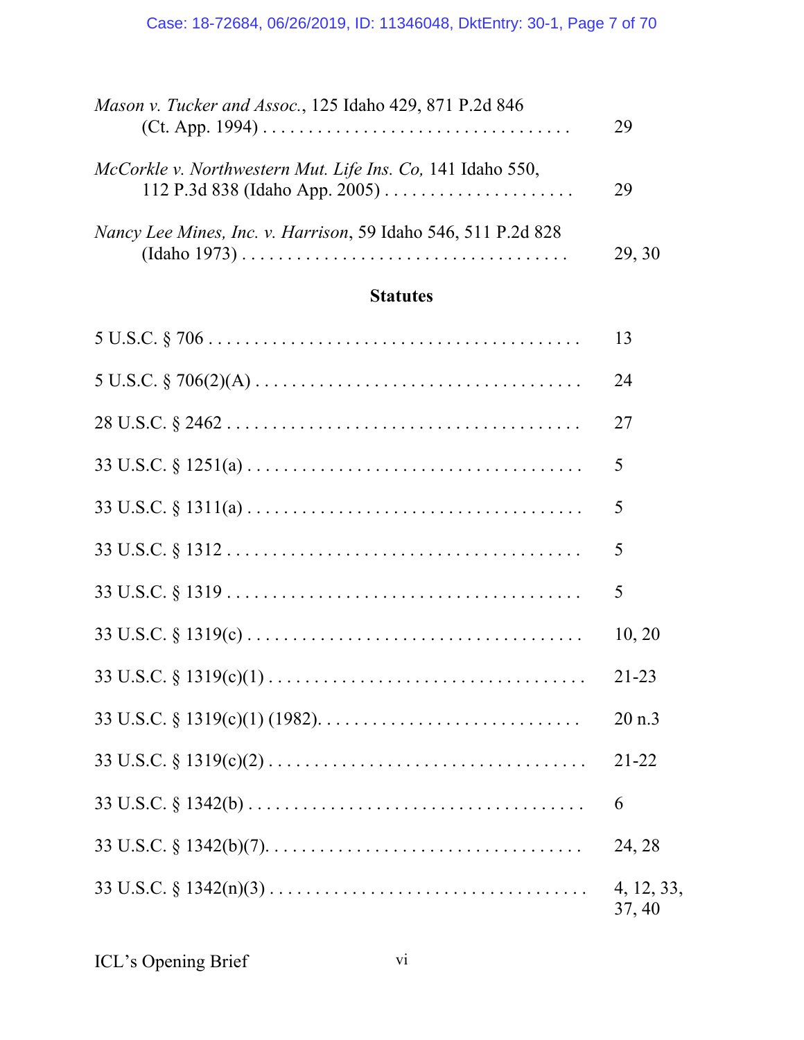*Mason v. Tucker and Assoc.*, 125 Idaho 429, 871 P.2d 846 (Ct. App. 1994) . . . . . . . . . . . . . . . . . . . . . . . . . . . . . . . . . 29

*McCorkle v. Northwestern Mut. Life Ins. Co,* 141 Idaho 550, 112 P.3d 838 (Idaho App. 2005) . . . . . . . . . . . . . . . . . . . . . . 29

*Nancy Lee Mines, Inc. v. Harrison*, 59 Idaho 546, 511 P.2d 828 (Idaho 1973) . . . . . . . . . . . . . . . . . . . . . . . . . . . . . . . . . . . 29, 30

**Statutes**

5 U.S.C. § 706 . . . . . . . . . . . . . . . . . . . . . . . . . . . . . . . . . . . . . . . . 13

5 U.S.C. § 706(2)(A) . . . . . . . . . . . . . . . . . . . . . . . . . . . . . . . . . 24

28 U.S.C. § 2462 . . . . . . . . . . . . . . . . . . . . . . . . . . . . . . . . . . . . . 27

33 U.S.C. § 1251(a) . . . . . . . . . . . . . . . . . . . . . . . . . . . . . . . . . . . 5

33 U.S.C. § 1311(a) . . . . . . . . . . . . . . . . . . . . . . . . . . . . . . . . . . . 5

33 U.S.C. § 1312 . . . . . . . . . . . . . . . . . . . . . . . . . . . . . . . . . . . . . 5

33 U.S.C. § 1319 . . . . . . . . . . . . . . . . . . . . . . . . . . . . . . . . . . . . . 5

33 U.S.C. § 1319(c) . . . . . . . . . . . . . . . . . . . . . . . . . . . . . . . . . . . 10, 20

33 U.S.C. § 1319(c)(1) . . . . . . . . . . . . . . . . . . . . . . . . . . . . . . . . . 21-23

33 U.S.C. § 1319(c)(1) (1982). . . . . . . . . . . . . . . . . . . . . . . . . . . . 20 n.3

33 U.S.C. § 1319(c)(2) . . . . . . . . . . . . . . . . . . . . . . . . . . . . . . . . . 21-22

33 U.S.C. § 1342(b) . . . . . . . . . . . . . . . . . . . . . . . . . . . . . . . . . . . 6

33 U.S.C. § 1342(b)(7). . . . . . . . . . . . . . . . . . . . . . . . . . . . . . . . . 24, 28

33 U.S.C. § 1342(n)(3) . . . . . . . . . . . . . . . . . . . . . . . . . . . . . . . . . 4, 12, 33, 37, 40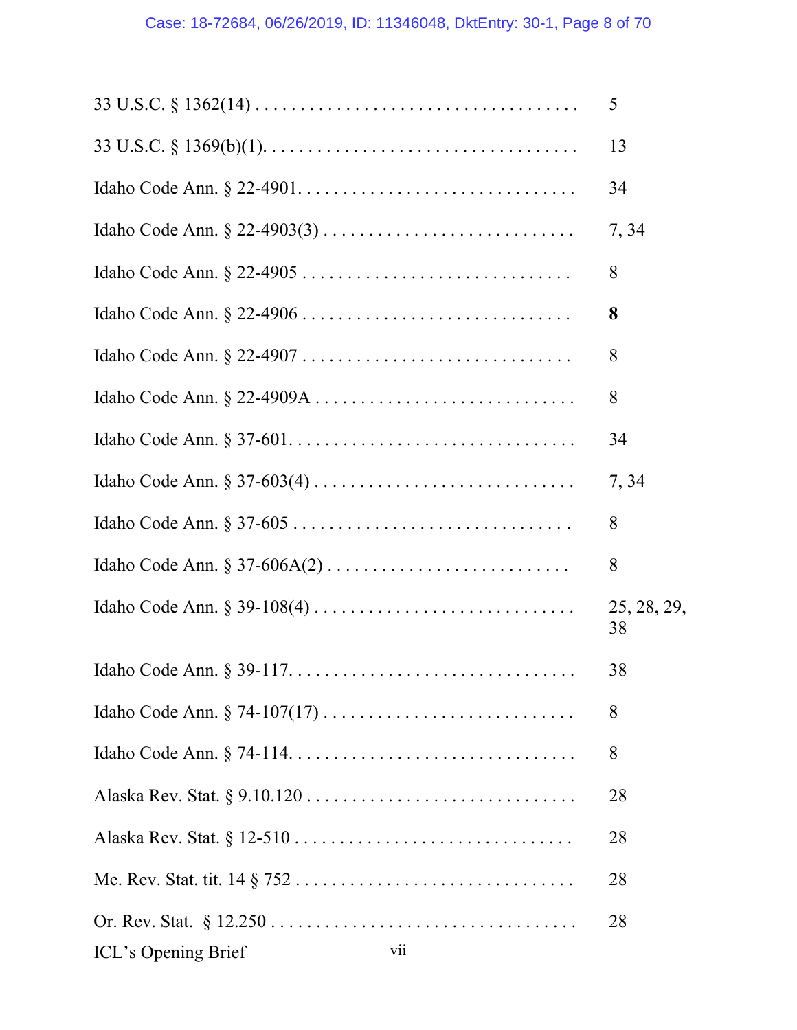| | |
|---|---|
| 33 U.S.C. § 1362(14) | 5 |
| 33 U.S.C. § 1369(b)(1) | 13 |
| Idaho Code Ann. § 22-4901 | 34 |
| Idaho Code Ann. § 22-4903(3) | 7, 34 |
| Idaho Code Ann. § 22-4905 | 8 |
| Idaho Code Ann. § 22-4906 | **8** |
| Idaho Code Ann. § 22-4907 | 8 |
| Idaho Code Ann. § 22-4909A | 8 |
| Idaho Code Ann. § 37-601 | 34 |
| Idaho Code Ann. § 37-603(4) | 7, 34 |
| Idaho Code Ann. § 37-605 | 8 |
| Idaho Code Ann. § 37-606A(2) | 8 |
| Idaho Code Ann. § 39-108(4) | 25, 28, 29, 38 |
| Idaho Code Ann. § 39-117 | 38 |
| Idaho Code Ann. § 74-107(17) | 8 |
| Idaho Code Ann. § 74-114 | 8 |
| Alaska Rev. Stat. § 9.10.120 | 28 |
| Alaska Rev. Stat. § 12-510 | 28 |
| Me. Rev. Stat. tit. 14 § 752 | 28 |
| Or. Rev. Stat. § 12.250 | 28 |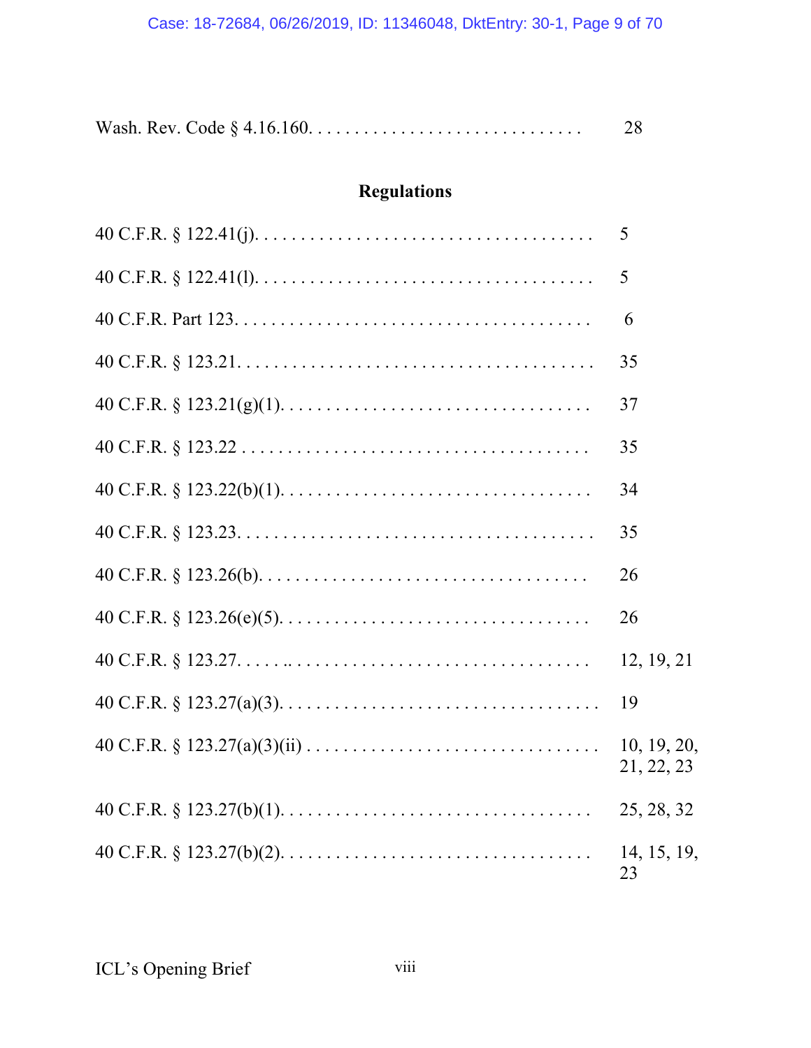Wash. Rev. Code § 4.16.160. . . . . . . . . . . . . . . . . . . . . . . . . . . . . . 28

## Regulations

40 C.F.R. § 122.41(j). . . . . . . . . . . . . . . . . . . . . . . . . . . . . . . . . . . . . 5

40 C.F.R. § 122.41(l). . . . . . . . . . . . . . . . . . . . . . . . . . . . . . . . . . . . . 5

40 C.F.R. Part 123. . . . . . . . . . . . . . . . . . . . . . . . . . . . . . . . . . . . . . . 6

40 C.F.R. § 123.21. . . . . . . . . . . . . . . . . . . . . . . . . . . . . . . . . . . . . . . 35

40 C.F.R. § 123.21(g)(1). . . . . . . . . . . . . . . . . . . . . . . . . . . . . . . . . . 37

40 C.F.R. § 123.22 . . . . . . . . . . . . . . . . . . . . . . . . . . . . . . . . . . . . . . 35

40 C.F.R. § 123.22(b)(1). . . . . . . . . . . . . . . . . . . . . . . . . . . . . . . . . . 34

40 C.F.R. § 123.23. . . . . . . . . . . . . . . . . . . . . . . . . . . . . . . . . . . . . . . 35

40 C.F.R. § 123.26(b). . . . . . . . . . . . . . . . . . . . . . . . . . . . . . . . . . . . 26

40 C.F.R. § 123.26(e)(5). . . . . . . . . . . . . . . . . . . . . . . . . . . . . . . . . . 26

40 C.F.R. § 123.27. . . . . .. . . . . . . . . . . . . . . . . . . . . . . . . . . . . . . . 12, 19, 21

40 C.F.R. § 123.27(a)(3). . . . . . . . . . . . . . . . . . . . . . . . . . . . . . . . . . 19

40 C.F.R. § 123.27(a)(3)(ii) . . . . . . . . . . . . . . . . . . . . . . . . . . . . . . . 10, 19, 20, 21, 22, 23

40 C.F.R. § 123.27(b)(1). . . . . . . . . . . . . . . . . . . . . . . . . . . . . . . . . . 25, 28, 32

40 C.F.R. § 123.27(b)(2). . . . . . . . . . . . . . . . . . . . . . . . . . . . . . . . . . 14, 15, 19, 23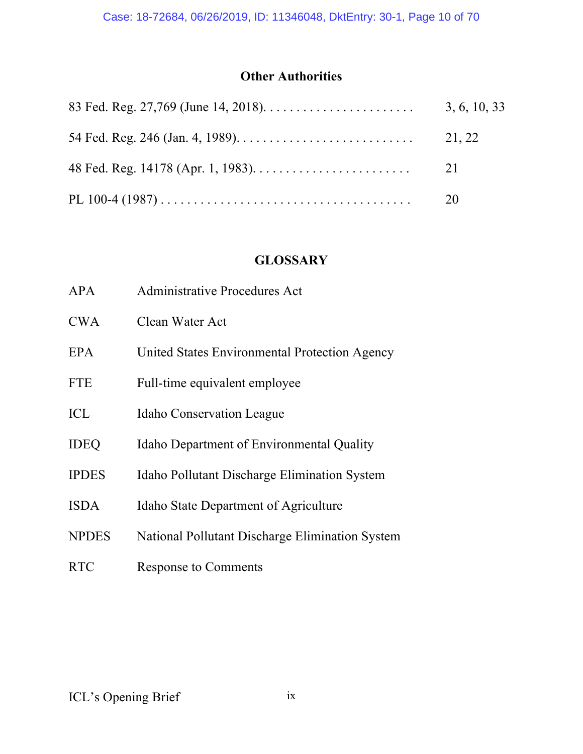## Other Authorities

| | |
|---|---|
| 83 Fed. Reg. 27,769 (June 14, 2018). . . . . . . . . . . . . . . . . . . . . . . | 3, 6, 10, 33 |
| 54 Fed. Reg. 246 (Jan. 4, 1989). . . . . . . . . . . . . . . . . . . . . . . . . . . | 21, 22 |
| 48 Fed. Reg. 14178 (Apr. 1, 1983). . . . . . . . . . . . . . . . . . . . . . . . | 21 |
| PL 100-4 (1987) . . . . . . . . . . . . . . . . . . . . . . . . . . . . . . . . . . . . . | 20 |

## GLOSSARY

| | |
|---|---|
| APA | Administrative Procedures Act |
| CWA | Clean Water Act |
| EPA | United States Environmental Protection Agency |
| FTE | Full-time equivalent employee |
| ICL | Idaho Conservation League |
| IDEQ | Idaho Department of Environmental Quality |
| IPDES | Idaho Pollutant Discharge Elimination System |
| ISDA | Idaho State Department of Agriculture |
| NPDES | National Pollutant Discharge Elimination System |
| RTC | Response to Comments |

ICL's Opening Brief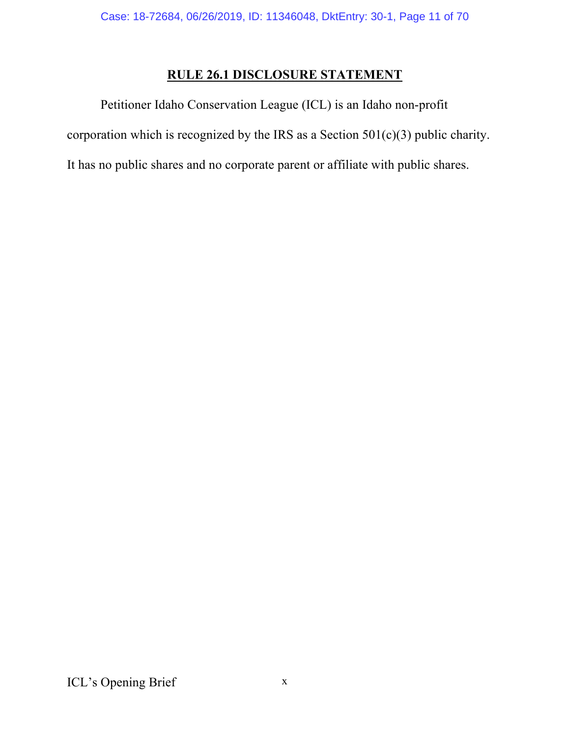## RULE 26.1 DISCLOSURE STATEMENT

Petitioner Idaho Conservation League (ICL) is an Idaho non-profit corporation which is recognized by the IRS as a Section 501(c)(3) public charity. It has no public shares and no corporate parent or affiliate with public shares.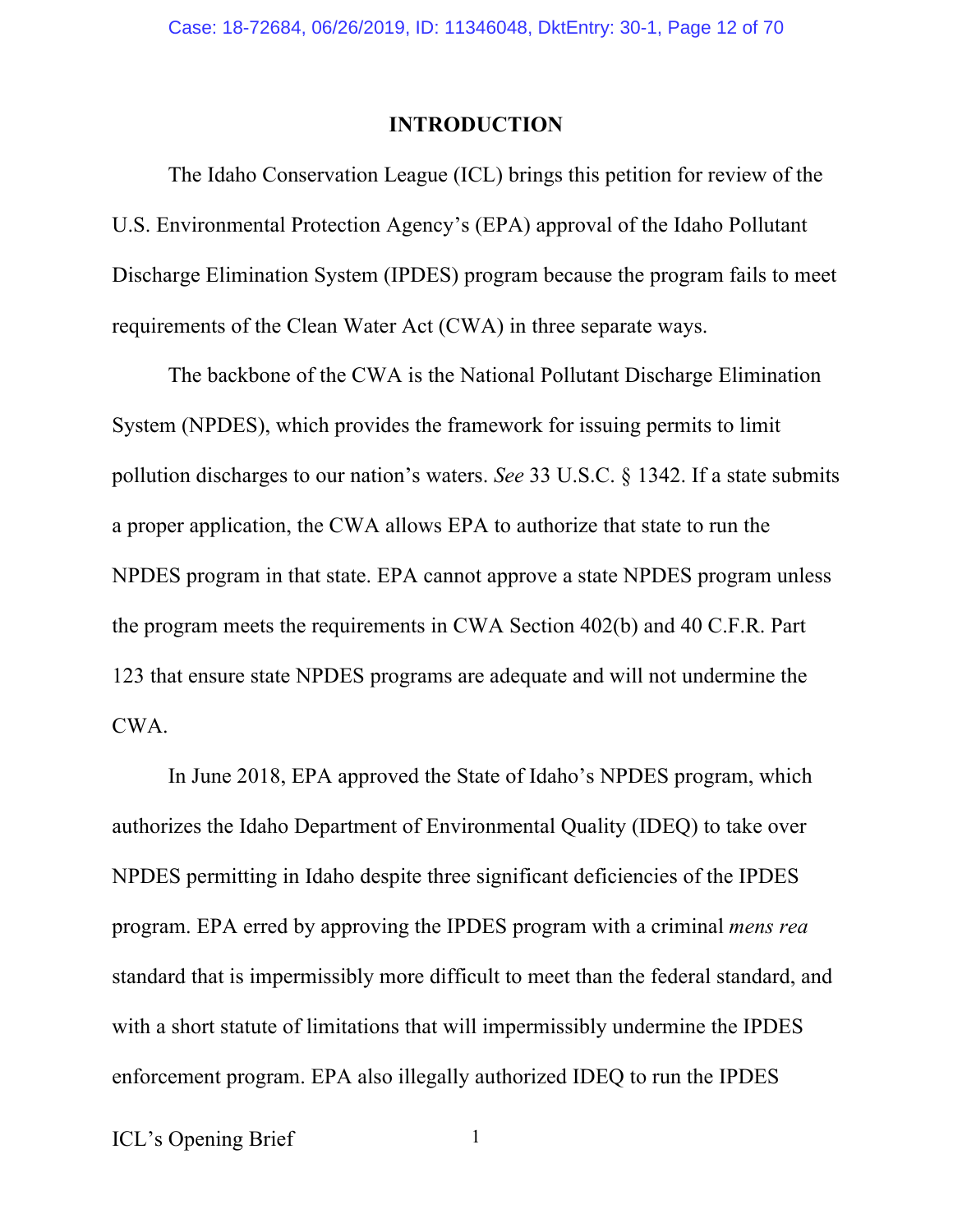# INTRODUCTION

The Idaho Conservation League (ICL) brings this petition for review of the U.S. Environmental Protection Agency's (EPA) approval of the Idaho Pollutant Discharge Elimination System (IPDES) program because the program fails to meet requirements of the Clean Water Act (CWA) in three separate ways.

The backbone of the CWA is the National Pollutant Discharge Elimination System (NPDES), which provides the framework for issuing permits to limit pollution discharges to our nation's waters. *See* 33 U.S.C. § 1342. If a state submits a proper application, the CWA allows EPA to authorize that state to run the NPDES program in that state. EPA cannot approve a state NPDES program unless the program meets the requirements in CWA Section 402(b) and 40 C.F.R. Part 123 that ensure state NPDES programs are adequate and will not undermine the CWA.

In June 2018, EPA approved the State of Idaho's NPDES program, which authorizes the Idaho Department of Environmental Quality (IDEQ) to take over NPDES permitting in Idaho despite three significant deficiencies of the IPDES program. EPA erred by approving the IPDES program with a criminal *mens rea* standard that is impermissibly more difficult to meet than the federal standard, and with a short statute of limitations that will impermissibly undermine the IPDES enforcement program. EPA also illegally authorized IDEQ to run the IPDES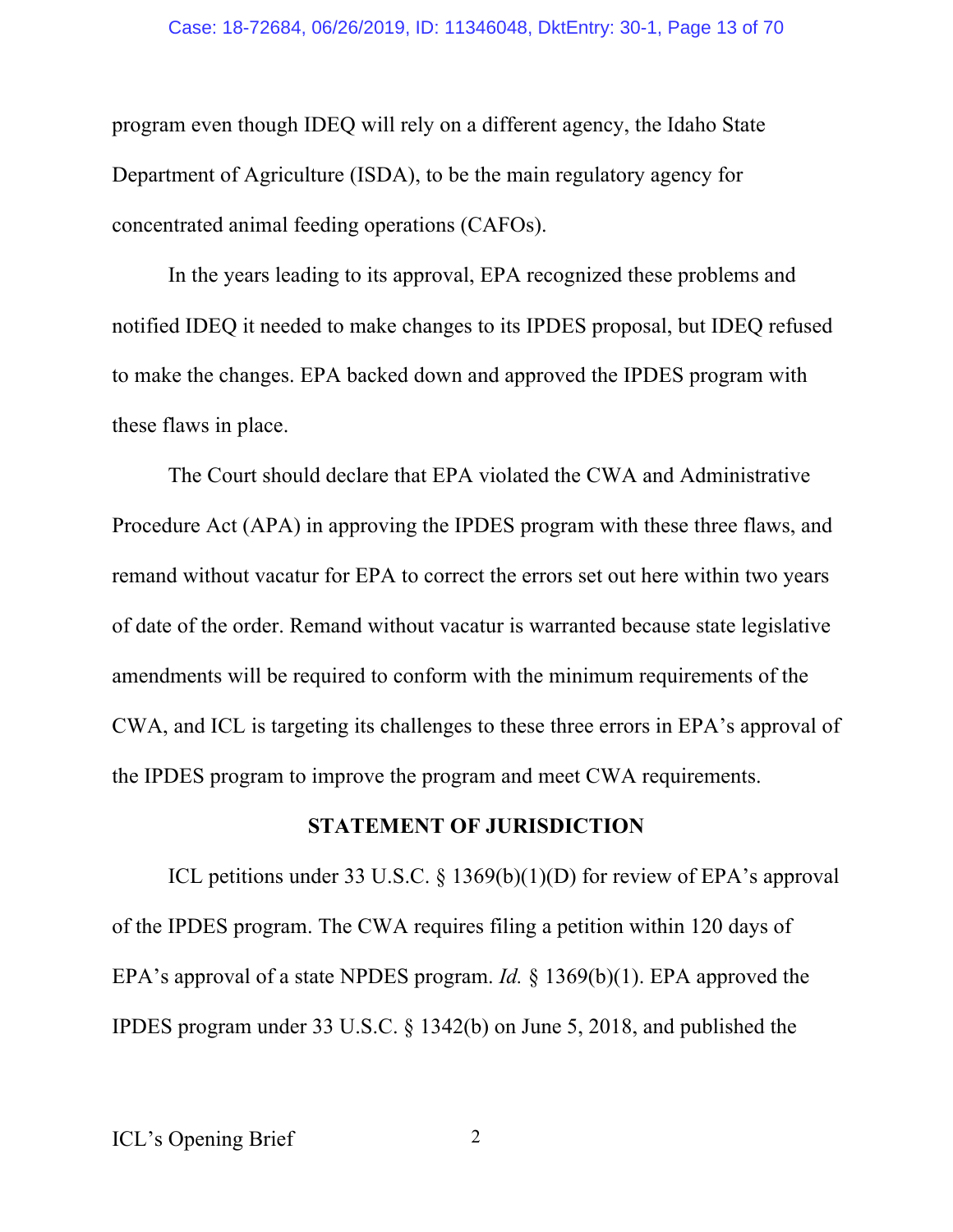program even though IDEQ will rely on a different agency, the Idaho State Department of Agriculture (ISDA), to be the main regulatory agency for concentrated animal feeding operations (CAFOs).

In the years leading to its approval, EPA recognized these problems and notified IDEQ it needed to make changes to its IPDES proposal, but IDEQ refused to make the changes. EPA backed down and approved the IPDES program with these flaws in place.

The Court should declare that EPA violated the CWA and Administrative Procedure Act (APA) in approving the IPDES program with these three flaws, and remand without vacatur for EPA to correct the errors set out here within two years of date of the order. Remand without vacatur is warranted because state legislative amendments will be required to conform with the minimum requirements of the CWA, and ICL is targeting its challenges to these three errors in EPA's approval of the IPDES program to improve the program and meet CWA requirements.

## STATEMENT OF JURISDICTION

ICL petitions under 33 U.S.C. § 1369(b)(1)(D) for review of EPA's approval of the IPDES program. The CWA requires filing a petition within 120 days of EPA's approval of a state NPDES program. *Id.* § 1369(b)(1). EPA approved the IPDES program under 33 U.S.C. § 1342(b) on June 5, 2018, and published the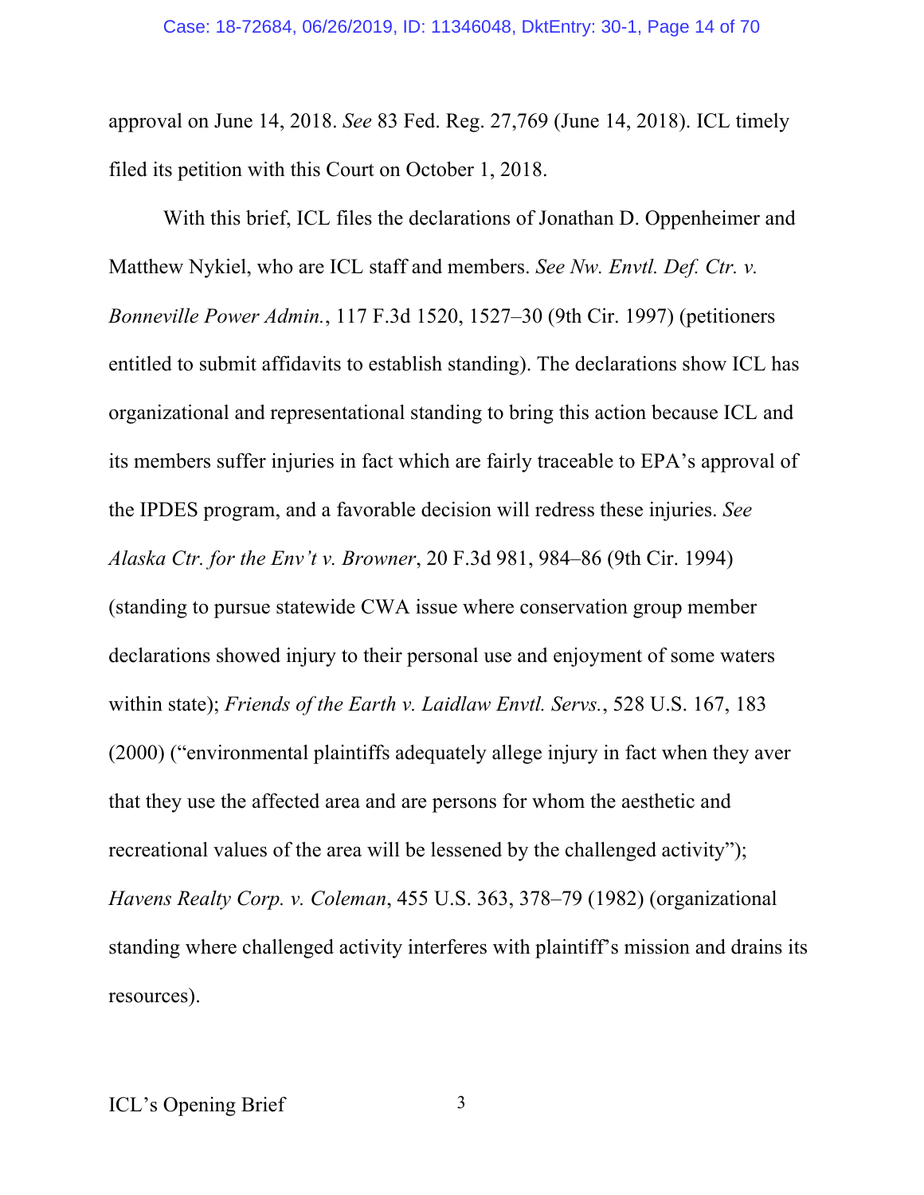approval on June 14, 2018. *See* 83 Fed. Reg. 27,769 (June 14, 2018). ICL timely filed its petition with this Court on October 1, 2018.

With this brief, ICL files the declarations of Jonathan D. Oppenheimer and Matthew Nykiel, who are ICL staff and members. *See Nw. Envtl. Def. Ctr. v. Bonneville Power Admin.*, 117 F.3d 1520, 1527–30 (9th Cir. 1997) (petitioners entitled to submit affidavits to establish standing). The declarations show ICL has organizational and representational standing to bring this action because ICL and its members suffer injuries in fact which are fairly traceable to EPA's approval of the IPDES program, and a favorable decision will redress these injuries. *See Alaska Ctr. for the Env't v. Browner*, 20 F.3d 981, 984–86 (9th Cir. 1994) (standing to pursue statewide CWA issue where conservation group member declarations showed injury to their personal use and enjoyment of some waters within state); *Friends of the Earth v. Laidlaw Envtl. Servs.*, 528 U.S. 167, 183 (2000) ("environmental plaintiffs adequately allege injury in fact when they aver that they use the affected area and are persons for whom the aesthetic and recreational values of the area will be lessened by the challenged activity"); *Havens Realty Corp. v. Coleman*, 455 U.S. 363, 378–79 (1982) (organizational standing where challenged activity interferes with plaintiff's mission and drains its resources).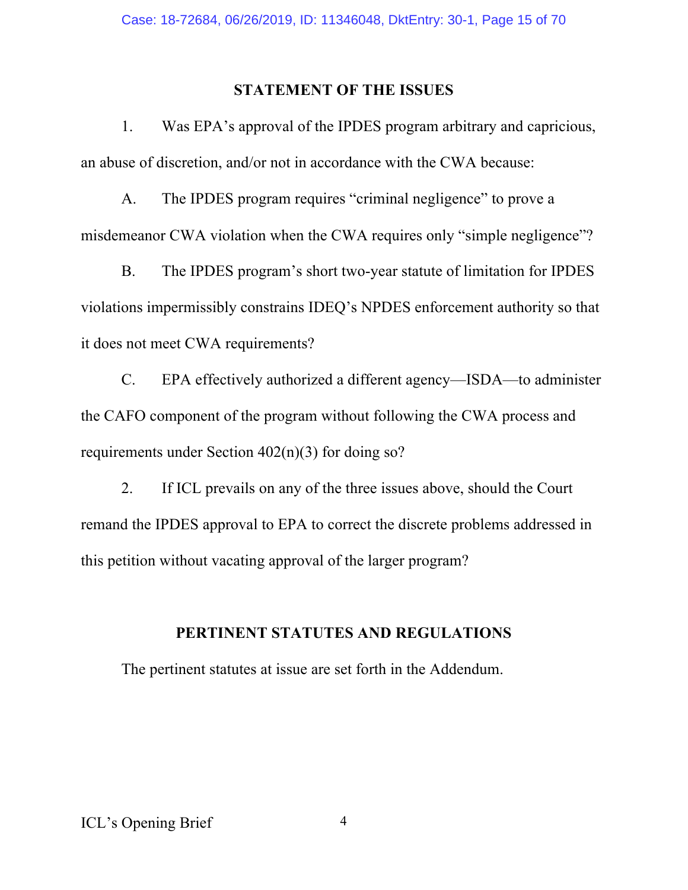## STATEMENT OF THE ISSUES

1. Was EPA's approval of the IPDES program arbitrary and capricious, an abuse of discretion, and/or not in accordance with the CWA because:

A. The IPDES program requires "criminal negligence" to prove a misdemeanor CWA violation when the CWA requires only "simple negligence"?

B. The IPDES program's short two-year statute of limitation for IPDES violations impermissibly constrains IDEQ's NPDES enforcement authority so that it does not meet CWA requirements?

C. EPA effectively authorized a different agency—ISDA—to administer the CAFO component of the program without following the CWA process and requirements under Section 402(n)(3) for doing so?

2. If ICL prevails on any of the three issues above, should the Court remand the IPDES approval to EPA to correct the discrete problems addressed in this petition without vacating approval of the larger program?

## PERTINENT STATUTES AND REGULATIONS

The pertinent statutes at issue are set forth in the Addendum.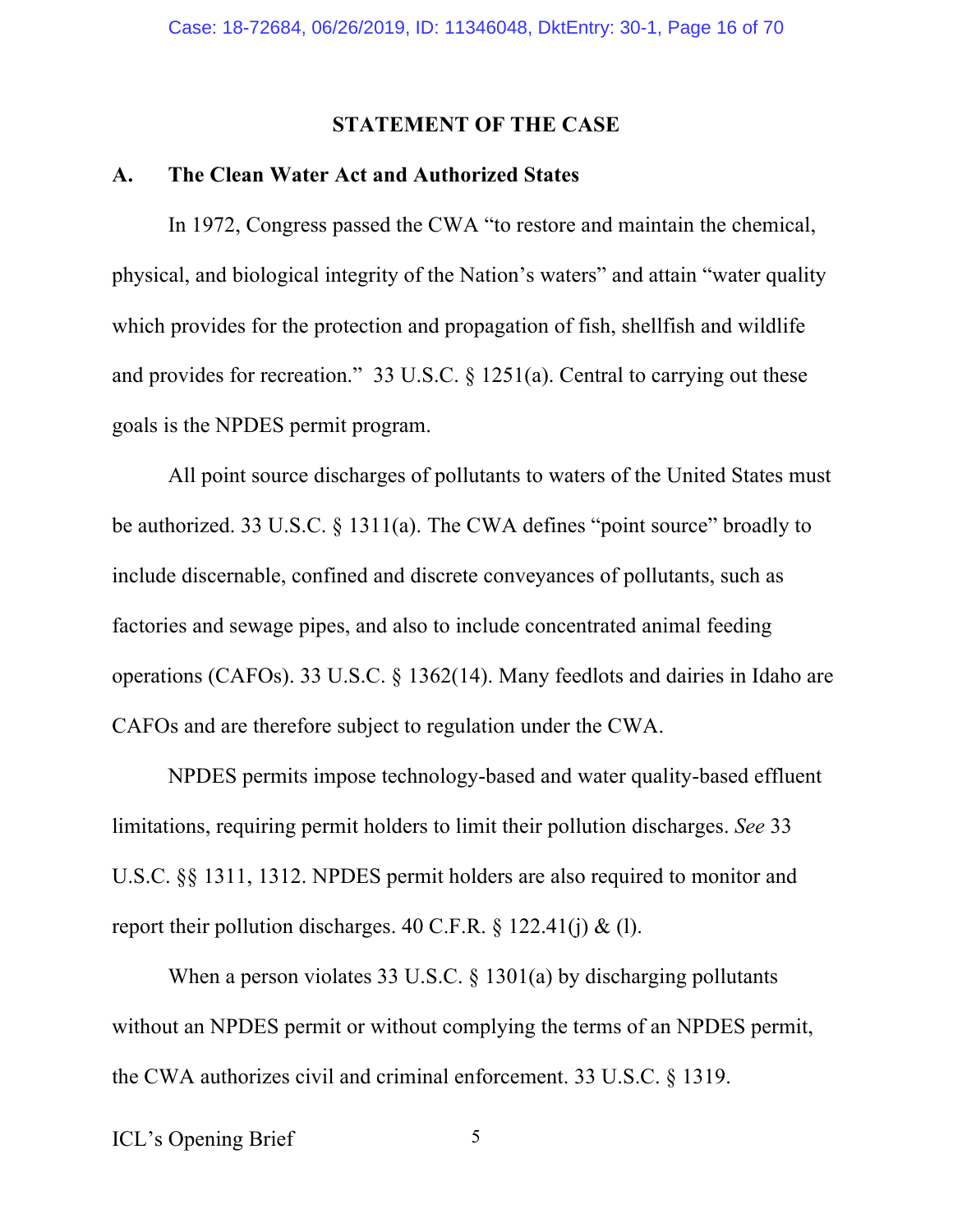## STATEMENT OF THE CASE

### A. The Clean Water Act and Authorized States

In 1972, Congress passed the CWA "to restore and maintain the chemical, physical, and biological integrity of the Nation's waters" and attain "water quality which provides for the protection and propagation of fish, shellfish and wildlife and provides for recreation." 33 U.S.C. § 1251(a). Central to carrying out these goals is the NPDES permit program.

All point source discharges of pollutants to waters of the United States must be authorized. 33 U.S.C. § 1311(a). The CWA defines "point source" broadly to include discernable, confined and discrete conveyances of pollutants, such as factories and sewage pipes, and also to include concentrated animal feeding operations (CAFOs). 33 U.S.C. § 1362(14). Many feedlots and dairies in Idaho are CAFOs and are therefore subject to regulation under the CWA.

NPDES permits impose technology-based and water quality-based effluent limitations, requiring permit holders to limit their pollution discharges. *See* 33 U.S.C. §§ 1311, 1312. NPDES permit holders are also required to monitor and report their pollution discharges. 40 C.F.R. § 122.41(j) & (l).

When a person violates 33 U.S.C. § 1301(a) by discharging pollutants without an NPDES permit or without complying the terms of an NPDES permit, the CWA authorizes civil and criminal enforcement. 33 U.S.C. § 1319.

ICL's Opening Brief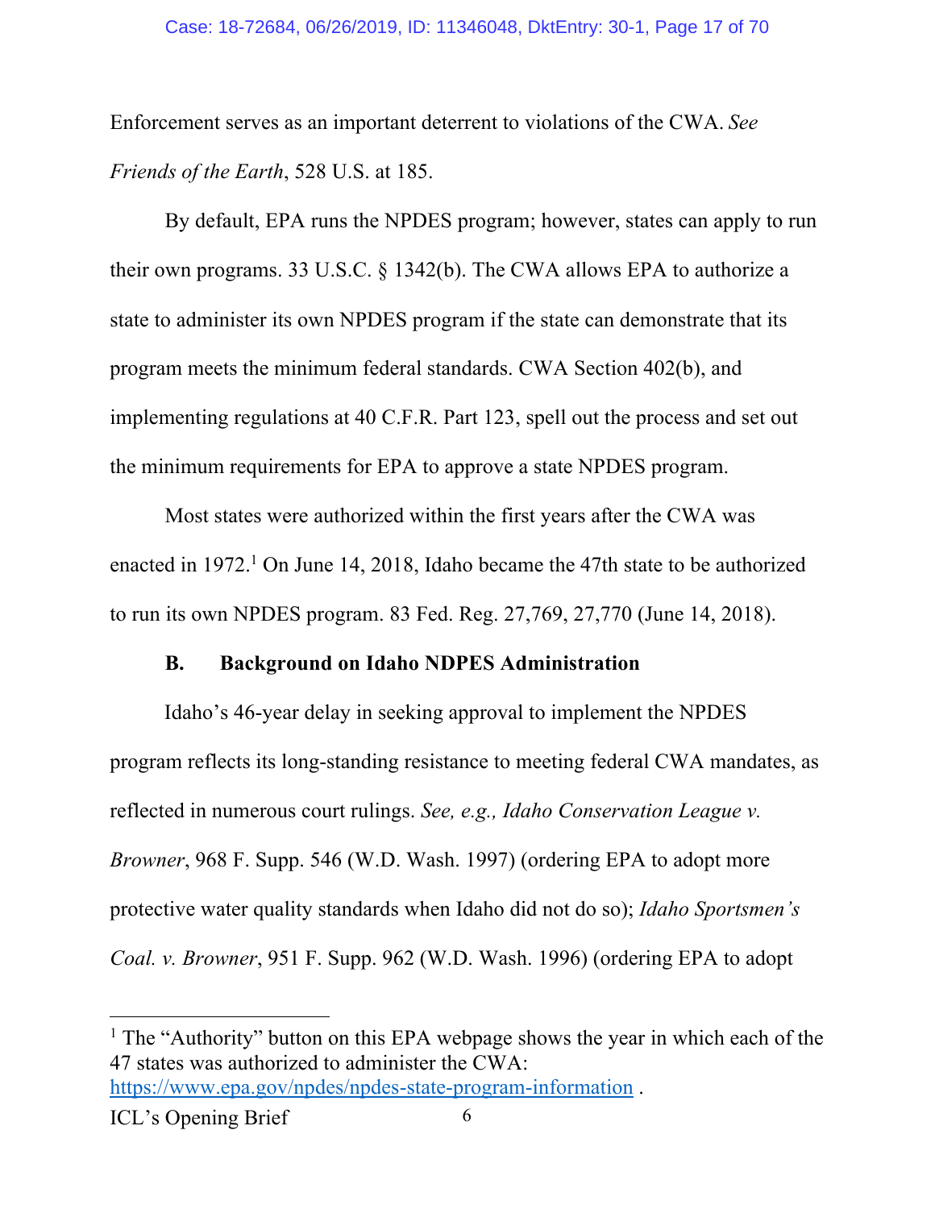Enforcement serves as an important deterrent to violations of the CWA. *See Friends of the Earth*, 528 U.S. at 185.

By default, EPA runs the NPDES program; however, states can apply to run their own programs. 33 U.S.C. § 1342(b). The CWA allows EPA to authorize a state to administer its own NPDES program if the state can demonstrate that its program meets the minimum federal standards. CWA Section 402(b), and implementing regulations at 40 C.F.R. Part 123, spell out the process and set out the minimum requirements for EPA to approve a state NPDES program.

Most states were authorized within the first years after the CWA was enacted in 1972.[1] On June 14, 2018, Idaho became the 47th state to be authorized to run its own NPDES program. 83 Fed. Reg. 27,769, 27,770 (June 14, 2018).

### B. Background on Idaho NDPES Administration

Idaho's 46-year delay in seeking approval to implement the NPDES program reflects its long-standing resistance to meeting federal CWA mandates, as reflected in numerous court rulings. *See, e.g., Idaho Conservation League v. Browner*, 968 F. Supp. 546 (W.D. Wash. 1997) (ordering EPA to adopt more protective water quality standards when Idaho did not do so); *Idaho Sportsmen's Coal. v. Browner*, 951 F. Supp. 962 (W.D. Wash. 1996) (ordering EPA to adopt

[1] The "Authority" button on this EPA webpage shows the year in which each of the 47 states was authorized to administer the CWA: https://www.epa.gov/npdes/npdes-state-program-information .

ICL's Opening Brief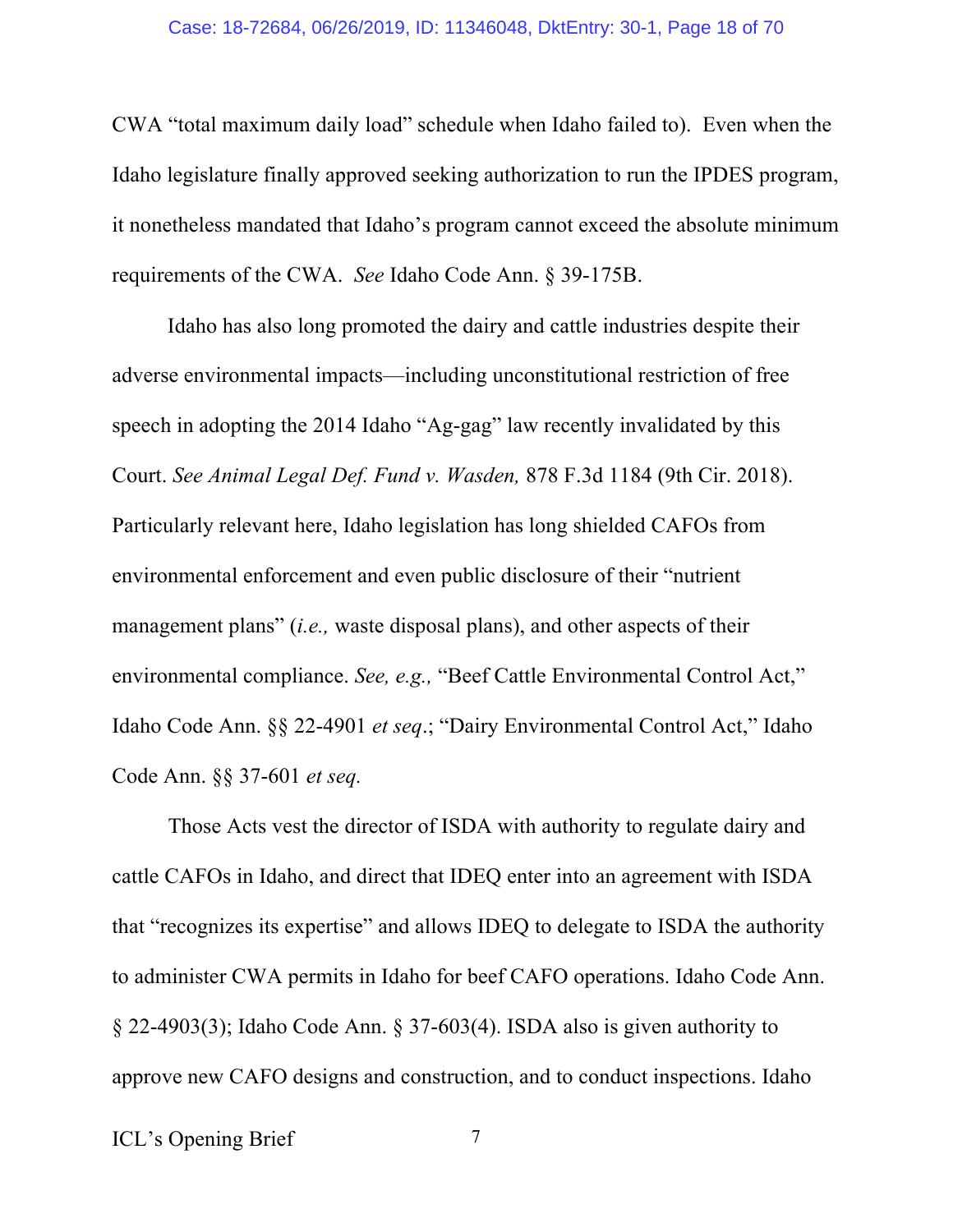CWA "total maximum daily load" schedule when Idaho failed to). Even when the Idaho legislature finally approved seeking authorization to run the IPDES program, it nonetheless mandated that Idaho's program cannot exceed the absolute minimum requirements of the CWA. *See* Idaho Code Ann. § 39-175B.

Idaho has also long promoted the dairy and cattle industries despite their adverse environmental impacts—including unconstitutional restriction of free speech in adopting the 2014 Idaho "Ag-gag" law recently invalidated by this Court. *See Animal Legal Def. Fund v. Wasden,* 878 F.3d 1184 (9th Cir. 2018). Particularly relevant here, Idaho legislation has long shielded CAFOs from environmental enforcement and even public disclosure of their "nutrient management plans" (*i.e.,* waste disposal plans), and other aspects of their environmental compliance. *See, e.g.,* "Beef Cattle Environmental Control Act," Idaho Code Ann. §§ 22-4901 *et seq*.; "Dairy Environmental Control Act," Idaho Code Ann. §§ 37-601 *et seq.*

Those Acts vest the director of ISDA with authority to regulate dairy and cattle CAFOs in Idaho, and direct that IDEQ enter into an agreement with ISDA that "recognizes its expertise" and allows IDEQ to delegate to ISDA the authority to administer CWA permits in Idaho for beef CAFO operations. Idaho Code Ann. § 22-4903(3); Idaho Code Ann. § 37-603(4). ISDA also is given authority to approve new CAFO designs and construction, and to conduct inspections. Idaho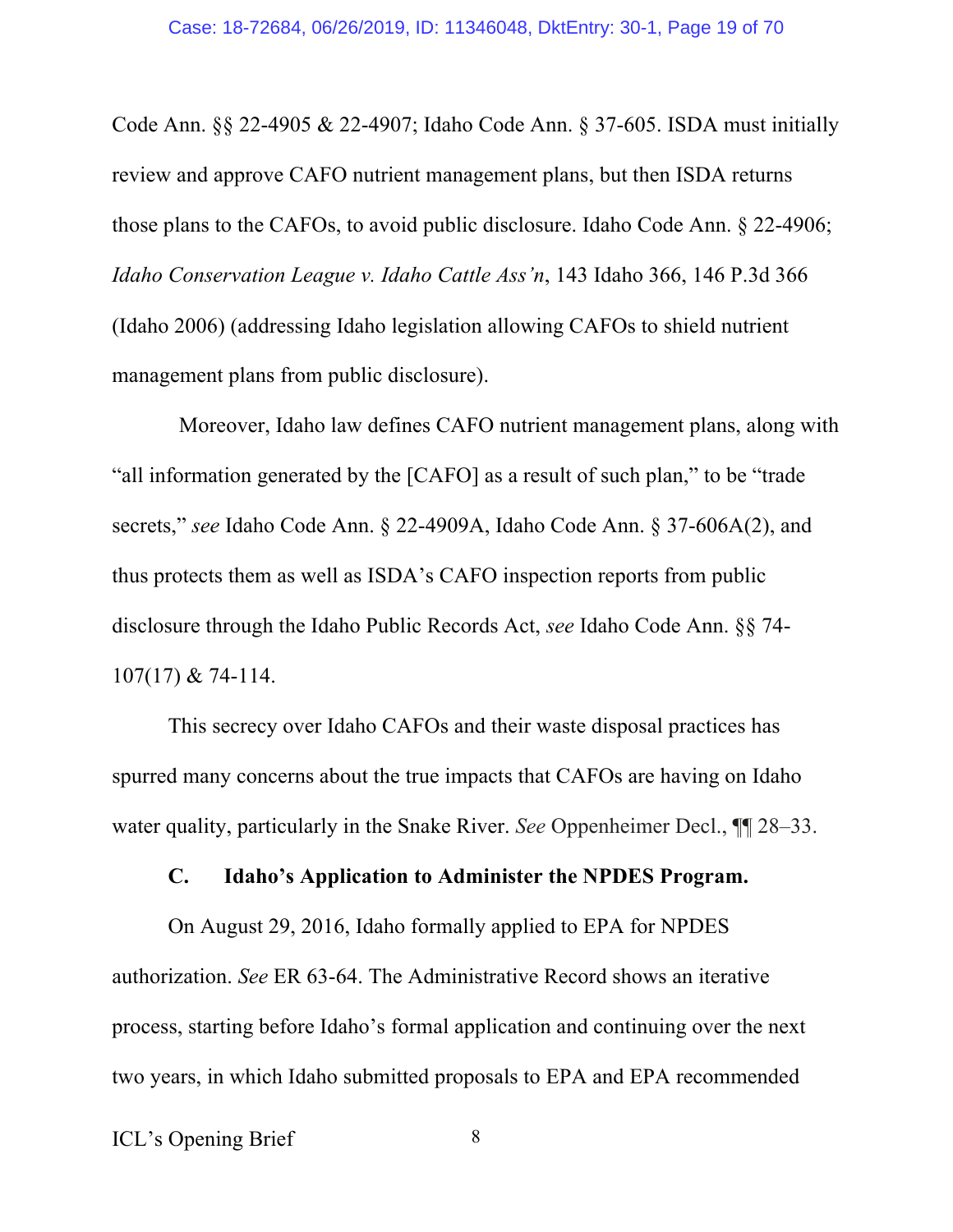Code Ann. §§ 22-4905 & 22-4907; Idaho Code Ann. § 37-605. ISDA must initially review and approve CAFO nutrient management plans, but then ISDA returns those plans to the CAFOs, to avoid public disclosure. Idaho Code Ann. § 22-4906; *Idaho Conservation League v. Idaho Cattle Ass'n*, 143 Idaho 366, 146 P.3d 366 (Idaho 2006) (addressing Idaho legislation allowing CAFOs to shield nutrient management plans from public disclosure).

Moreover, Idaho law defines CAFO nutrient management plans, along with "all information generated by the [CAFO] as a result of such plan," to be "trade secrets," *see* Idaho Code Ann. § 22-4909A, Idaho Code Ann. § 37-606A(2), and thus protects them as well as ISDA's CAFO inspection reports from public disclosure through the Idaho Public Records Act, *see* Idaho Code Ann. §§ 74-107(17) & 74-114.

This secrecy over Idaho CAFOs and their waste disposal practices has spurred many concerns about the true impacts that CAFOs are having on Idaho water quality, particularly in the Snake River. *See* Oppenheimer Decl., ¶¶ 28–33.

### C. Idaho's Application to Administer the NPDES Program.

On August 29, 2016, Idaho formally applied to EPA for NPDES authorization. *See* ER 63-64. The Administrative Record shows an iterative process, starting before Idaho's formal application and continuing over the next two years, in which Idaho submitted proposals to EPA and EPA recommended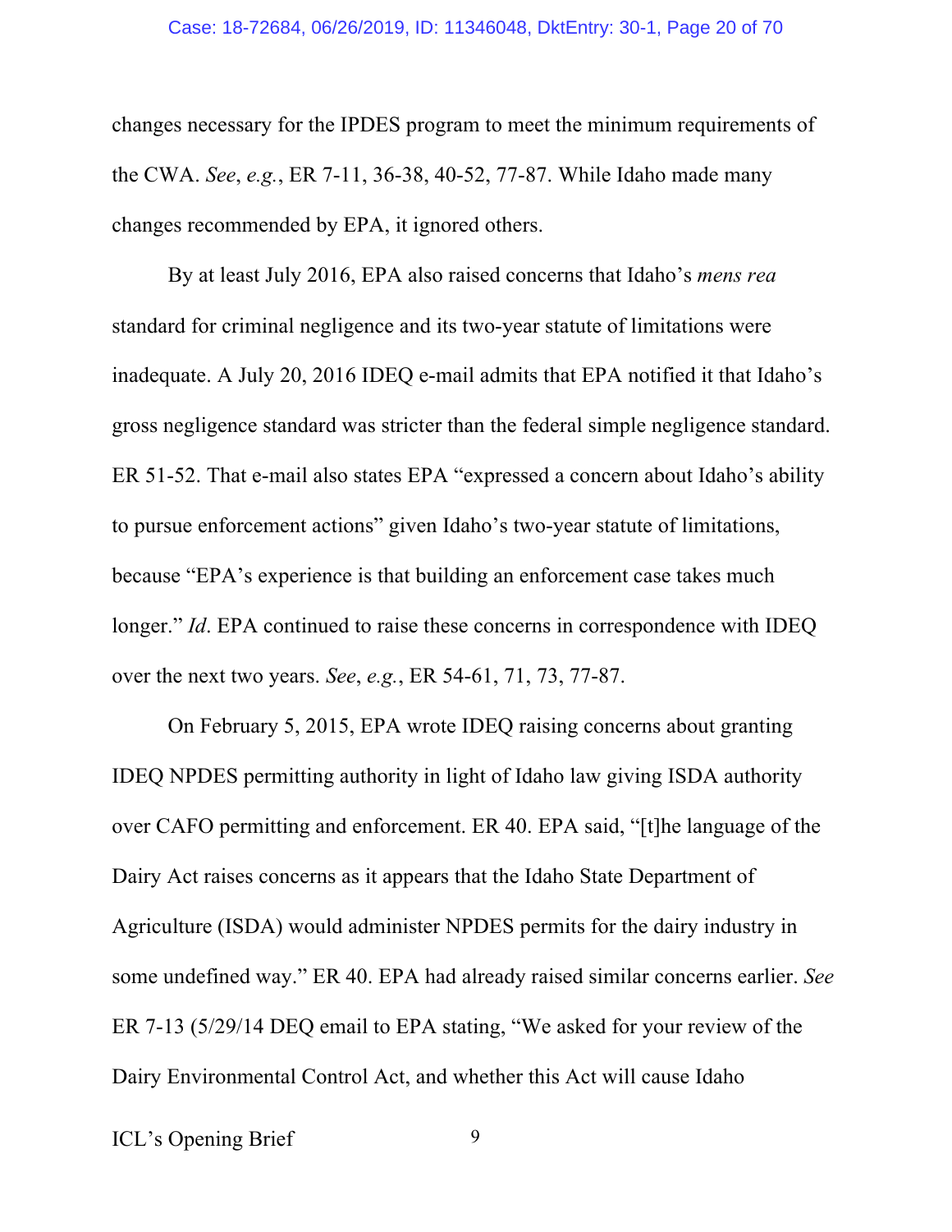changes necessary for the IPDES program to meet the minimum requirements of the CWA. *See*, *e.g.*, ER 7-11, 36-38, 40-52, 77-87. While Idaho made many changes recommended by EPA, it ignored others.

By at least July 2016, EPA also raised concerns that Idaho's *mens rea* standard for criminal negligence and its two-year statute of limitations were inadequate. A July 20, 2016 IDEQ e-mail admits that EPA notified it that Idaho's gross negligence standard was stricter than the federal simple negligence standard. ER 51-52. That e-mail also states EPA "expressed a concern about Idaho's ability to pursue enforcement actions" given Idaho's two-year statute of limitations, because "EPA's experience is that building an enforcement case takes much longer." *Id*. EPA continued to raise these concerns in correspondence with IDEQ over the next two years. *See*, *e.g.*, ER 54-61, 71, 73, 77-87.

On February 5, 2015, EPA wrote IDEQ raising concerns about granting IDEQ NPDES permitting authority in light of Idaho law giving ISDA authority over CAFO permitting and enforcement. ER 40. EPA said, "[t]he language of the Dairy Act raises concerns as it appears that the Idaho State Department of Agriculture (ISDA) would administer NPDES permits for the dairy industry in some undefined way." ER 40. EPA had already raised similar concerns earlier. *See* ER 7-13 (5/29/14 DEQ email to EPA stating, "We asked for your review of the Dairy Environmental Control Act, and whether this Act will cause Idaho

ICL's Opening Brief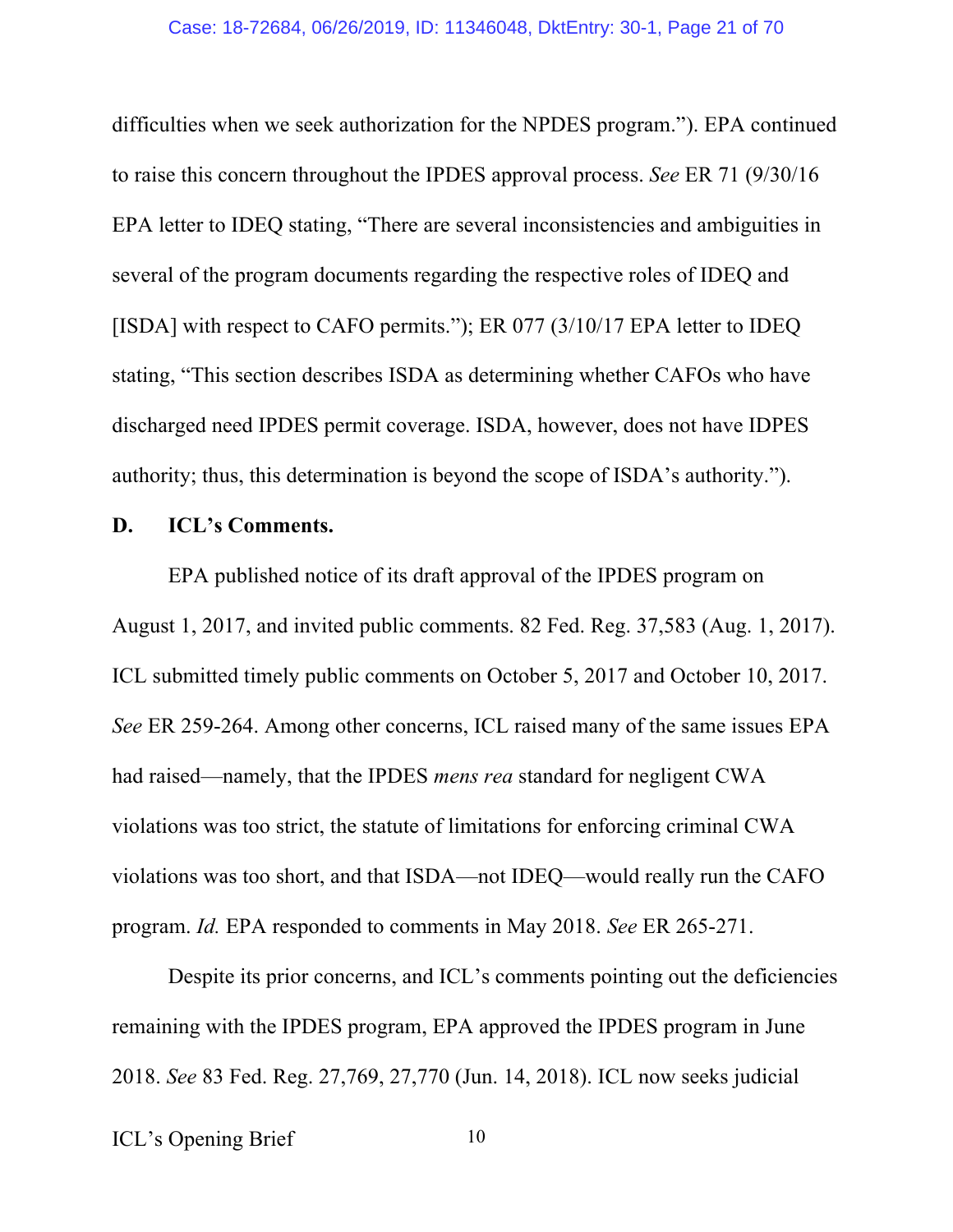difficulties when we seek authorization for the NPDES program."). EPA continued to raise this concern throughout the IPDES approval process. *See* ER 71 (9/30/16 EPA letter to IDEQ stating, "There are several inconsistencies and ambiguities in several of the program documents regarding the respective roles of IDEQ and [ISDA] with respect to CAFO permits."); ER 077 (3/10/17 EPA letter to IDEQ stating, "This section describes ISDA as determining whether CAFOs who have discharged need IPDES permit coverage. ISDA, however, does not have IDPES authority; thus, this determination is beyond the scope of ISDA's authority.").

**D. ICL's Comments.**

EPA published notice of its draft approval of the IPDES program on August 1, 2017, and invited public comments. 82 Fed. Reg. 37,583 (Aug. 1, 2017). ICL submitted timely public comments on October 5, 2017 and October 10, 2017. *See* ER 259-264. Among other concerns, ICL raised many of the same issues EPA had raised—namely, that the IPDES *mens rea* standard for negligent CWA violations was too strict, the statute of limitations for enforcing criminal CWA violations was too short, and that ISDA—not IDEQ—would really run the CAFO program. *Id.* EPA responded to comments in May 2018. *See* ER 265-271.

Despite its prior concerns, and ICL's comments pointing out the deficiencies remaining with the IPDES program, EPA approved the IPDES program in June 2018. *See* 83 Fed. Reg. 27,769, 27,770 (Jun. 14, 2018). ICL now seeks judicial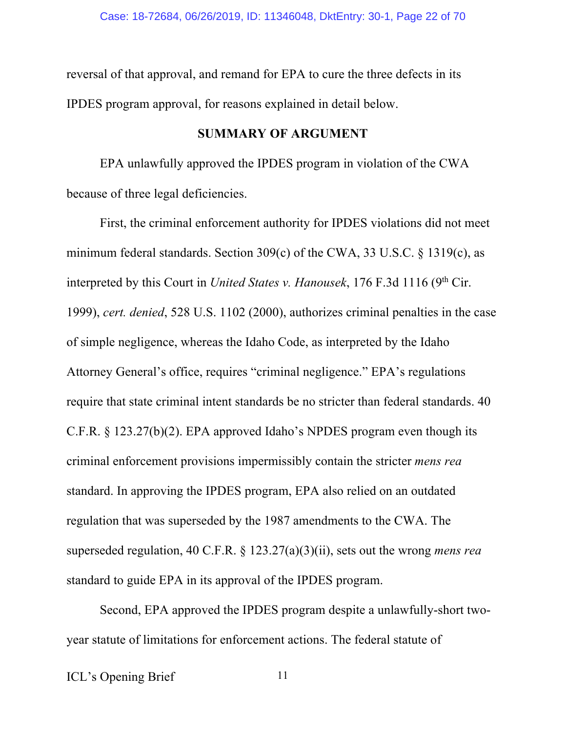reversal of that approval, and remand for EPA to cure the three defects in its IPDES program approval, for reasons explained in detail below.

## SUMMARY OF ARGUMENT

EPA unlawfully approved the IPDES program in violation of the CWA because of three legal deficiencies.

First, the criminal enforcement authority for IPDES violations did not meet minimum federal standards. Section 309(c) of the CWA, 33 U.S.C. § 1319(c), as interpreted by this Court in *United States v. Hanousek*, 176 F.3d 1116 (9th Cir. 1999), *cert. denied*, 528 U.S. 1102 (2000), authorizes criminal penalties in the case of simple negligence, whereas the Idaho Code, as interpreted by the Idaho Attorney General's office, requires "criminal negligence." EPA's regulations require that state criminal intent standards be no stricter than federal standards. 40 C.F.R. § 123.27(b)(2). EPA approved Idaho's NPDES program even though its criminal enforcement provisions impermissibly contain the stricter *mens rea* standard. In approving the IPDES program, EPA also relied on an outdated regulation that was superseded by the 1987 amendments to the CWA. The superseded regulation, 40 C.F.R. § 123.27(a)(3)(ii), sets out the wrong *mens rea* standard to guide EPA in its approval of the IPDES program.

Second, EPA approved the IPDES program despite a unlawfully-short two-year statute of limitations for enforcement actions. The federal statute of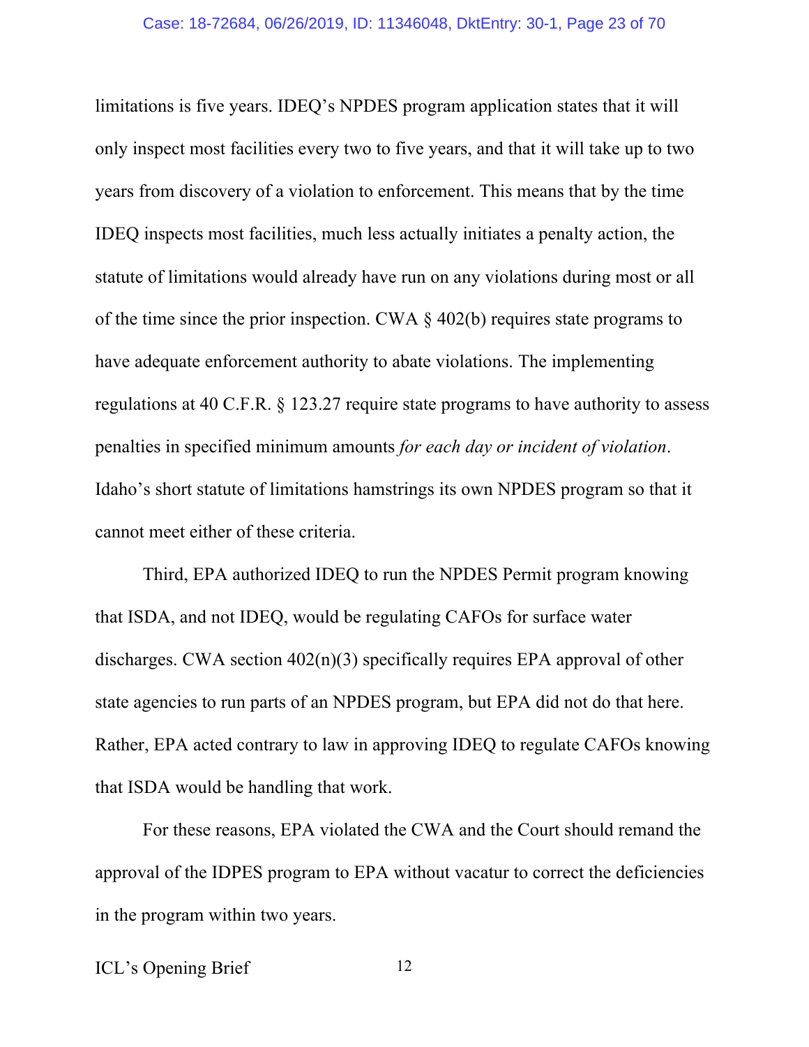limitations is five years. IDEQ's NPDES program application states that it will only inspect most facilities every two to five years, and that it will take up to two years from discovery of a violation to enforcement. This means that by the time IDEQ inspects most facilities, much less actually initiates a penalty action, the statute of limitations would already have run on any violations during most or all of the time since the prior inspection. CWA § 402(b) requires state programs to have adequate enforcement authority to abate violations. The implementing regulations at 40 C.F.R. § 123.27 require state programs to have authority to assess penalties in specified minimum amounts *for each day or incident of violation*. Idaho's short statute of limitations hamstrings its own NPDES program so that it cannot meet either of these criteria.

Third, EPA authorized IDEQ to run the NPDES Permit program knowing that ISDA, and not IDEQ, would be regulating CAFOs for surface water discharges. CWA section 402(n)(3) specifically requires EPA approval of other state agencies to run parts of an NPDES program, but EPA did not do that here. Rather, EPA acted contrary to law in approving IDEQ to regulate CAFOs knowing that ISDA would be handling that work.

For these reasons, EPA violated the CWA and the Court should remand the approval of the IDPES program to EPA without vacatur to correct the deficiencies in the program within two years.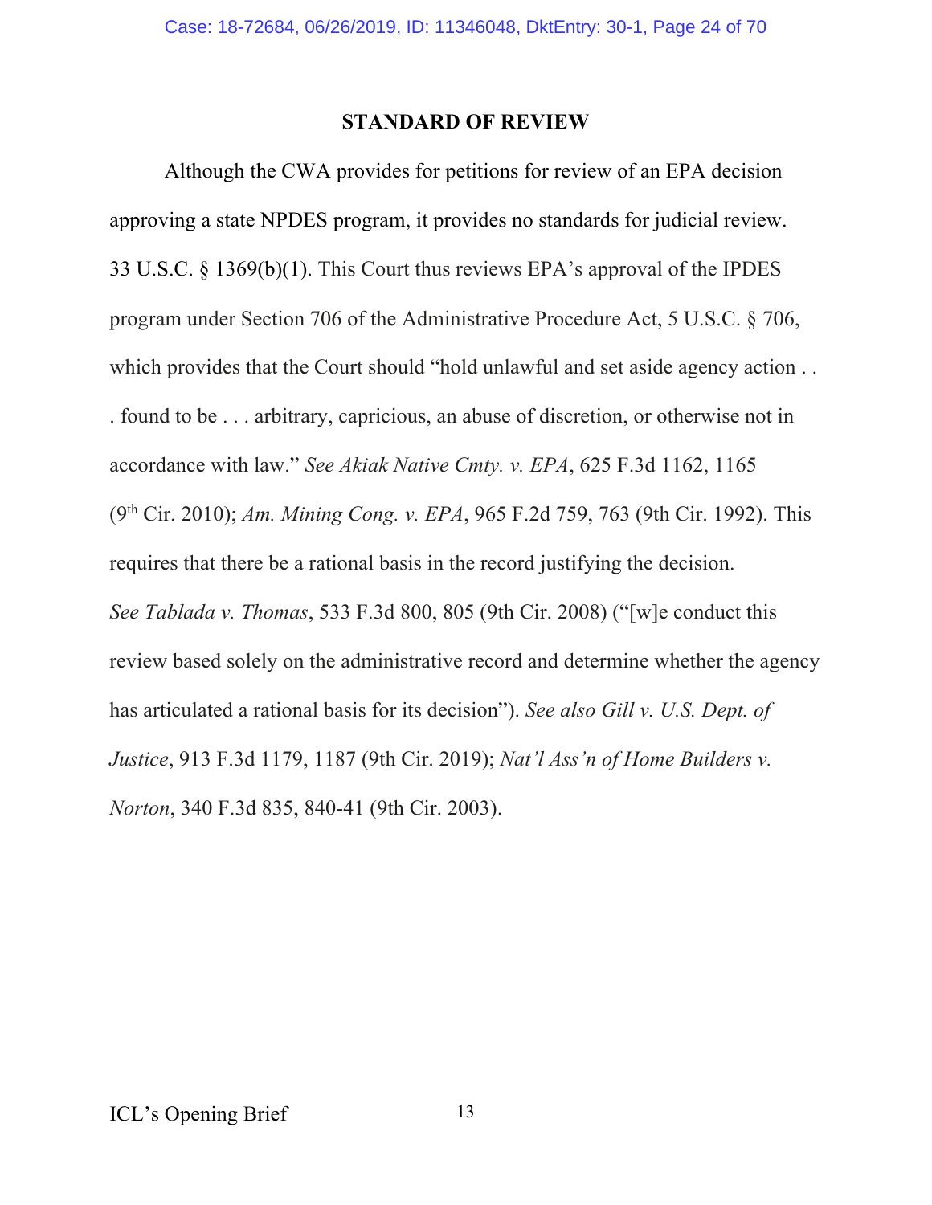## STANDARD OF REVIEW

Although the CWA provides for petitions for review of an EPA decision approving a state NPDES program, it provides no standards for judicial review. 33 U.S.C. § 1369(b)(1). This Court thus reviews EPA's approval of the IPDES program under Section 706 of the Administrative Procedure Act, 5 U.S.C. § 706, which provides that the Court should "hold unlawful and set aside agency action . . . found to be . . . arbitrary, capricious, an abuse of discretion, or otherwise not in accordance with law." *See Akiak Native Cmty. v. EPA*, 625 F.3d 1162, 1165 (9th Cir. 2010); *Am. Mining Cong. v. EPA*, 965 F.2d 759, 763 (9th Cir. 1992). This requires that there be a rational basis in the record justifying the decision. *See Tablada v. Thomas*, 533 F.3d 800, 805 (9th Cir. 2008) ("[w]e conduct this review based solely on the administrative record and determine whether the agency has articulated a rational basis for its decision"). *See also Gill v. U.S. Dept. of Justice*, 913 F.3d 1179, 1187 (9th Cir. 2019); *Nat'l Ass'n of Home Builders v. Norton*, 340 F.3d 835, 840-41 (9th Cir. 2003).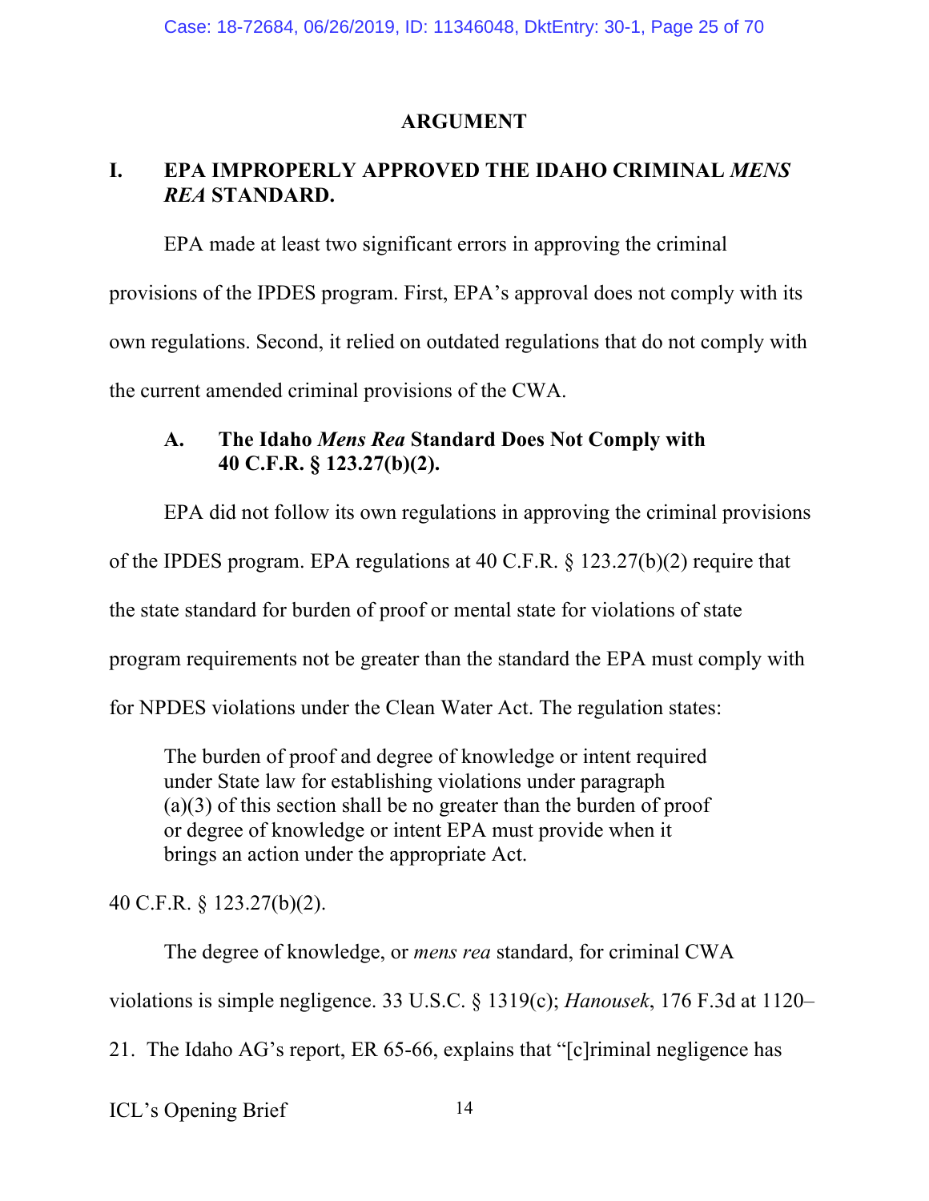## ARGUMENT

### I. EPA IMPROPERLY APPROVED THE IDAHO CRIMINAL *MENS REA* STANDARD.

EPA made at least two significant errors in approving the criminal provisions of the IPDES program. First, EPA's approval does not comply with its own regulations. Second, it relied on outdated regulations that do not comply with the current amended criminal provisions of the CWA.

#### A. The Idaho *Mens Rea* Standard Does Not Comply with 40 C.F.R. § 123.27(b)(2).

EPA did not follow its own regulations in approving the criminal provisions of the IPDES program. EPA regulations at 40 C.F.R. § 123.27(b)(2) require that the state standard for burden of proof or mental state for violations of state program requirements not be greater than the standard the EPA must comply with for NPDES violations under the Clean Water Act. The regulation states:

> The burden of proof and degree of knowledge or intent required under State law for establishing violations under paragraph (a)(3) of this section shall be no greater than the burden of proof or degree of knowledge or intent EPA must provide when it brings an action under the appropriate Act.

40 C.F.R. § 123.27(b)(2).

The degree of knowledge, or *mens rea* standard, for criminal CWA violations is simple negligence. 33 U.S.C. § 1319(c); *Hanousek*, 176 F.3d at 1120–21. The Idaho AG's report, ER 65-66, explains that "[c]riminal negligence has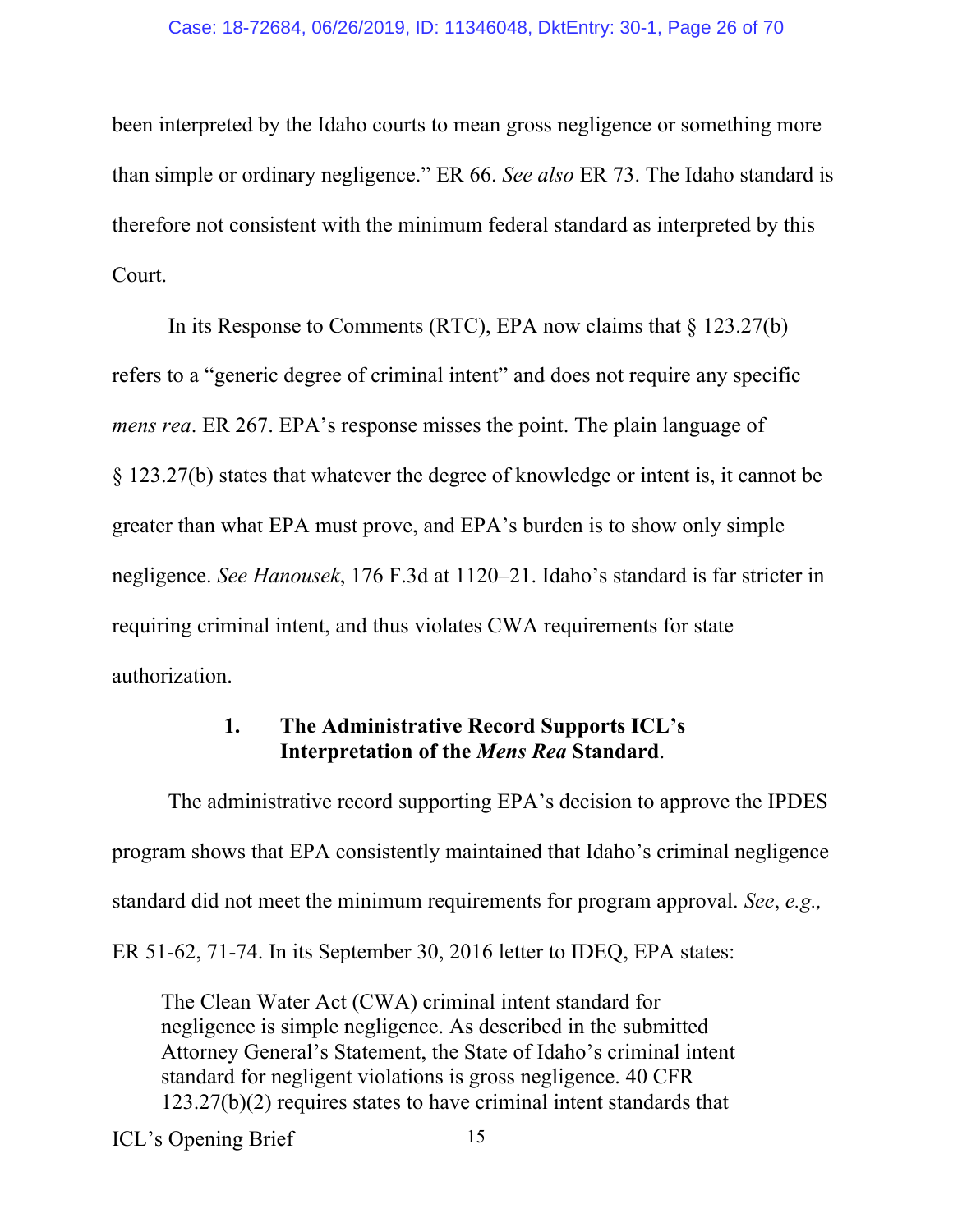been interpreted by the Idaho courts to mean gross negligence or something more than simple or ordinary negligence." ER 66. *See also* ER 73. The Idaho standard is therefore not consistent with the minimum federal standard as interpreted by this Court.

In its Response to Comments (RTC), EPA now claims that § 123.27(b) refers to a "generic degree of criminal intent" and does not require any specific *mens rea*. ER 267. EPA's response misses the point. The plain language of § 123.27(b) states that whatever the degree of knowledge or intent is, it cannot be greater than what EPA must prove, and EPA's burden is to show only simple negligence. *See Hanousek*, 176 F.3d at 1120–21. Idaho's standard is far stricter in requiring criminal intent, and thus violates CWA requirements for state authorization.

### 1. The Administrative Record Supports ICL's Interpretation of the *Mens Rea* Standard.

The administrative record supporting EPA's decision to approve the IPDES program shows that EPA consistently maintained that Idaho's criminal negligence standard did not meet the minimum requirements for program approval. *See*, *e.g.,* ER 51-62, 71-74. In its September 30, 2016 letter to IDEQ, EPA states:

> The Clean Water Act (CWA) criminal intent standard for negligence is simple negligence. As described in the submitted Attorney General's Statement, the State of Idaho's criminal intent standard for negligent violations is gross negligence. 40 CFR 123.27(b)(2) requires states to have criminal intent standards that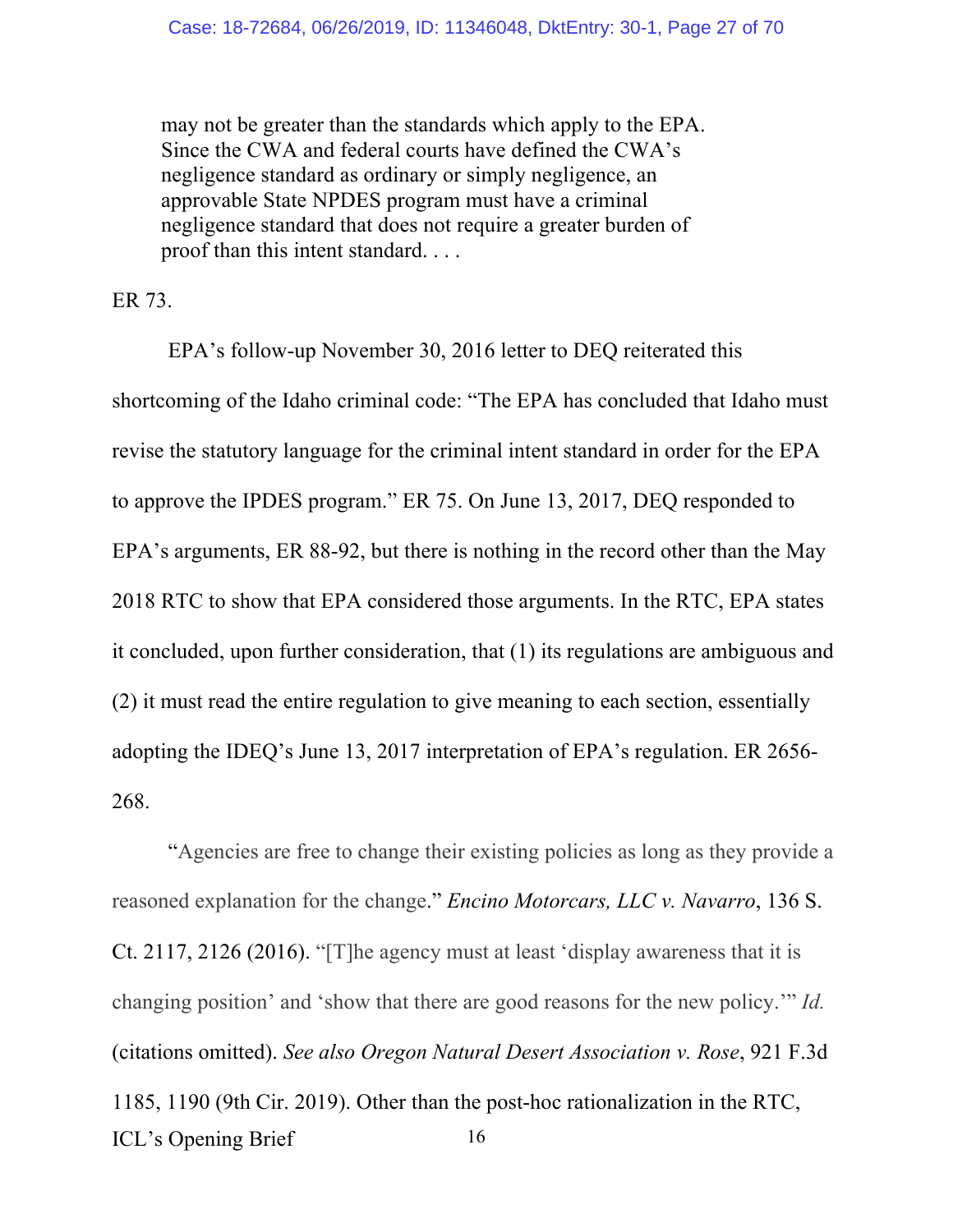> may not be greater than the standards which apply to the EPA. Since the CWA and federal courts have defined the CWA's negligence standard as ordinary or simply negligence, an approvable State NPDES program must have a criminal negligence standard that does not require a greater burden of proof than this intent standard. . . .

ER 73.

EPA's follow-up November 30, 2016 letter to DEQ reiterated this shortcoming of the Idaho criminal code: "The EPA has concluded that Idaho must revise the statutory language for the criminal intent standard in order for the EPA to approve the IPDES program." ER 75. On June 13, 2017, DEQ responded to EPA's arguments, ER 88-92, but there is nothing in the record other than the May 2018 RTC to show that EPA considered those arguments. In the RTC, EPA states it concluded, upon further consideration, that (1) its regulations are ambiguous and (2) it must read the entire regulation to give meaning to each section, essentially adopting the IDEQ's June 13, 2017 interpretation of EPA's regulation. ER 2656-268.

"Agencies are free to change their existing policies as long as they provide a reasoned explanation for the change." *Encino Motorcars, LLC v. Navarro*, 136 S. Ct. 2117, 2126 (2016). "[T]he agency must at least 'display awareness that it is changing position' and 'show that there are good reasons for the new policy.'" *Id.* (citations omitted). *See also Oregon Natural Desert Association v. Rose*, 921 F.3d 1185, 1190 (9th Cir. 2019). Other than the post-hoc rationalization in the RTC,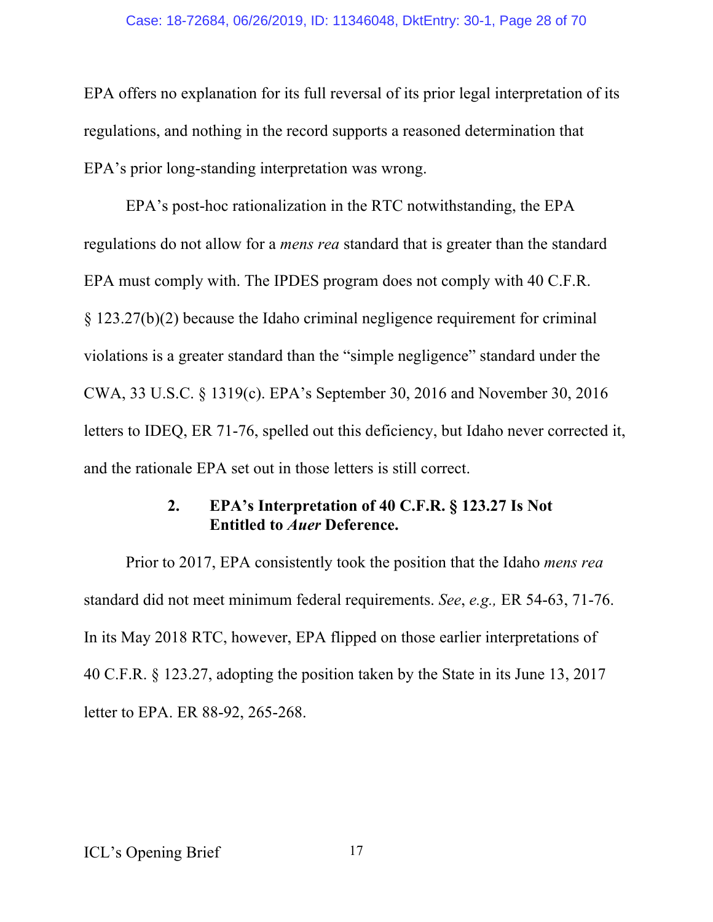EPA offers no explanation for its full reversal of its prior legal interpretation of its regulations, and nothing in the record supports a reasoned determination that EPA's prior long-standing interpretation was wrong.

EPA's post-hoc rationalization in the RTC notwithstanding, the EPA regulations do not allow for a *mens rea* standard that is greater than the standard EPA must comply with. The IPDES program does not comply with 40 C.F.R. § 123.27(b)(2) because the Idaho criminal negligence requirement for criminal violations is a greater standard than the "simple negligence" standard under the CWA, 33 U.S.C. § 1319(c). EPA's September 30, 2016 and November 30, 2016 letters to IDEQ, ER 71-76, spelled out this deficiency, but Idaho never corrected it, and the rationale EPA set out in those letters is still correct.

### 2. EPA's Interpretation of 40 C.F.R. § 123.27 Is Not Entitled to *Auer* Deference.

Prior to 2017, EPA consistently took the position that the Idaho *mens rea* standard did not meet minimum federal requirements. *See*, *e.g.,* ER 54-63, 71-76. In its May 2018 RTC, however, EPA flipped on those earlier interpretations of 40 C.F.R. § 123.27, adopting the position taken by the State in its June 13, 2017 letter to EPA. ER 88-92, 265-268.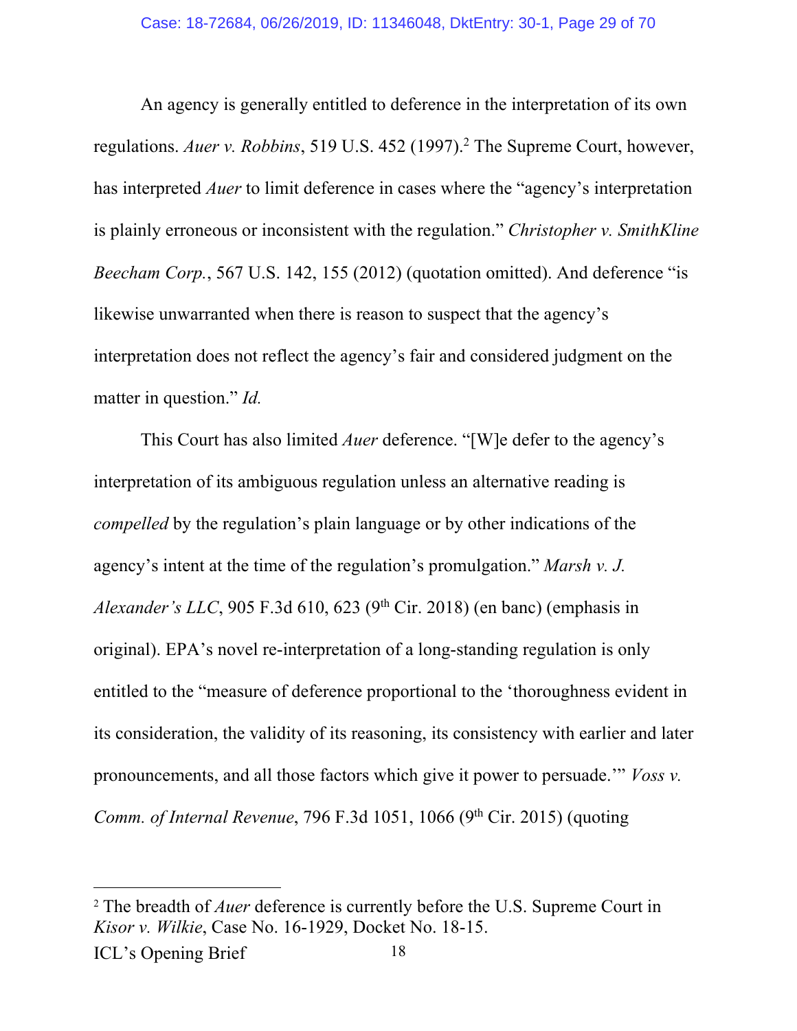An agency is generally entitled to deference in the interpretation of its own regulations. *Auer v. Robbins*, 519 U.S. 452 (1997).[2] The Supreme Court, however, has interpreted *Auer* to limit deference in cases where the "agency's interpretation is plainly erroneous or inconsistent with the regulation." *Christopher v. SmithKline Beecham Corp.*, 567 U.S. 142, 155 (2012) (quotation omitted). And deference "is likewise unwarranted when there is reason to suspect that the agency's interpretation does not reflect the agency's fair and considered judgment on the matter in question." *Id.*

This Court has also limited *Auer* deference. "[W]e defer to the agency's interpretation of its ambiguous regulation unless an alternative reading is *compelled* by the regulation's plain language or by other indications of the agency's intent at the time of the regulation's promulgation." *Marsh v. J. Alexander's LLC*, 905 F.3d 610, 623 (9th Cir. 2018) (en banc) (emphasis in original). EPA's novel re-interpretation of a long-standing regulation is only entitled to the "measure of deference proportional to the 'thoroughness evident in its consideration, the validity of its reasoning, its consistency with earlier and later pronouncements, and all those factors which give it power to persuade.'" *Voss v. Comm. of Internal Revenue*, 796 F.3d 1051, 1066 (9th Cir. 2015) (quoting

---

[2] The breadth of *Auer* deference is currently before the U.S. Supreme Court in *Kisor v. Wilkie*, Case No. 16-1929, Docket No. 18-15.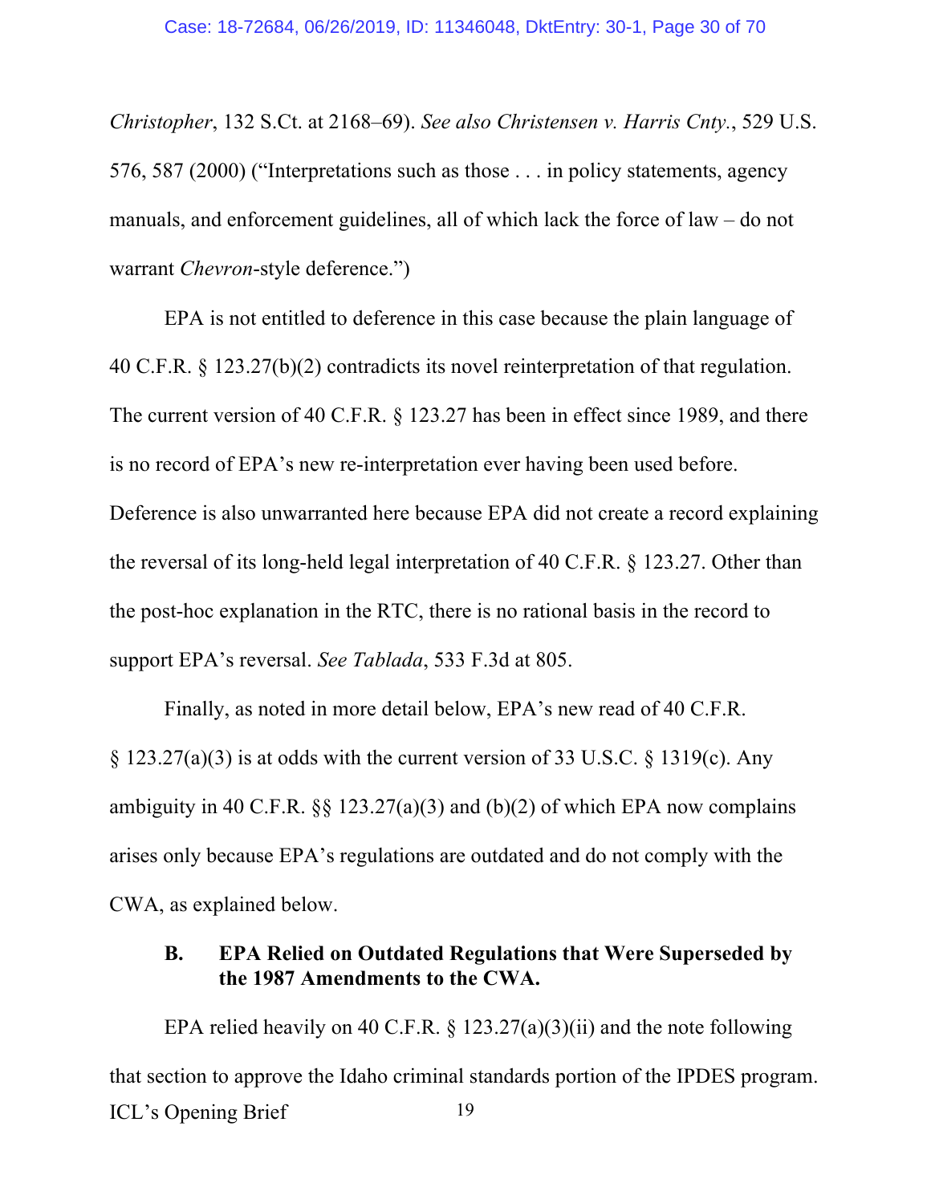*Christopher*, 132 S.Ct. at 2168–69). *See also Christensen v. Harris Cnty.*, 529 U.S. 576, 587 (2000) ("Interpretations such as those . . . in policy statements, agency manuals, and enforcement guidelines, all of which lack the force of law – do not warrant *Chevron*-style deference.")

EPA is not entitled to deference in this case because the plain language of 40 C.F.R. § 123.27(b)(2) contradicts its novel reinterpretation of that regulation. The current version of 40 C.F.R. § 123.27 has been in effect since 1989, and there is no record of EPA's new re-interpretation ever having been used before. Deference is also unwarranted here because EPA did not create a record explaining the reversal of its long-held legal interpretation of 40 C.F.R. § 123.27. Other than the post-hoc explanation in the RTC, there is no rational basis in the record to support EPA's reversal. *See Tablada*, 533 F.3d at 805.

Finally, as noted in more detail below, EPA's new read of 40 C.F.R. § 123.27(a)(3) is at odds with the current version of 33 U.S.C. § 1319(c). Any ambiguity in 40 C.F.R. §§ 123.27(a)(3) and (b)(2) of which EPA now complains arises only because EPA's regulations are outdated and do not comply with the CWA, as explained below.

### B. EPA Relied on Outdated Regulations that Were Superseded by the 1987 Amendments to the CWA.

EPA relied heavily on 40 C.F.R. § 123.27(a)(3)(ii) and the note following that section to approve the Idaho criminal standards portion of the IPDES program.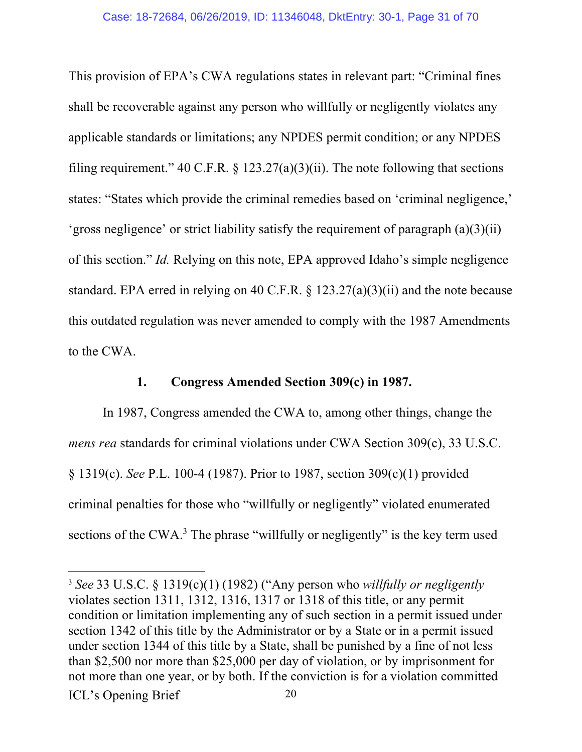This provision of EPA's CWA regulations states in relevant part: "Criminal fines shall be recoverable against any person who willfully or negligently violates any applicable standards or limitations; any NPDES permit condition; or any NPDES filing requirement." 40 C.F.R. § 123.27(a)(3)(ii). The note following that sections states: "States which provide the criminal remedies based on 'criminal negligence,' 'gross negligence' or strict liability satisfy the requirement of paragraph (a)(3)(ii) of this section." *Id.* Relying on this note, EPA approved Idaho's simple negligence standard. EPA erred in relying on 40 C.F.R. § 123.27(a)(3)(ii) and the note because this outdated regulation was never amended to comply with the 1987 Amendments to the CWA.

### 1. Congress Amended Section 309(c) in 1987.

In 1987, Congress amended the CWA to, among other things, change the *mens rea* standards for criminal violations under CWA Section 309(c), 33 U.S.C. § 1319(c). *See* P.L. 100-4 (1987). Prior to 1987, section 309(c)(1) provided criminal penalties for those who "willfully or negligently" violated enumerated sections of the CWA.[3] The phrase "willfully or negligently" is the key term used

---

[3] *See* 33 U.S.C. § 1319(c)(1) (1982) ("Any person who *willfully or negligently* violates section 1311, 1312, 1316, 1317 or 1318 of this title, or any permit condition or limitation implementing any of such section in a permit issued under section 1342 of this title by the Administrator or by a State or in a permit issued under section 1344 of this title by a State, shall be punished by a fine of not less than $2,500 nor more than $25,000 per day of violation, or by imprisonment for not more than one year, or by both. If the conviction is for a violation committed

ICL's Opening Brief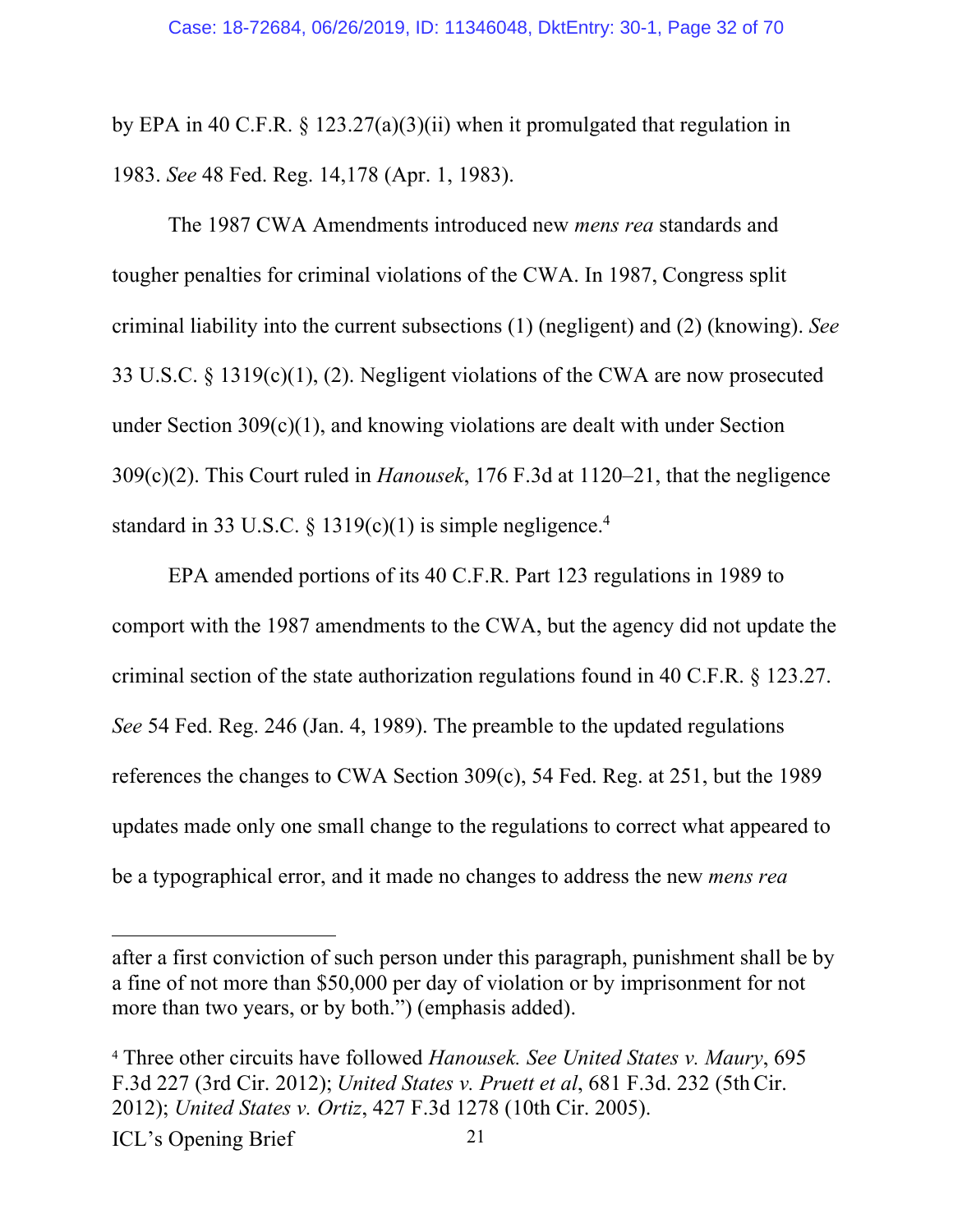by EPA in 40 C.F.R. § 123.27(a)(3)(ii) when it promulgated that regulation in 1983. *See* 48 Fed. Reg. 14,178 (Apr. 1, 1983).

The 1987 CWA Amendments introduced new *mens rea* standards and tougher penalties for criminal violations of the CWA. In 1987, Congress split criminal liability into the current subsections (1) (negligent) and (2) (knowing). *See* 33 U.S.C. § 1319(c)(1), (2). Negligent violations of the CWA are now prosecuted under Section 309(c)(1), and knowing violations are dealt with under Section 309(c)(2). This Court ruled in *Hanousek*, 176 F.3d at 1120–21, that the negligence standard in 33 U.S.C. § 1319(c)(1) is simple negligence.[4]

EPA amended portions of its 40 C.F.R. Part 123 regulations in 1989 to comport with the 1987 amendments to the CWA, but the agency did not update the criminal section of the state authorization regulations found in 40 C.F.R. § 123.27. *See* 54 Fed. Reg. 246 (Jan. 4, 1989). The preamble to the updated regulations references the changes to CWA Section 309(c), 54 Fed. Reg. at 251, but the 1989 updates made only one small change to the regulations to correct what appeared to be a typographical error, and it made no changes to address the new *mens rea*

---

after a first conviction of such person under this paragraph, punishment shall be by a fine of not more than $50,000 per day of violation or by imprisonment for not more than two years, or by both.") (emphasis added).

[4] Three other circuits have followed *Hanousek. See United States v. Maury*, 695 F.3d 227 (3rd Cir. 2012); *United States v. Pruett et al*, 681 F.3d. 232 (5th Cir. 2012); *United States v. Ortiz*, 427 F.3d 1278 (10th Cir. 2005).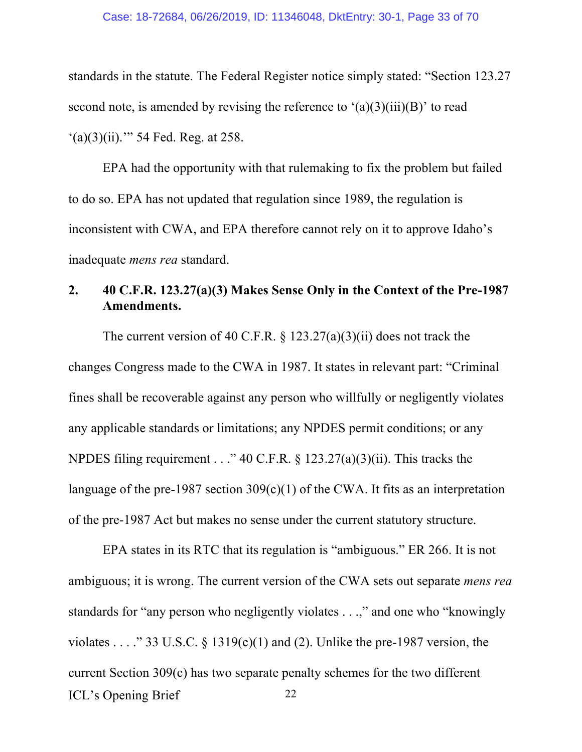standards in the statute. The Federal Register notice simply stated: "Section 123.27 second note, is amended by revising the reference to '(a)(3)(iii)(B)' to read '(a)(3)(ii).'" 54 Fed. Reg. at 258.

EPA had the opportunity with that rulemaking to fix the problem but failed to do so. EPA has not updated that regulation since 1989, the regulation is inconsistent with CWA, and EPA therefore cannot rely on it to approve Idaho's inadequate *mens rea* standard.

## 2. 40 C.F.R. 123.27(a)(3) Makes Sense Only in the Context of the Pre-1987 Amendments.

The current version of 40 C.F.R. § 123.27(a)(3)(ii) does not track the changes Congress made to the CWA in 1987. It states in relevant part: "Criminal fines shall be recoverable against any person who willfully or negligently violates any applicable standards or limitations; any NPDES permit conditions; or any NPDES filing requirement . . ." 40 C.F.R. § 123.27(a)(3)(ii). This tracks the language of the pre-1987 section 309(c)(1) of the CWA. It fits as an interpretation of the pre-1987 Act but makes no sense under the current statutory structure.

EPA states in its RTC that its regulation is "ambiguous." ER 266. It is not ambiguous; it is wrong. The current version of the CWA sets out separate *mens rea* standards for "any person who negligently violates . . .," and one who "knowingly violates . . . ." 33 U.S.C. § 1319(c)(1) and (2). Unlike the pre-1987 version, the current Section 309(c) has two separate penalty schemes for the two different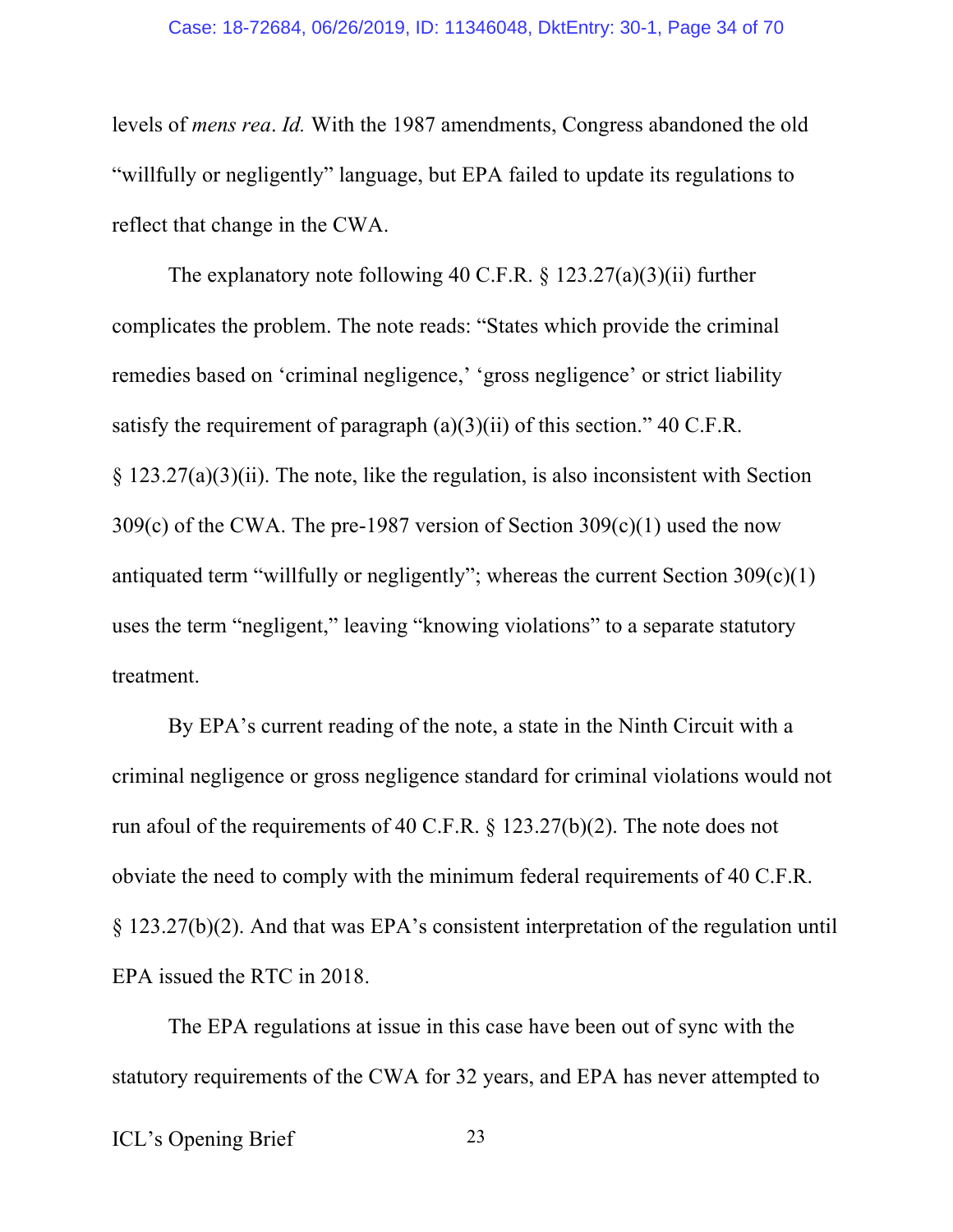levels of *mens rea*. *Id.* With the 1987 amendments, Congress abandoned the old "willfully or negligently" language, but EPA failed to update its regulations to reflect that change in the CWA.

The explanatory note following 40 C.F.R. § 123.27(a)(3)(ii) further complicates the problem. The note reads: "States which provide the criminal remedies based on 'criminal negligence,' 'gross negligence' or strict liability satisfy the requirement of paragraph (a)(3)(ii) of this section." 40 C.F.R. § 123.27(a)(3)(ii). The note, like the regulation, is also inconsistent with Section 309(c) of the CWA. The pre-1987 version of Section 309(c)(1) used the now antiquated term "willfully or negligently"; whereas the current Section 309(c)(1) uses the term "negligent," leaving "knowing violations" to a separate statutory treatment.

By EPA's current reading of the note, a state in the Ninth Circuit with a criminal negligence or gross negligence standard for criminal violations would not run afoul of the requirements of 40 C.F.R. § 123.27(b)(2). The note does not obviate the need to comply with the minimum federal requirements of 40 C.F.R. § 123.27(b)(2). And that was EPA's consistent interpretation of the regulation until EPA issued the RTC in 2018.

The EPA regulations at issue in this case have been out of sync with the statutory requirements of the CWA for 32 years, and EPA has never attempted to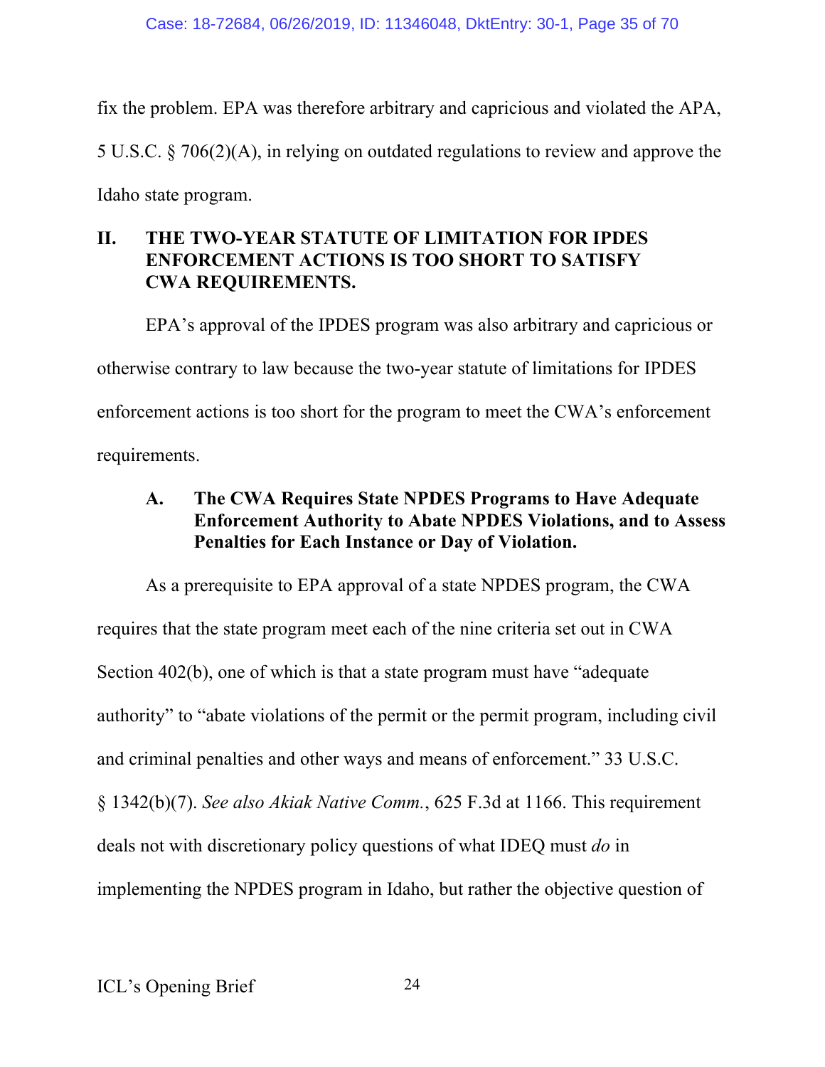fix the problem. EPA was therefore arbitrary and capricious and violated the APA, 5 U.S.C. § 706(2)(A), in relying on outdated regulations to review and approve the Idaho state program.

## II. THE TWO-YEAR STATUTE OF LIMITATION FOR IPDES ENFORCEMENT ACTIONS IS TOO SHORT TO SATISFY CWA REQUIREMENTS.

EPA's approval of the IPDES program was also arbitrary and capricious or otherwise contrary to law because the two-year statute of limitations for IPDES enforcement actions is too short for the program to meet the CWA's enforcement requirements.

### A. The CWA Requires State NPDES Programs to Have Adequate Enforcement Authority to Abate NPDES Violations, and to Assess Penalties for Each Instance or Day of Violation.

As a prerequisite to EPA approval of a state NPDES program, the CWA requires that the state program meet each of the nine criteria set out in CWA Section 402(b), one of which is that a state program must have "adequate authority" to "abate violations of the permit or the permit program, including civil and criminal penalties and other ways and means of enforcement." 33 U.S.C. § 1342(b)(7). *See also Akiak Native Comm.*, 625 F.3d at 1166. This requirement deals not with discretionary policy questions of what IDEQ must *do* in implementing the NPDES program in Idaho, but rather the objective question of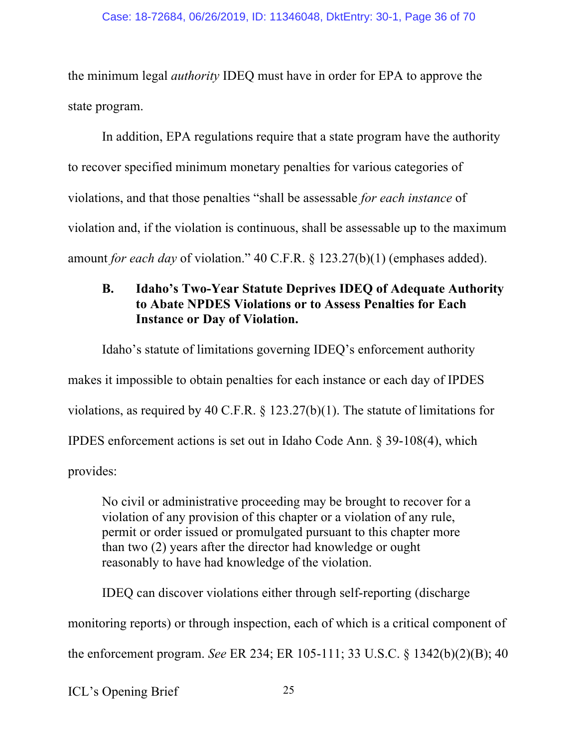the minimum legal *authority* IDEQ must have in order for EPA to approve the state program.

In addition, EPA regulations require that a state program have the authority to recover specified minimum monetary penalties for various categories of violations, and that those penalties "shall be assessable *for each instance* of violation and, if the violation is continuous, shall be assessable up to the maximum amount *for each day* of violation." 40 C.F.R. § 123.27(b)(1) (emphases added).

### B. Idaho's Two-Year Statute Deprives IDEQ of Adequate Authority to Abate NPDES Violations or to Assess Penalties for Each Instance or Day of Violation.

Idaho's statute of limitations governing IDEQ's enforcement authority makes it impossible to obtain penalties for each instance or each day of IPDES violations, as required by 40 C.F.R. § 123.27(b)(1). The statute of limitations for IPDES enforcement actions is set out in Idaho Code Ann. § 39-108(4), which provides:

> No civil or administrative proceeding may be brought to recover for a violation of any provision of this chapter or a violation of any rule, permit or order issued or promulgated pursuant to this chapter more than two (2) years after the director had knowledge or ought reasonably to have had knowledge of the violation.

IDEQ can discover violations either through self-reporting (discharge monitoring reports) or through inspection, each of which is a critical component of the enforcement program. *See* ER 234; ER 105-111; 33 U.S.C. § 1342(b)(2)(B); 40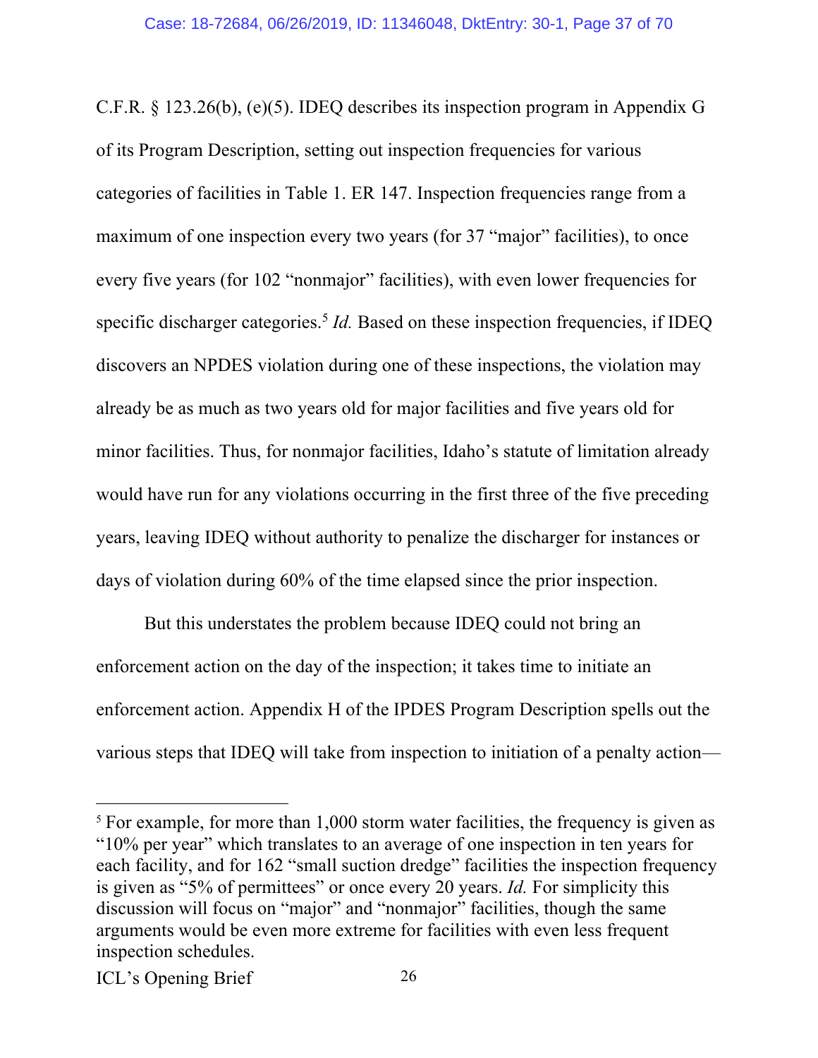C.F.R. § 123.26(b), (e)(5). IDEQ describes its inspection program in Appendix G of its Program Description, setting out inspection frequencies for various categories of facilities in Table 1. ER 147. Inspection frequencies range from a maximum of one inspection every two years (for 37 "major" facilities), to once every five years (for 102 "nonmajor" facilities), with even lower frequencies for specific discharger categories.[5] *Id.* Based on these inspection frequencies, if IDEQ discovers an NPDES violation during one of these inspections, the violation may already be as much as two years old for major facilities and five years old for minor facilities. Thus, for nonmajor facilities, Idaho's statute of limitation already would have run for any violations occurring in the first three of the five preceding years, leaving IDEQ without authority to penalize the discharger for instances or days of violation during 60% of the time elapsed since the prior inspection.

But this understates the problem because IDEQ could not bring an enforcement action on the day of the inspection; it takes time to initiate an enforcement action. Appendix H of the IPDES Program Description spells out the various steps that IDEQ will take from inspection to initiation of a penalty action—

---

[5] For example, for more than 1,000 storm water facilities, the frequency is given as "10% per year" which translates to an average of one inspection in ten years for each facility, and for 162 "small suction dredge" facilities the inspection frequency is given as "5% of permittees" or once every 20 years. *Id.* For simplicity this discussion will focus on "major" and "nonmajor" facilities, though the same arguments would be even more extreme for facilities with even less frequent inspection schedules.

ICL's Opening Brief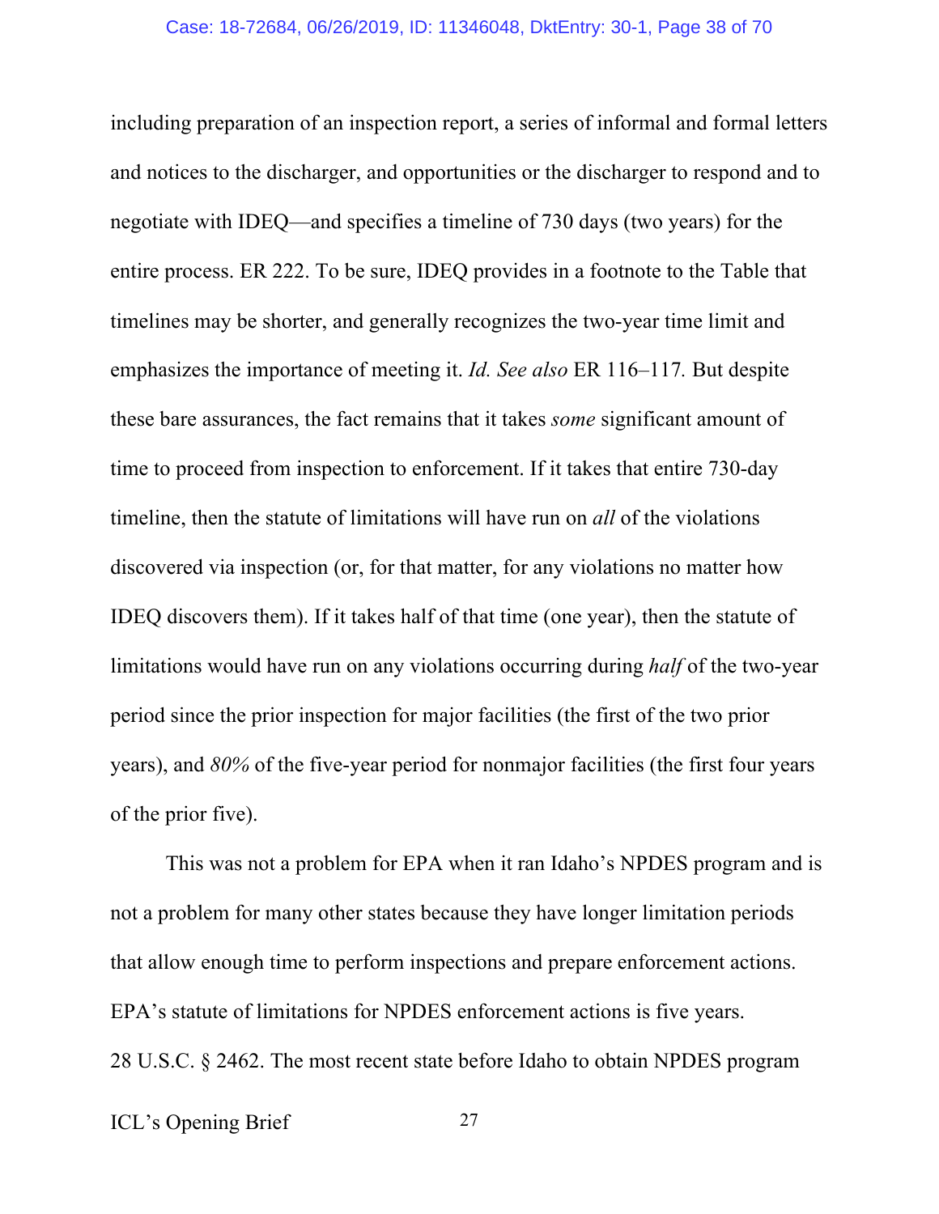including preparation of an inspection report, a series of informal and formal letters and notices to the discharger, and opportunities or the discharger to respond and to negotiate with IDEQ—and specifies a timeline of 730 days (two years) for the entire process. ER 222. To be sure, IDEQ provides in a footnote to the Table that timelines may be shorter, and generally recognizes the two-year time limit and emphasizes the importance of meeting it. *Id. See also* ER 116–117. But despite these bare assurances, the fact remains that it takes *some* significant amount of time to proceed from inspection to enforcement. If it takes that entire 730-day timeline, then the statute of limitations will have run on *all* of the violations discovered via inspection (or, for that matter, for any violations no matter how IDEQ discovers them). If it takes half of that time (one year), then the statute of limitations would have run on any violations occurring during *half* of the two-year period since the prior inspection for major facilities (the first of the two prior years), and *80%* of the five-year period for nonmajor facilities (the first four years of the prior five).

This was not a problem for EPA when it ran Idaho's NPDES program and is not a problem for many other states because they have longer limitation periods that allow enough time to perform inspections and prepare enforcement actions. EPA's statute of limitations for NPDES enforcement actions is five years. 28 U.S.C. § 2462. The most recent state before Idaho to obtain NPDES program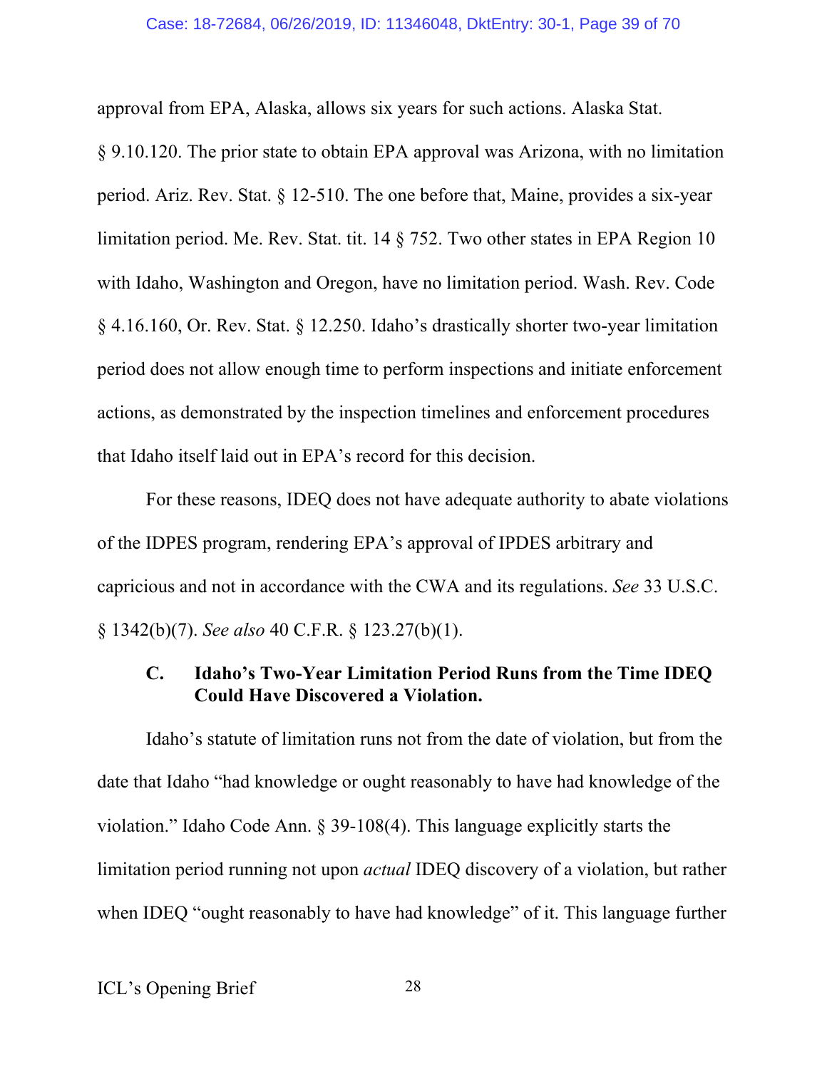approval from EPA, Alaska, allows six years for such actions. Alaska Stat. § 9.10.120. The prior state to obtain EPA approval was Arizona, with no limitation period. Ariz. Rev. Stat. § 12-510. The one before that, Maine, provides a six-year limitation period. Me. Rev. Stat. tit. 14 § 752. Two other states in EPA Region 10 with Idaho, Washington and Oregon, have no limitation period. Wash. Rev. Code § 4.16.160, Or. Rev. Stat. § 12.250. Idaho's drastically shorter two-year limitation period does not allow enough time to perform inspections and initiate enforcement actions, as demonstrated by the inspection timelines and enforcement procedures that Idaho itself laid out in EPA's record for this decision.

For these reasons, IDEQ does not have adequate authority to abate violations of the IDPES program, rendering EPA's approval of IPDES arbitrary and capricious and not in accordance with the CWA and its regulations. *See* 33 U.S.C. § 1342(b)(7). *See also* 40 C.F.R. § 123.27(b)(1).

### C. Idaho's Two-Year Limitation Period Runs from the Time IDEQ Could Have Discovered a Violation.

Idaho's statute of limitation runs not from the date of violation, but from the date that Idaho "had knowledge or ought reasonably to have had knowledge of the violation." Idaho Code Ann. § 39-108(4). This language explicitly starts the limitation period running not upon *actual* IDEQ discovery of a violation, but rather when IDEQ "ought reasonably to have had knowledge" of it. This language further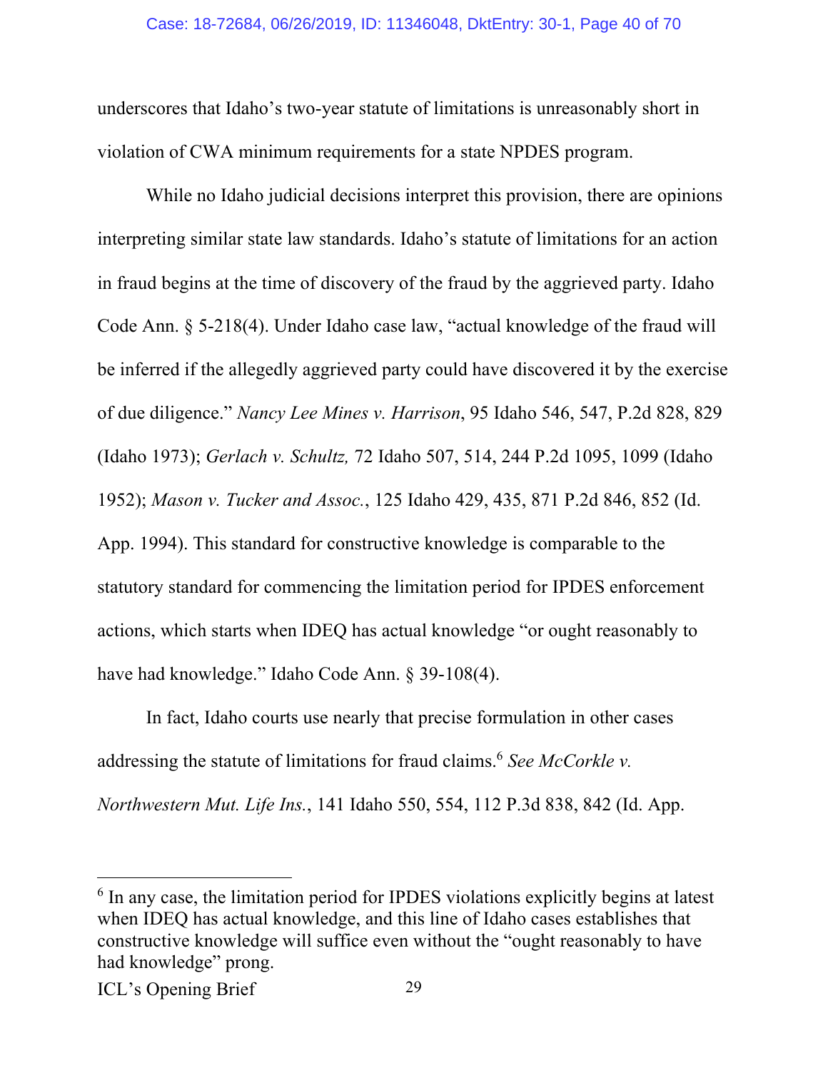underscores that Idaho's two-year statute of limitations is unreasonably short in violation of CWA minimum requirements for a state NPDES program.

While no Idaho judicial decisions interpret this provision, there are opinions interpreting similar state law standards. Idaho's statute of limitations for an action in fraud begins at the time of discovery of the fraud by the aggrieved party. Idaho Code Ann. § 5-218(4). Under Idaho case law, "actual knowledge of the fraud will be inferred if the allegedly aggrieved party could have discovered it by the exercise of due diligence." *Nancy Lee Mines v. Harrison*, 95 Idaho 546, 547, P.2d 828, 829 (Idaho 1973); *Gerlach v. Schultz,* 72 Idaho 507, 514, 244 P.2d 1095, 1099 (Idaho 1952); *Mason v. Tucker and Assoc.*, 125 Idaho 429, 435, 871 P.2d 846, 852 (Id. App. 1994). This standard for constructive knowledge is comparable to the statutory standard for commencing the limitation period for IPDES enforcement actions, which starts when IDEQ has actual knowledge "or ought reasonably to have had knowledge." Idaho Code Ann. § 39-108(4).

In fact, Idaho courts use nearly that precise formulation in other cases addressing the statute of limitations for fraud claims.[6] *See McCorkle v. Northwestern Mut. Life Ins.*, 141 Idaho 550, 554, 112 P.3d 838, 842 (Id. App.

---

[6] In any case, the limitation period for IPDES violations explicitly begins at latest when IDEQ has actual knowledge, and this line of Idaho cases establishes that constructive knowledge will suffice even without the "ought reasonably to have had knowledge" prong.

ICL's Opening Brief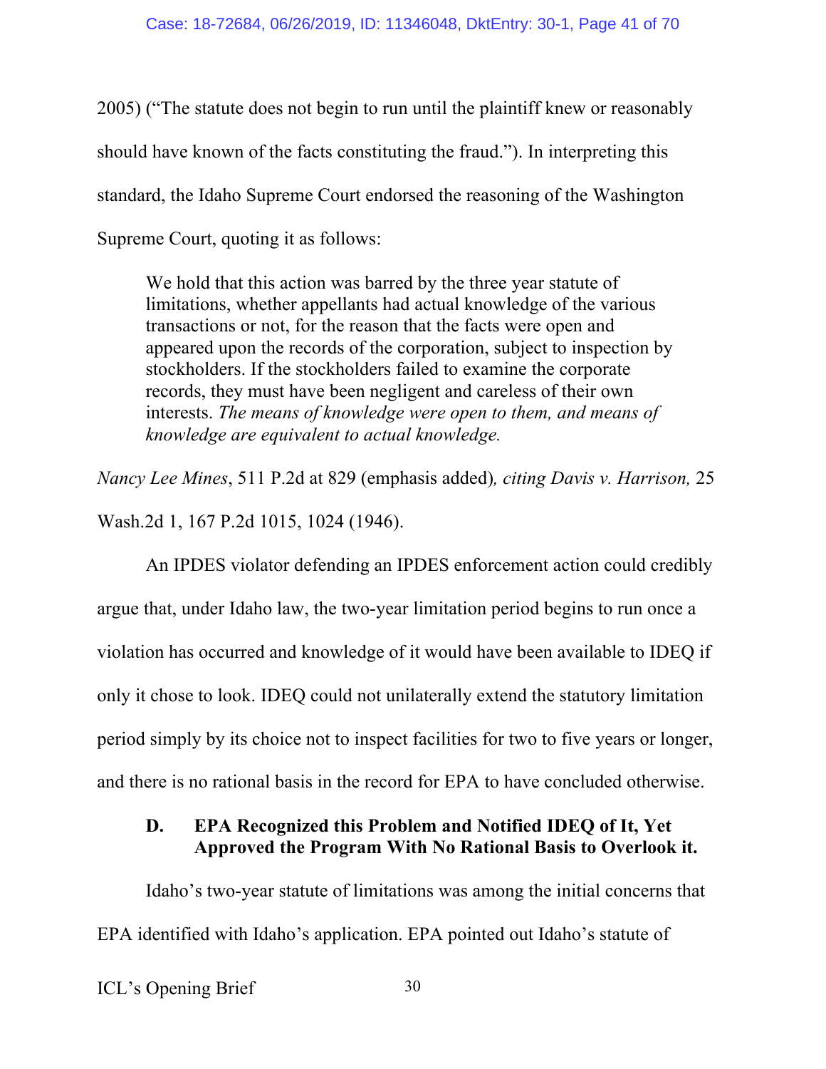2005) ("The statute does not begin to run until the plaintiff knew or reasonably should have known of the facts constituting the fraud."). In interpreting this standard, the Idaho Supreme Court endorsed the reasoning of the Washington Supreme Court, quoting it as follows:

> We hold that this action was barred by the three year statute of limitations, whether appellants had actual knowledge of the various transactions or not, for the reason that the facts were open and appeared upon the records of the corporation, subject to inspection by stockholders. If the stockholders failed to examine the corporate records, they must have been negligent and careless of their own interests. *The means of knowledge were open to them, and means of knowledge are equivalent to actual knowledge.*

*Nancy Lee Mines*, 511 P.2d at 829 (emphasis added)*, citing Davis v. Harrison,* 25 Wash.2d 1, 167 P.2d 1015, 1024 (1946).

An IPDES violator defending an IPDES enforcement action could credibly argue that, under Idaho law, the two-year limitation period begins to run once a violation has occurred and knowledge of it would have been available to IDEQ if only it chose to look. IDEQ could not unilaterally extend the statutory limitation period simply by its choice not to inspect facilities for two to five years or longer, and there is no rational basis in the record for EPA to have concluded otherwise.

### D. EPA Recognized this Problem and Notified IDEQ of It, Yet Approved the Program With No Rational Basis to Overlook it.

Idaho's two-year statute of limitations was among the initial concerns that EPA identified with Idaho's application. EPA pointed out Idaho's statute of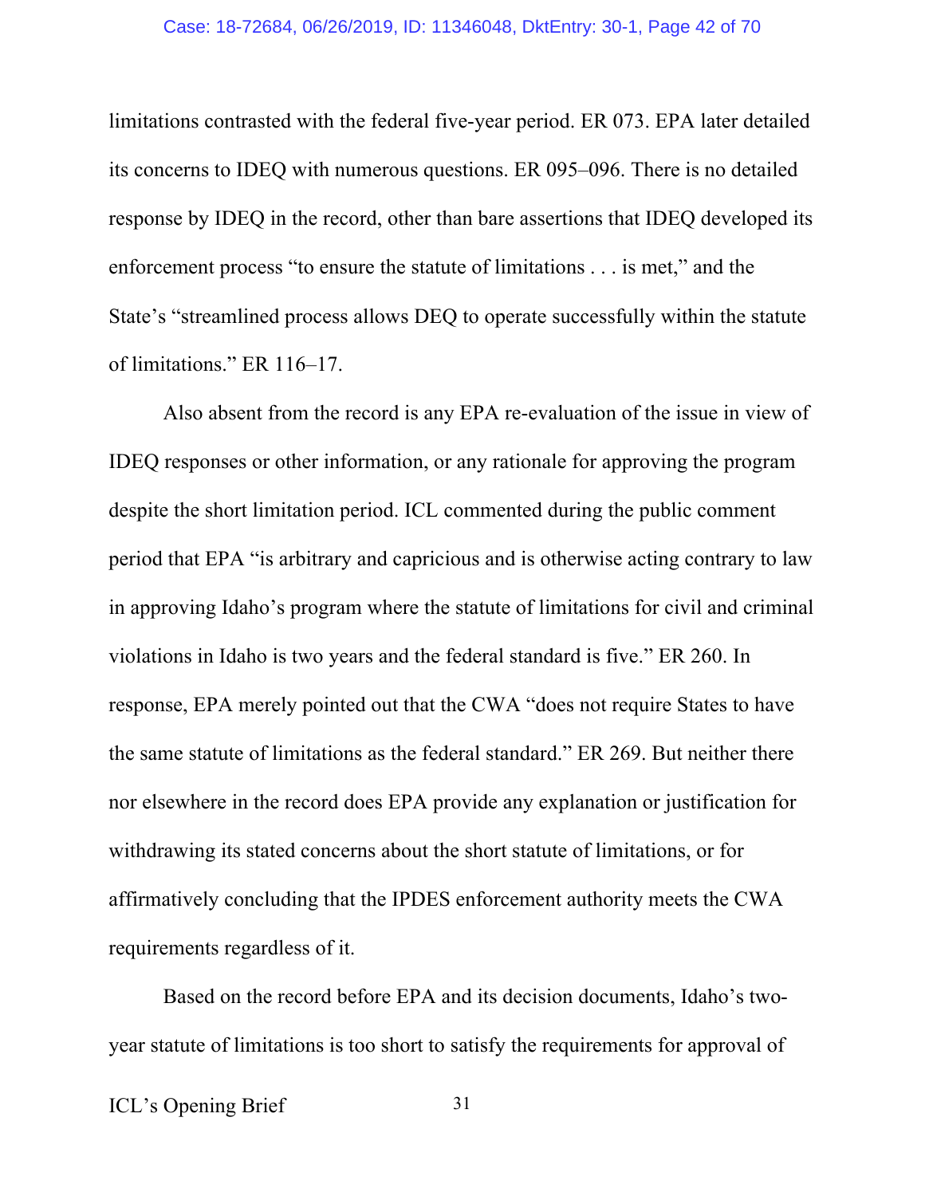limitations contrasted with the federal five-year period. ER 073. EPA later detailed its concerns to IDEQ with numerous questions. ER 095–096. There is no detailed response by IDEQ in the record, other than bare assertions that IDEQ developed its enforcement process "to ensure the statute of limitations . . . is met," and the State's "streamlined process allows DEQ to operate successfully within the statute of limitations." ER 116–17.

Also absent from the record is any EPA re-evaluation of the issue in view of IDEQ responses or other information, or any rationale for approving the program despite the short limitation period. ICL commented during the public comment period that EPA "is arbitrary and capricious and is otherwise acting contrary to law in approving Idaho's program where the statute of limitations for civil and criminal violations in Idaho is two years and the federal standard is five." ER 260. In response, EPA merely pointed out that the CWA "does not require States to have the same statute of limitations as the federal standard." ER 269. But neither there nor elsewhere in the record does EPA provide any explanation or justification for withdrawing its stated concerns about the short statute of limitations, or for affirmatively concluding that the IPDES enforcement authority meets the CWA requirements regardless of it.

Based on the record before EPA and its decision documents, Idaho's two-year statute of limitations is too short to satisfy the requirements for approval of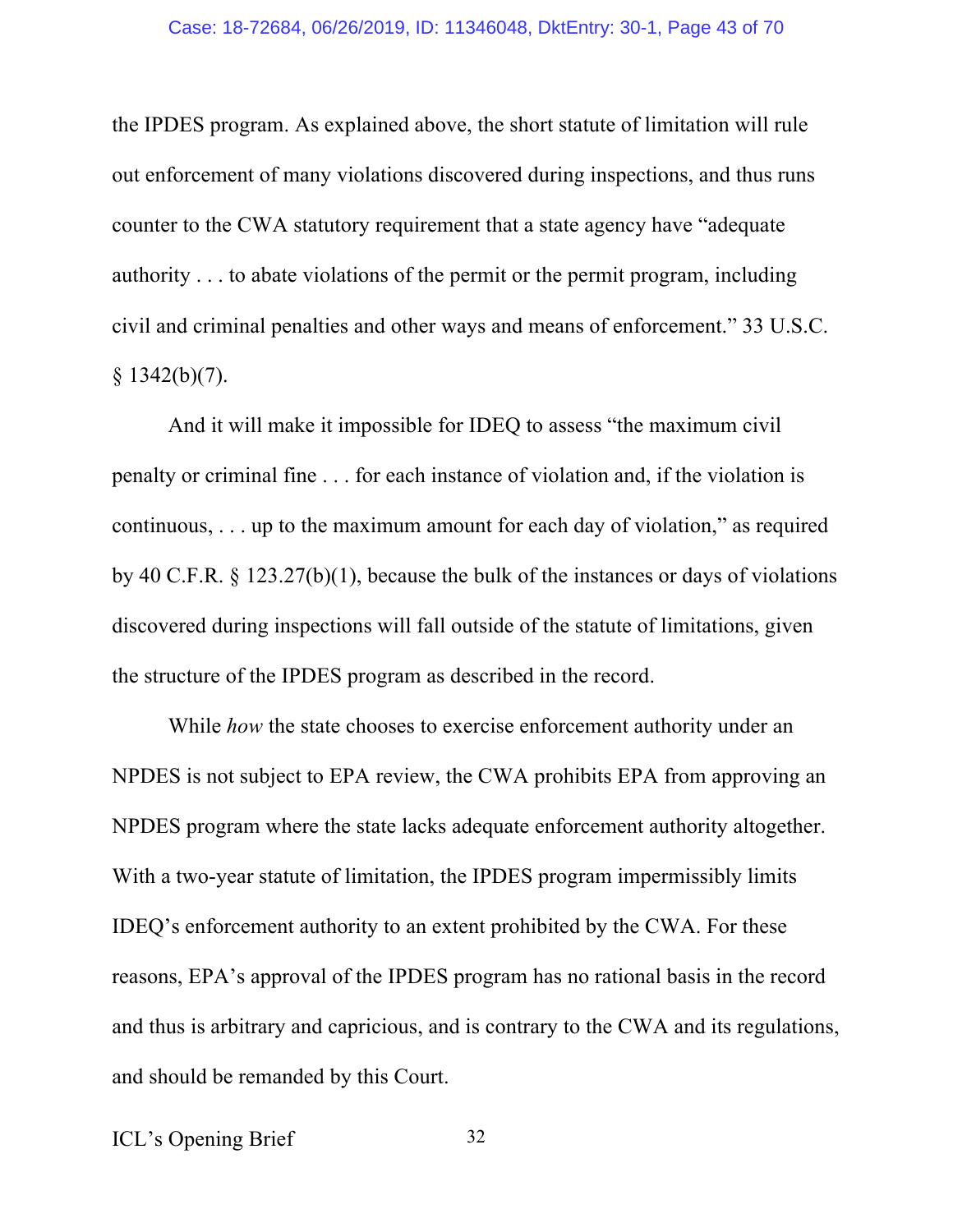the IPDES program. As explained above, the short statute of limitation will rule out enforcement of many violations discovered during inspections, and thus runs counter to the CWA statutory requirement that a state agency have "adequate authority . . . to abate violations of the permit or the permit program, including civil and criminal penalties and other ways and means of enforcement." 33 U.S.C. § 1342(b)(7).

And it will make it impossible for IDEQ to assess "the maximum civil penalty or criminal fine . . . for each instance of violation and, if the violation is continuous, . . . up to the maximum amount for each day of violation," as required by 40 C.F.R. § 123.27(b)(1), because the bulk of the instances or days of violations discovered during inspections will fall outside of the statute of limitations, given the structure of the IPDES program as described in the record.

While *how* the state chooses to exercise enforcement authority under an NPDES is not subject to EPA review, the CWA prohibits EPA from approving an NPDES program where the state lacks adequate enforcement authority altogether. With a two-year statute of limitation, the IPDES program impermissibly limits IDEQ's enforcement authority to an extent prohibited by the CWA. For these reasons, EPA's approval of the IPDES program has no rational basis in the record and thus is arbitrary and capricious, and is contrary to the CWA and its regulations, and should be remanded by this Court.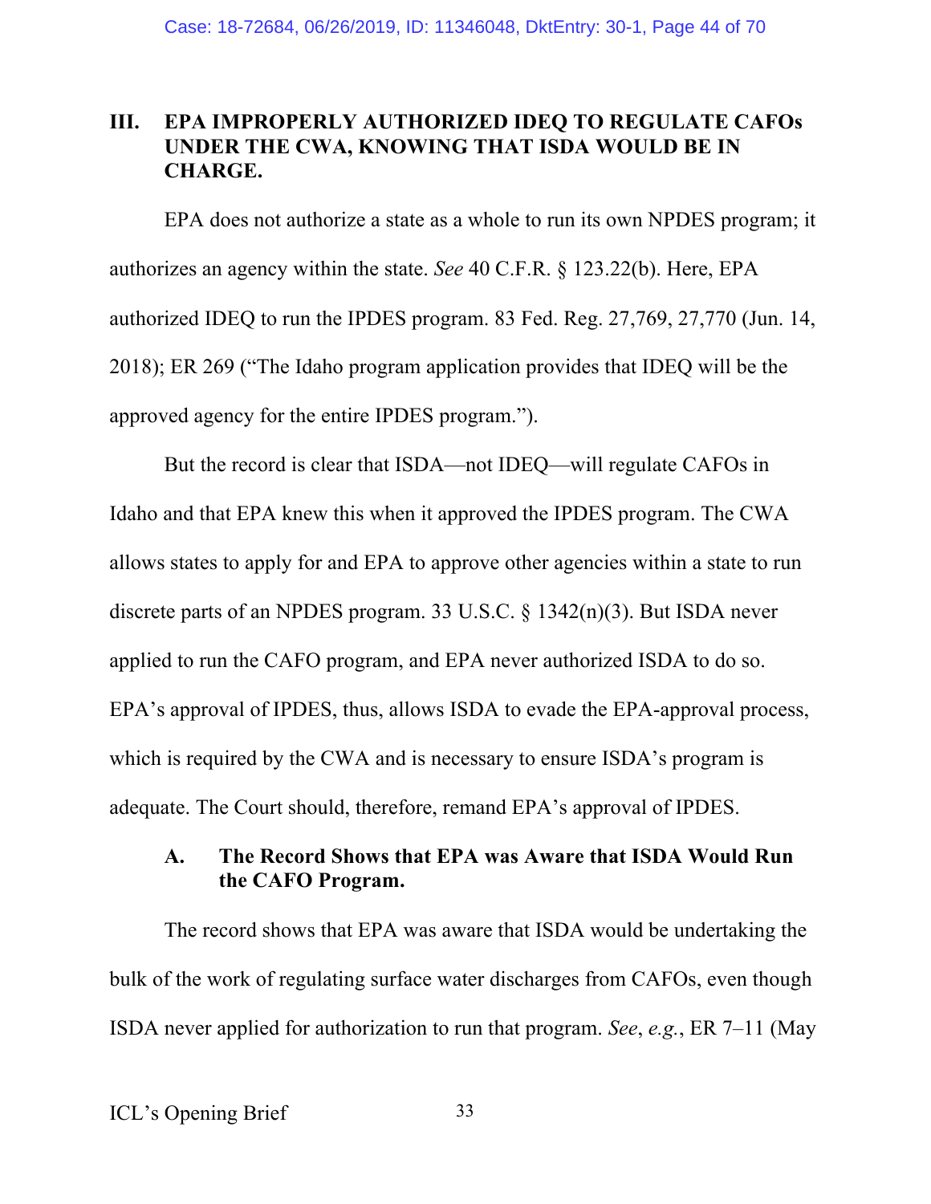## III. EPA IMPROPERLY AUTHORIZED IDEQ TO REGULATE CAFOs UNDER THE CWA, KNOWING THAT ISDA WOULD BE IN CHARGE.

EPA does not authorize a state as a whole to run its own NPDES program; it authorizes an agency within the state. *See* 40 C.F.R. § 123.22(b). Here, EPA authorized IDEQ to run the IPDES program. 83 Fed. Reg. 27,769, 27,770 (Jun. 14, 2018); ER 269 ("The Idaho program application provides that IDEQ will be the approved agency for the entire IPDES program.").

But the record is clear that ISDA—not IDEQ—will regulate CAFOs in Idaho and that EPA knew this when it approved the IPDES program. The CWA allows states to apply for and EPA to approve other agencies within a state to run discrete parts of an NPDES program. 33 U.S.C. § 1342(n)(3). But ISDA never applied to run the CAFO program, and EPA never authorized ISDA to do so. EPA's approval of IPDES, thus, allows ISDA to evade the EPA-approval process, which is required by the CWA and is necessary to ensure ISDA's program is adequate. The Court should, therefore, remand EPA's approval of IPDES.

### A. The Record Shows that EPA was Aware that ISDA Would Run the CAFO Program.

The record shows that EPA was aware that ISDA would be undertaking the bulk of the work of regulating surface water discharges from CAFOs, even though ISDA never applied for authorization to run that program. *See*, *e.g.*, ER 7–11 (May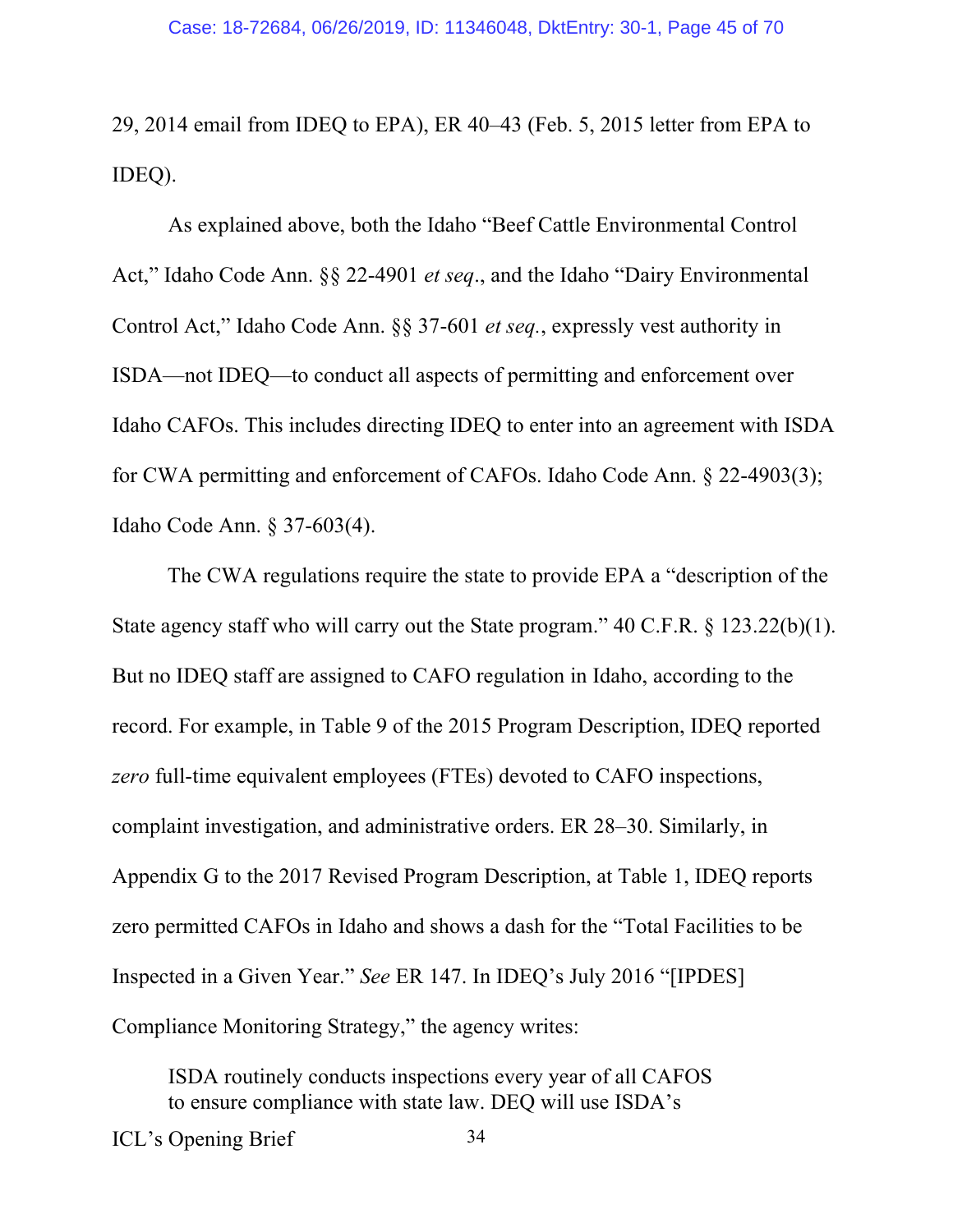29, 2014 email from IDEQ to EPA), ER 40–43 (Feb. 5, 2015 letter from EPA to IDEQ).

As explained above, both the Idaho "Beef Cattle Environmental Control Act," Idaho Code Ann. §§ 22-4901 *et seq*., and the Idaho "Dairy Environmental Control Act," Idaho Code Ann. §§ 37-601 *et seq.*, expressly vest authority in ISDA—not IDEQ—to conduct all aspects of permitting and enforcement over Idaho CAFOs. This includes directing IDEQ to enter into an agreement with ISDA for CWA permitting and enforcement of CAFOs. Idaho Code Ann. § 22-4903(3); Idaho Code Ann. § 37-603(4).

The CWA regulations require the state to provide EPA a "description of the State agency staff who will carry out the State program." 40 C.F.R. § 123.22(b)(1). But no IDEQ staff are assigned to CAFO regulation in Idaho, according to the record. For example, in Table 9 of the 2015 Program Description, IDEQ reported *zero* full-time equivalent employees (FTEs) devoted to CAFO inspections, complaint investigation, and administrative orders. ER 28–30. Similarly, in Appendix G to the 2017 Revised Program Description, at Table 1, IDEQ reports zero permitted CAFOs in Idaho and shows a dash for the "Total Facilities to be Inspected in a Given Year." *See* ER 147. In IDEQ's July 2016 "[IPDES] Compliance Monitoring Strategy," the agency writes:

> ISDA routinely conducts inspections every year of all CAFOS to ensure compliance with state law. DEQ will use ISDA's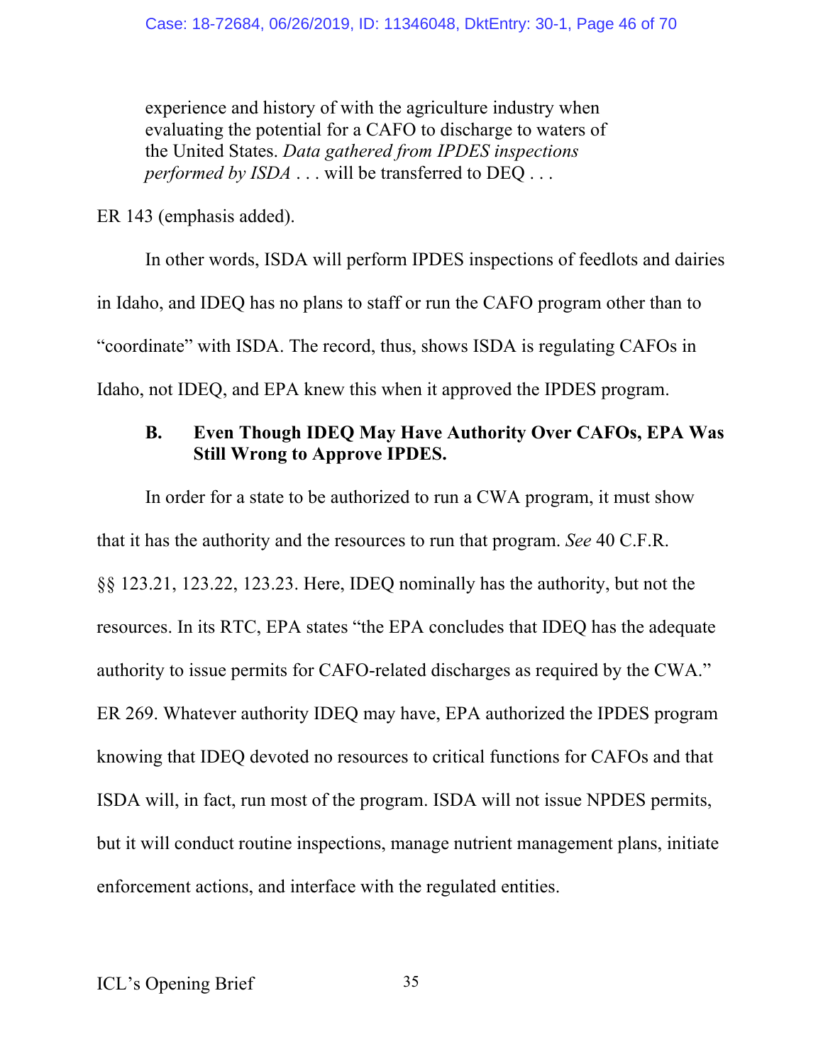> experience and history of with the agriculture industry when evaluating the potential for a CAFO to discharge to waters of the United States. *Data gathered from IPDES inspections performed by ISDA* . . . will be transferred to DEQ . . .

ER 143 (emphasis added).

In other words, ISDA will perform IPDES inspections of feedlots and dairies in Idaho, and IDEQ has no plans to staff or run the CAFO program other than to "coordinate" with ISDA. The record, thus, shows ISDA is regulating CAFOs in Idaho, not IDEQ, and EPA knew this when it approved the IPDES program.

### B. Even Though IDEQ May Have Authority Over CAFOs, EPA Was Still Wrong to Approve IPDES.

In order for a state to be authorized to run a CWA program, it must show that it has the authority and the resources to run that program. *See* 40 C.F.R. §§ 123.21, 123.22, 123.23. Here, IDEQ nominally has the authority, but not the resources. In its RTC, EPA states "the EPA concludes that IDEQ has the adequate authority to issue permits for CAFO-related discharges as required by the CWA." ER 269. Whatever authority IDEQ may have, EPA authorized the IPDES program knowing that IDEQ devoted no resources to critical functions for CAFOs and that ISDA will, in fact, run most of the program. ISDA will not issue NPDES permits, but it will conduct routine inspections, manage nutrient management plans, initiate enforcement actions, and interface with the regulated entities.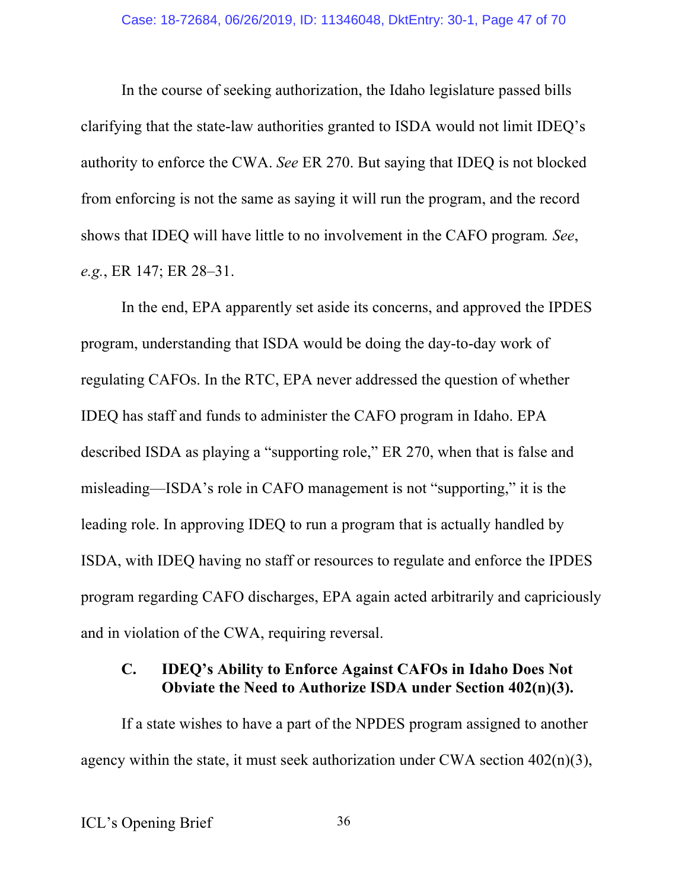In the course of seeking authorization, the Idaho legislature passed bills clarifying that the state-law authorities granted to ISDA would not limit IDEQ's authority to enforce the CWA. *See* ER 270. But saying that IDEQ is not blocked from enforcing is not the same as saying it will run the program, and the record shows that IDEQ will have little to no involvement in the CAFO program*. See*, *e.g.*, ER 147; ER 28–31.

In the end, EPA apparently set aside its concerns, and approved the IPDES program, understanding that ISDA would be doing the day-to-day work of regulating CAFOs. In the RTC, EPA never addressed the question of whether IDEQ has staff and funds to administer the CAFO program in Idaho. EPA described ISDA as playing a "supporting role," ER 270, when that is false and misleading—ISDA's role in CAFO management is not "supporting," it is the leading role. In approving IDEQ to run a program that is actually handled by ISDA, with IDEQ having no staff or resources to regulate and enforce the IPDES program regarding CAFO discharges, EPA again acted arbitrarily and capriciously and in violation of the CWA, requiring reversal.

### C. IDEQ's Ability to Enforce Against CAFOs in Idaho Does Not Obviate the Need to Authorize ISDA under Section 402(n)(3).

If a state wishes to have a part of the NPDES program assigned to another agency within the state, it must seek authorization under CWA section 402(n)(3),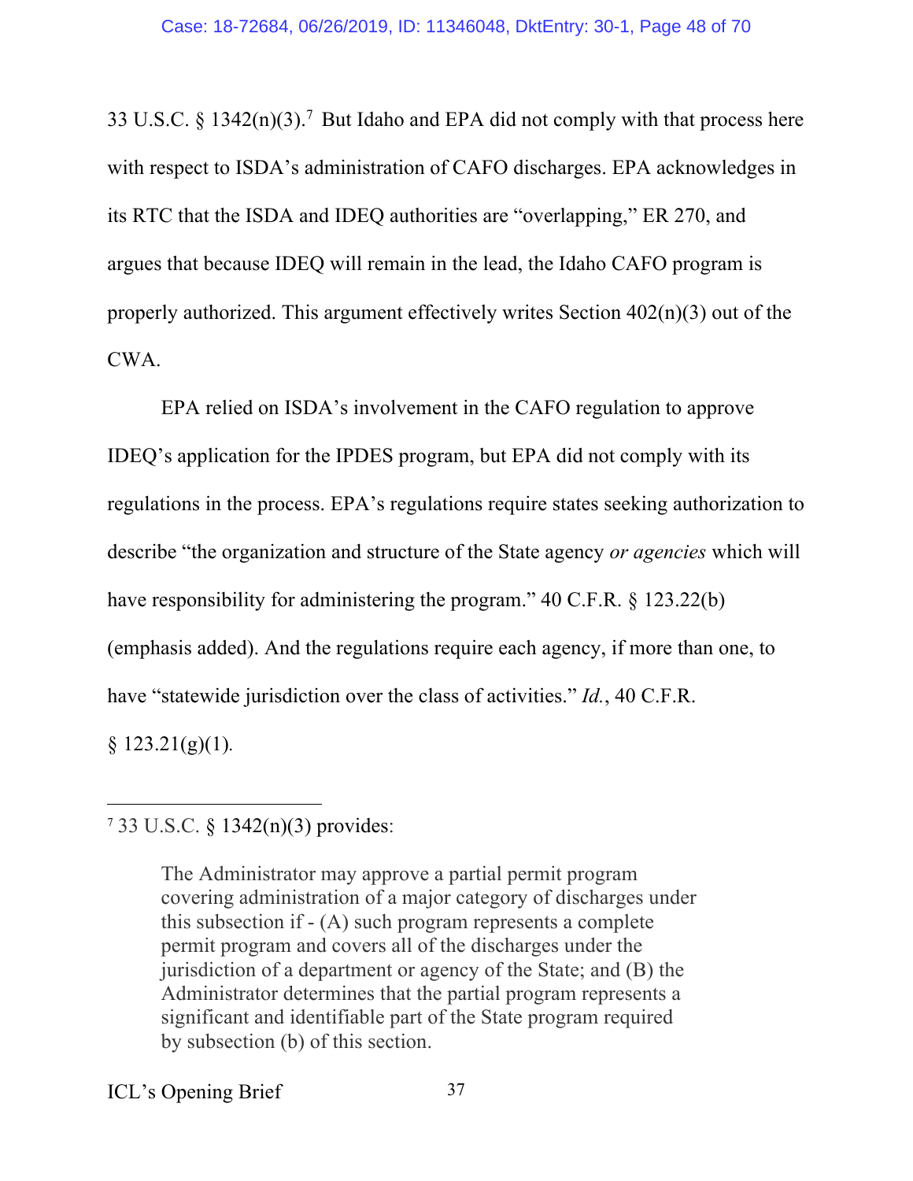33 U.S.C. § 1342(n)(3).[7] But Idaho and EPA did not comply with that process here with respect to ISDA's administration of CAFO discharges. EPA acknowledges in its RTC that the ISDA and IDEQ authorities are "overlapping," ER 270, and argues that because IDEQ will remain in the lead, the Idaho CAFO program is properly authorized. This argument effectively writes Section 402(n)(3) out of the CWA.

EPA relied on ISDA's involvement in the CAFO regulation to approve IDEQ's application for the IPDES program, but EPA did not comply with its regulations in the process. EPA's regulations require states seeking authorization to describe "the organization and structure of the State agency *or agencies* which will have responsibility for administering the program." 40 C.F.R. § 123.22(b) (emphasis added). And the regulations require each agency, if more than one, to have "statewide jurisdiction over the class of activities." *Id.*, 40 C.F.R. § 123.21(g)(1).

---

[7] 33 U.S.C. § 1342(n)(3) provides:

> The Administrator may approve a partial permit program covering administration of a major category of discharges under this subsection if - (A) such program represents a complete permit program and covers all of the discharges under the jurisdiction of a department or agency of the State; and (B) the Administrator determines that the partial program represents a significant and identifiable part of the State program required by subsection (b) of this section.

ICL's Opening Brief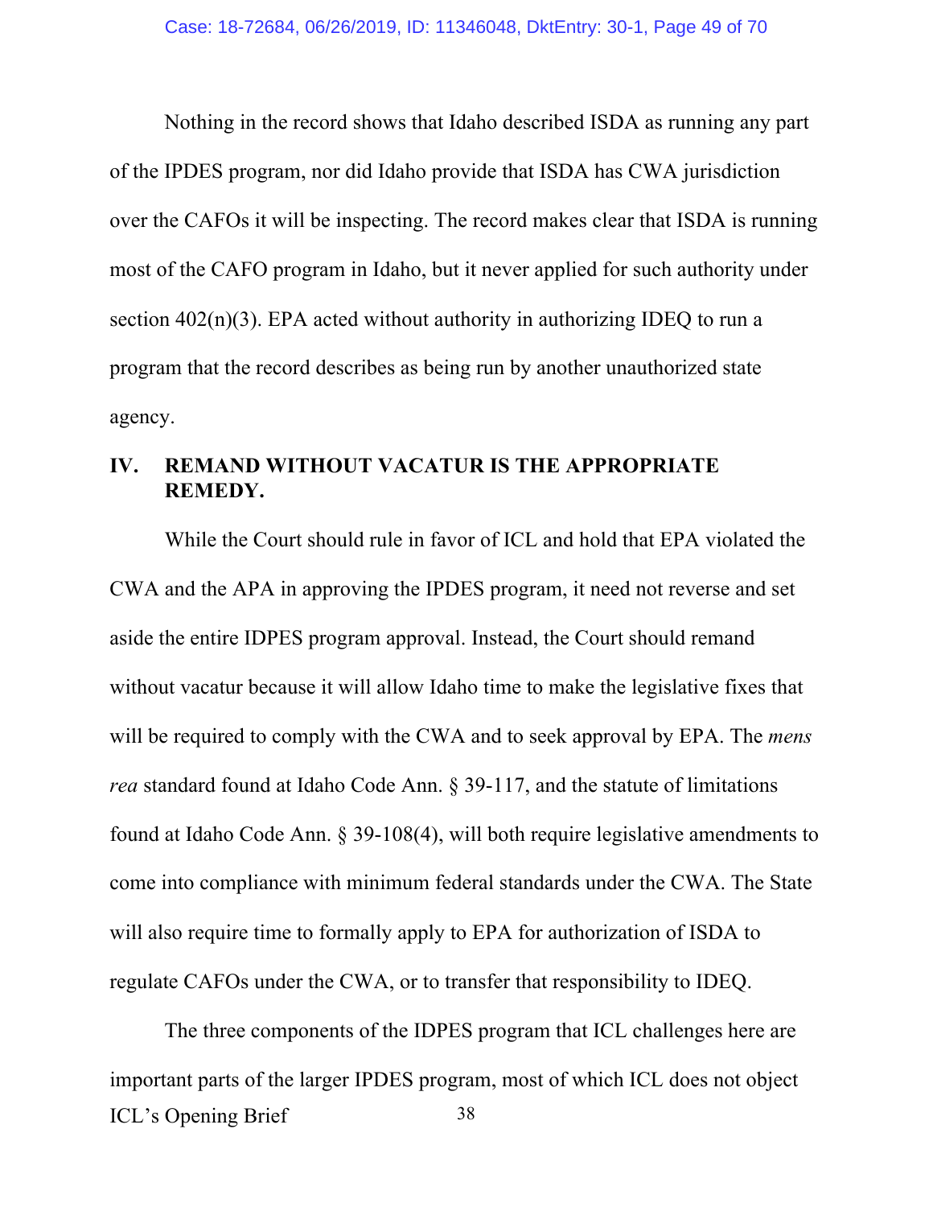Nothing in the record shows that Idaho described ISDA as running any part of the IPDES program, nor did Idaho provide that ISDA has CWA jurisdiction over the CAFOs it will be inspecting. The record makes clear that ISDA is running most of the CAFO program in Idaho, but it never applied for such authority under section 402(n)(3). EPA acted without authority in authorizing IDEQ to run a program that the record describes as being run by another unauthorized state agency.

## IV. REMAND WITHOUT VACATUR IS THE APPROPRIATE REMEDY.

While the Court should rule in favor of ICL and hold that EPA violated the CWA and the APA in approving the IPDES program, it need not reverse and set aside the entire IDPES program approval. Instead, the Court should remand without vacatur because it will allow Idaho time to make the legislative fixes that will be required to comply with the CWA and to seek approval by EPA. The *mens rea* standard found at Idaho Code Ann. § 39-117, and the statute of limitations found at Idaho Code Ann. § 39-108(4), will both require legislative amendments to come into compliance with minimum federal standards under the CWA. The State will also require time to formally apply to EPA for authorization of ISDA to regulate CAFOs under the CWA, or to transfer that responsibility to IDEQ.

The three components of the IDPES program that ICL challenges here are important parts of the larger IPDES program, most of which ICL does not object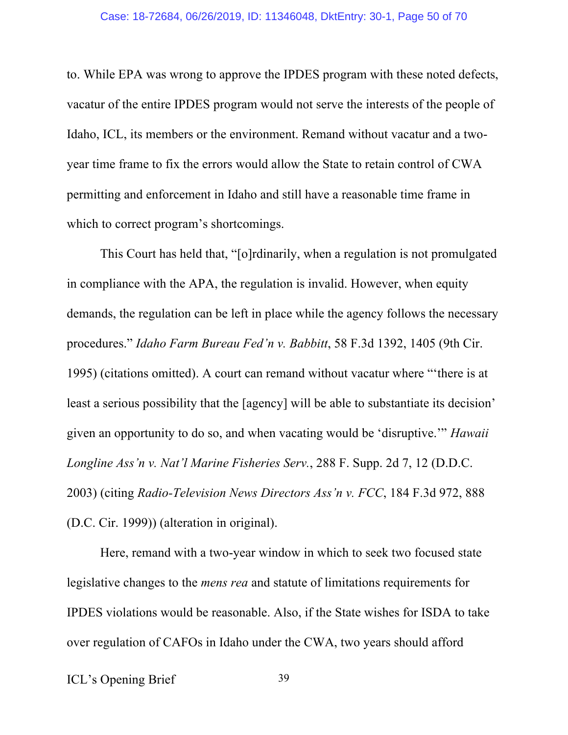to. While EPA was wrong to approve the IPDES program with these noted defects, vacatur of the entire IPDES program would not serve the interests of the people of Idaho, ICL, its members or the environment. Remand without vacatur and a two-year time frame to fix the errors would allow the State to retain control of CWA permitting and enforcement in Idaho and still have a reasonable time frame in which to correct program's shortcomings.

This Court has held that, "[o]rdinarily, when a regulation is not promulgated in compliance with the APA, the regulation is invalid. However, when equity demands, the regulation can be left in place while the agency follows the necessary procedures." *Idaho Farm Bureau Fed'n v. Babbitt*, 58 F.3d 1392, 1405 (9th Cir. 1995) (citations omitted). A court can remand without vacatur where "'there is at least a serious possibility that the [agency] will be able to substantiate its decision' given an opportunity to do so, and when vacating would be 'disruptive.'" *Hawaii Longline Ass'n v. Nat'l Marine Fisheries Serv.*, 288 F. Supp. 2d 7, 12 (D.D.C. 2003) (citing *Radio-Television News Directors Ass'n v. FCC*, 184 F.3d 972, 888 (D.C. Cir. 1999)) (alteration in original).

Here, remand with a two-year window in which to seek two focused state legislative changes to the *mens rea* and statute of limitations requirements for IPDES violations would be reasonable. Also, if the State wishes for ISDA to take over regulation of CAFOs in Idaho under the CWA, two years should afford

ICL's Opening Brief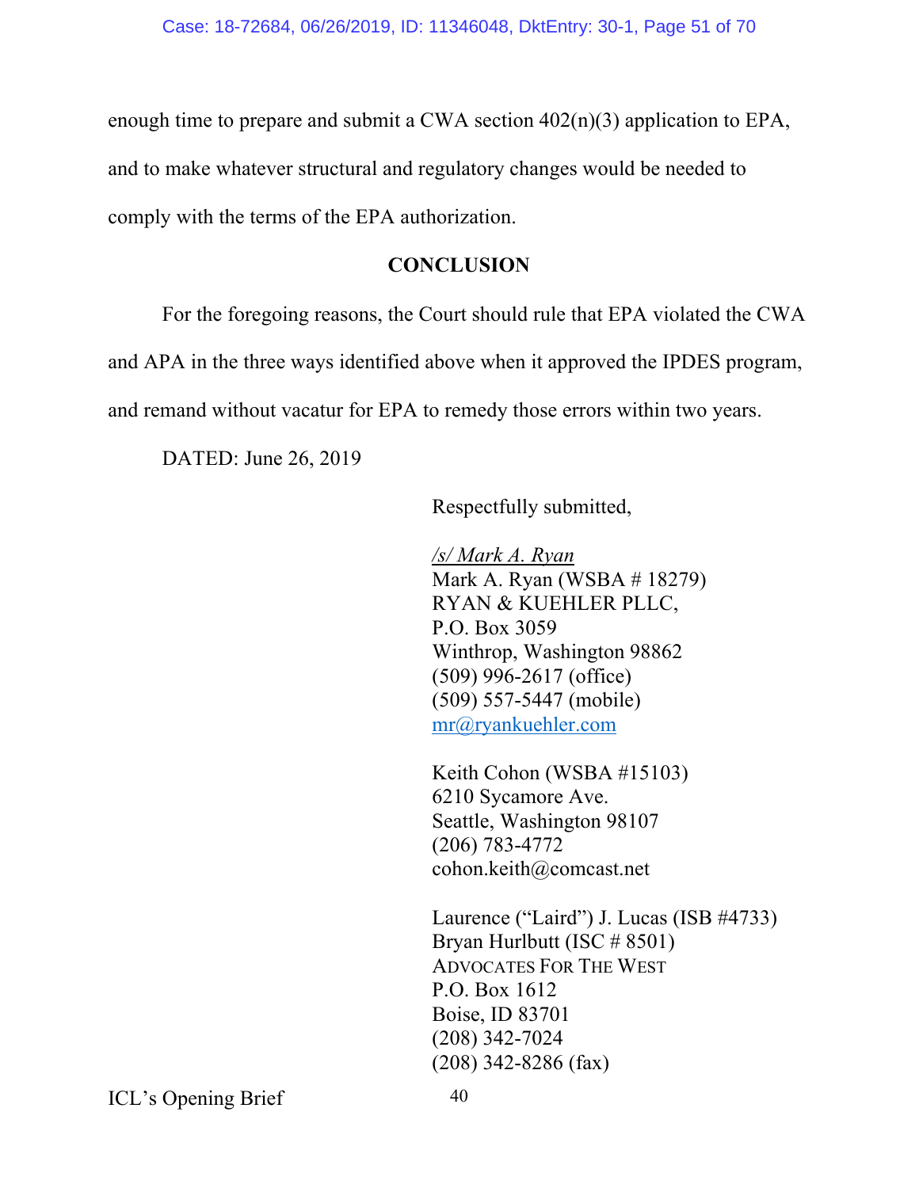enough time to prepare and submit a CWA section 402(n)(3) application to EPA, and to make whatever structural and regulatory changes would be needed to comply with the terms of the EPA authorization.

## CONCLUSION

For the foregoing reasons, the Court should rule that EPA violated the CWA and APA in the three ways identified above when it approved the IPDES program, and remand without vacatur for EPA to remedy those errors within two years.

DATED: June 26, 2019

Respectfully submitted,

*/s/ Mark A. Ryan*
Mark A. Ryan (WSBA # 18279)
RYAN & KUEHLER PLLC,
P.O. Box 3059
Winthrop, Washington 98862
(509) 996-2617 (office)
(509) 557-5447 (mobile)
mr@ryankuehler.com

Keith Cohon (WSBA #15103)
6210 Sycamore Ave.
Seattle, Washington 98107
(206) 783-4772
cohon.keith@comcast.net

Laurence ("Laird") J. Lucas (ISB #4733)
Bryan Hurlbutt (ISC # 8501)
ADVOCATES FOR THE WEST
P.O. Box 1612
Boise, ID 83701
(208) 342-7024
(208) 342-8286 (fax)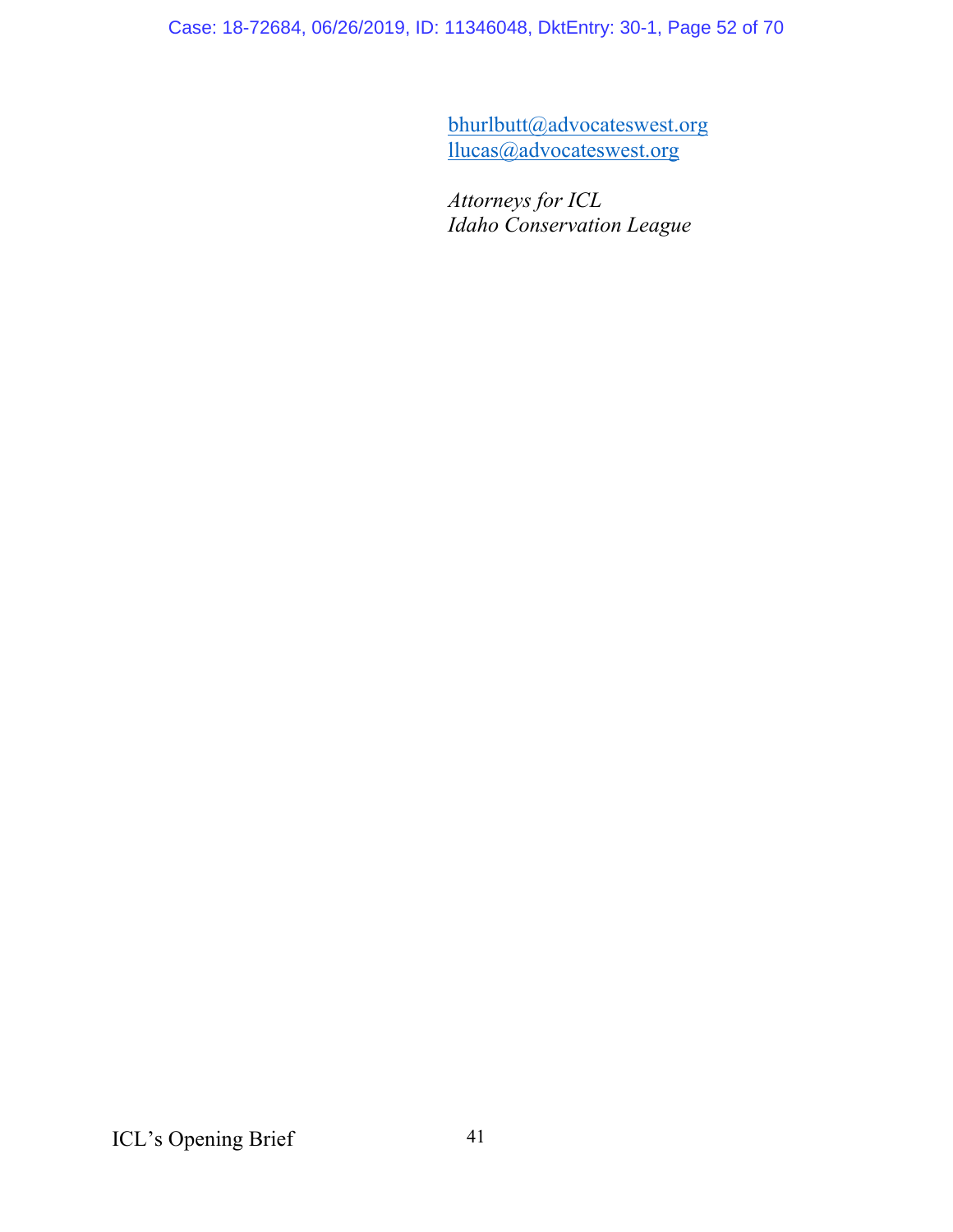bhurlbutt@advocateswest.org
llucas@advocateswest.org

*Attorneys for ICL*
*Idaho Conservation League*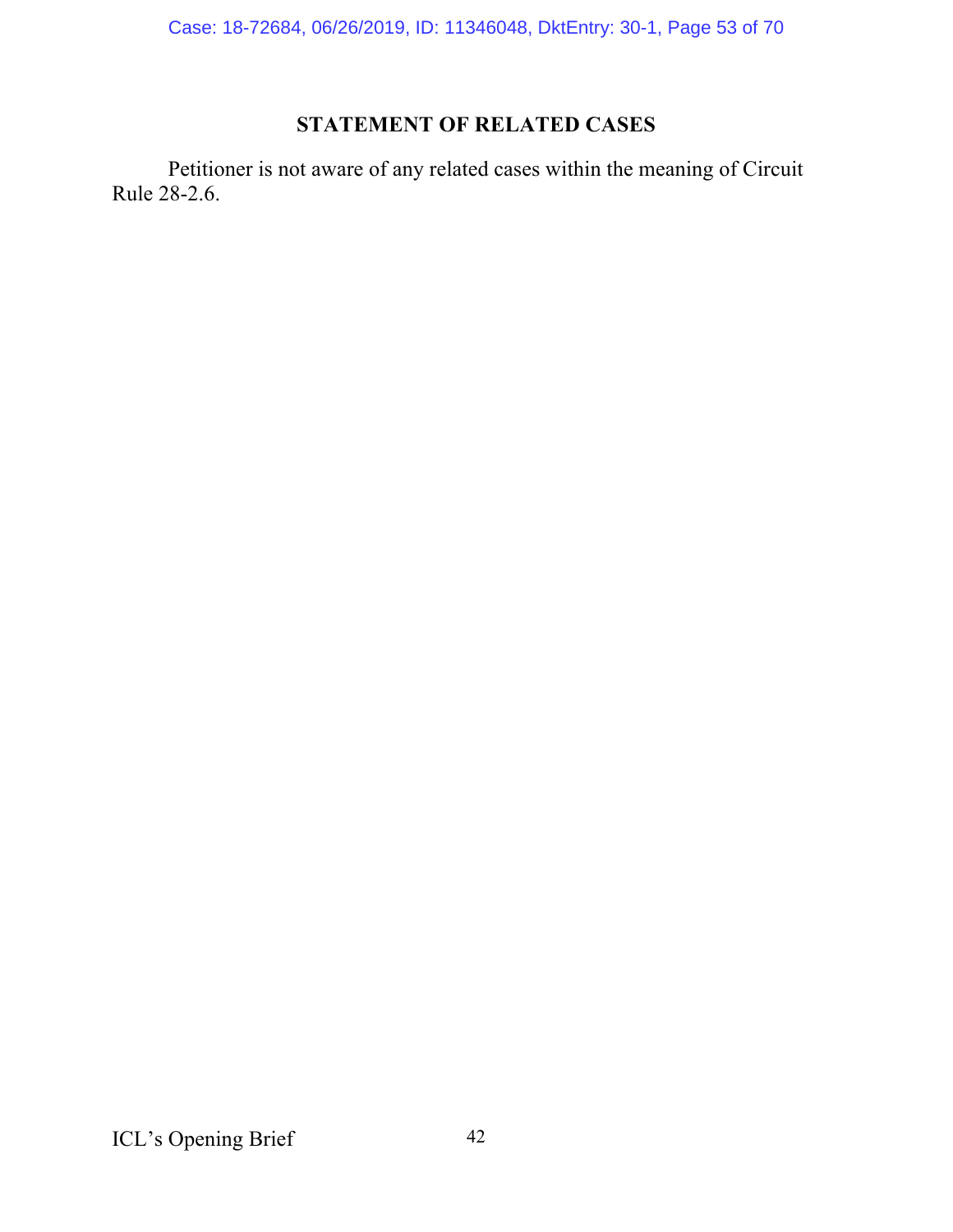## STATEMENT OF RELATED CASES

Petitioner is not aware of any related cases within the meaning of Circuit Rule 28-2.6.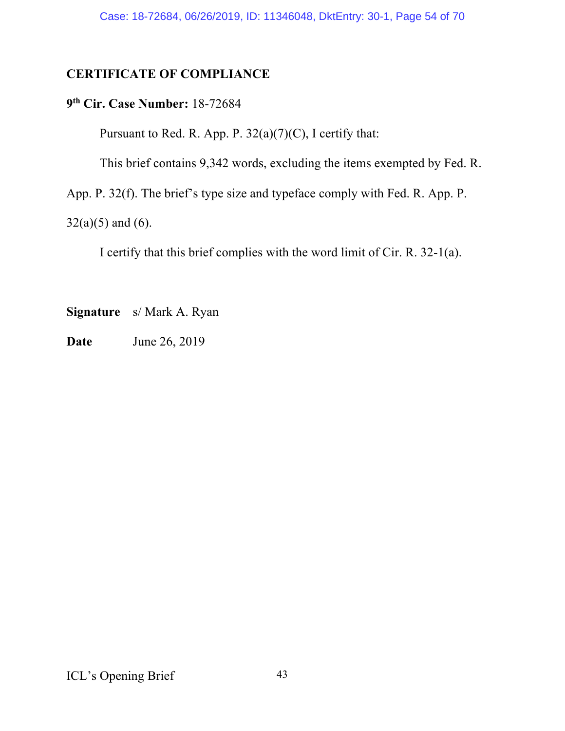## CERTIFICATE OF COMPLIANCE

**9th Cir. Case Number:** 18-72684

Pursuant to Red. R. App. P. 32(a)(7)(C), I certify that:

This brief contains 9,342 words, excluding the items exempted by Fed. R. App. P. 32(f). The brief's type size and typeface comply with Fed. R. App. P. 32(a)(5) and (6).

I certify that this brief complies with the word limit of Cir. R. 32-1(a).

**Signature** s/ Mark A. Ryan

**Date** June 26, 2019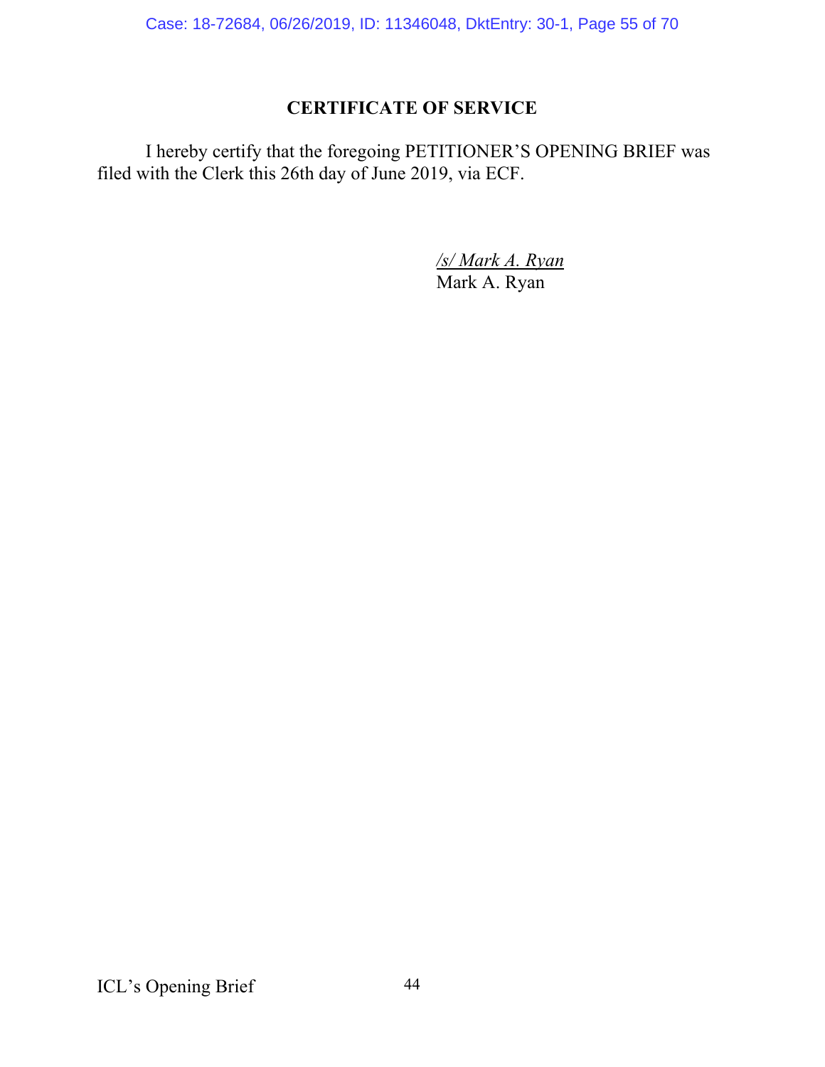## CERTIFICATE OF SERVICE

I hereby certify that the foregoing PETITIONER'S OPENING BRIEF was filed with the Clerk this 26th day of June 2019, via ECF.

*/s/ Mark A. Ryan*
Mark A. Ryan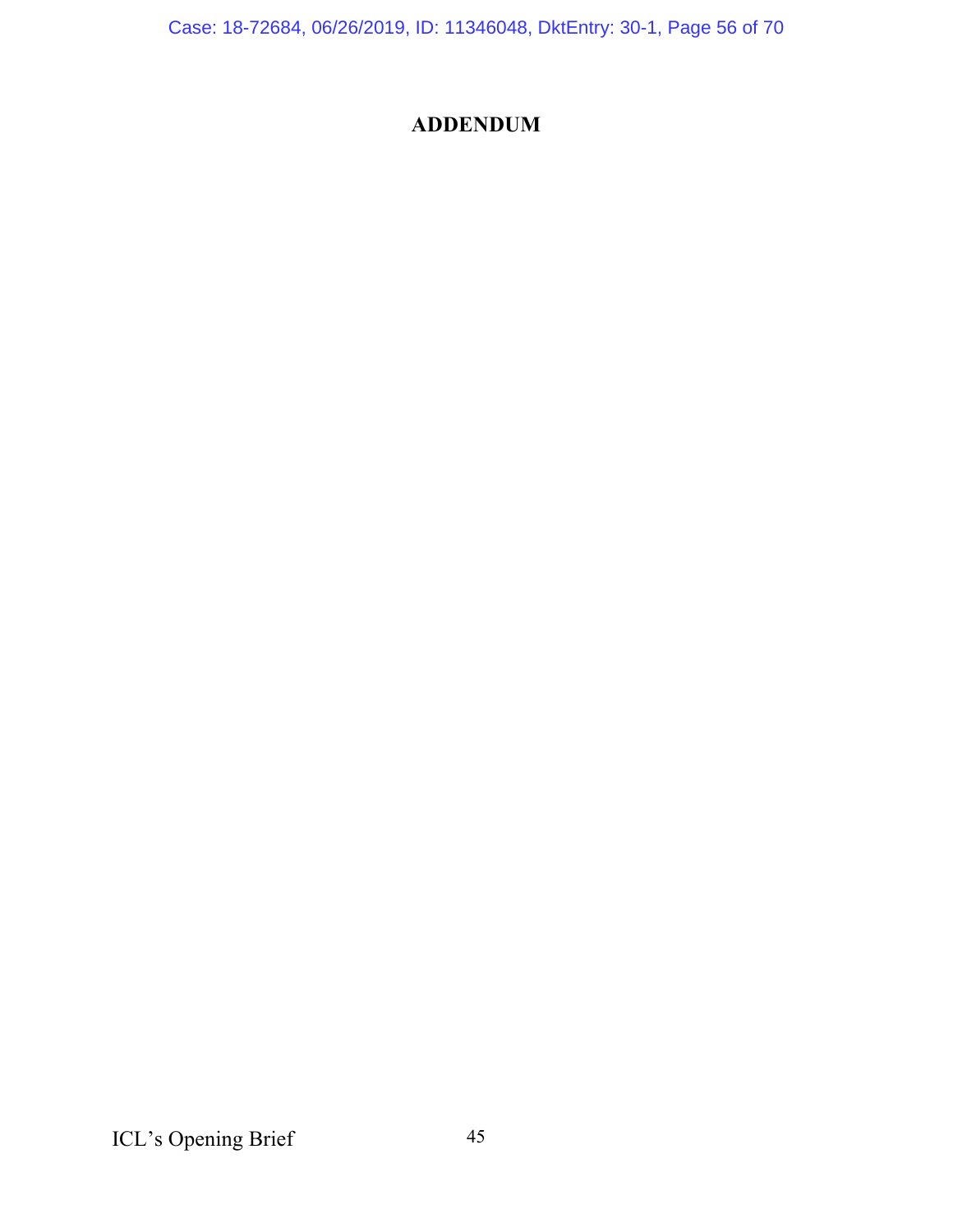# ADDENDUM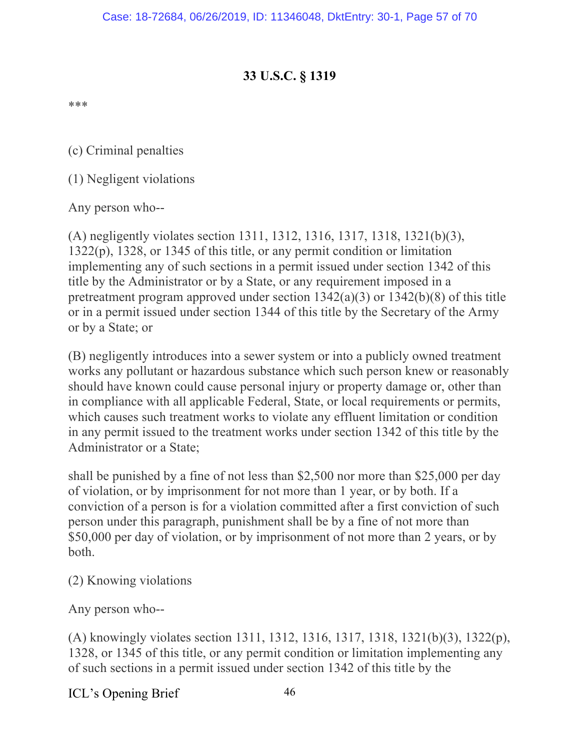**33 U.S.C. § 1319**

***

(c) Criminal penalties

(1) Negligent violations

Any person who--

(A) negligently violates section 1311, 1312, 1316, 1317, 1318, 1321(b)(3), 1322(p), 1328, or 1345 of this title, or any permit condition or limitation implementing any of such sections in a permit issued under section 1342 of this title by the Administrator or by a State, or any requirement imposed in a pretreatment program approved under section 1342(a)(3) or 1342(b)(8) of this title or in a permit issued under section 1344 of this title by the Secretary of the Army or by a State; or

(B) negligently introduces into a sewer system or into a publicly owned treatment works any pollutant or hazardous substance which such person knew or reasonably should have known could cause personal injury or property damage or, other than in compliance with all applicable Federal, State, or local requirements or permits, which causes such treatment works to violate any effluent limitation or condition in any permit issued to the treatment works under section 1342 of this title by the Administrator or a State;

shall be punished by a fine of not less than $2,500 nor more than $25,000 per day of violation, or by imprisonment for not more than 1 year, or by both. If a conviction of a person is for a violation committed after a first conviction of such person under this paragraph, punishment shall be by a fine of not more than $50,000 per day of violation, or by imprisonment of not more than 2 years, or by both.

(2) Knowing violations

Any person who--

(A) knowingly violates section 1311, 1312, 1316, 1317, 1318, 1321(b)(3), 1322(p), 1328, or 1345 of this title, or any permit condition or limitation implementing any of such sections in a permit issued under section 1342 of this title by the

ICL's Opening Brief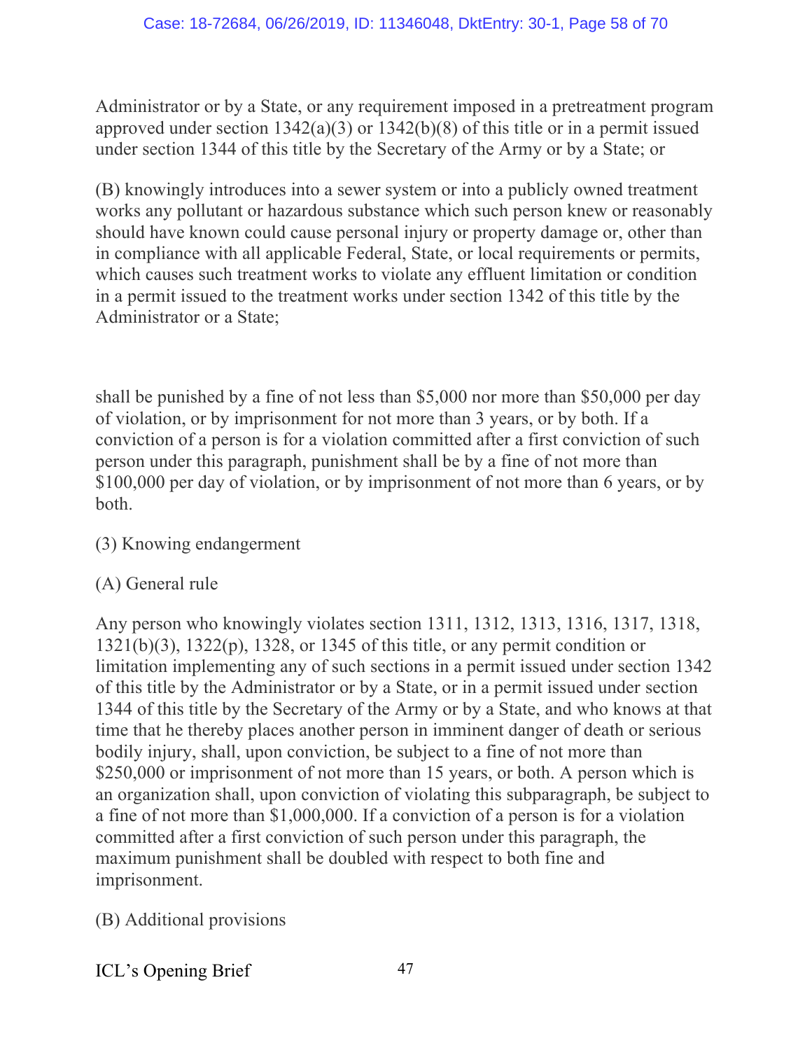Administrator or by a State, or any requirement imposed in a pretreatment program approved under section 1342(a)(3) or 1342(b)(8) of this title or in a permit issued under section 1344 of this title by the Secretary of the Army or by a State; or

(B) knowingly introduces into a sewer system or into a publicly owned treatment works any pollutant or hazardous substance which such person knew or reasonably should have known could cause personal injury or property damage or, other than in compliance with all applicable Federal, State, or local requirements or permits, which causes such treatment works to violate any effluent limitation or condition in a permit issued to the treatment works under section 1342 of this title by the Administrator or a State;

shall be punished by a fine of not less than $5,000 nor more than $50,000 per day of violation, or by imprisonment for not more than 3 years, or by both. If a conviction of a person is for a violation committed after a first conviction of such person under this paragraph, punishment shall be by a fine of not more than $100,000 per day of violation, or by imprisonment of not more than 6 years, or by both.

(3) Knowing endangerment

(A) General rule

Any person who knowingly violates section 1311, 1312, 1313, 1316, 1317, 1318, 1321(b)(3), 1322(p), 1328, or 1345 of this title, or any permit condition or limitation implementing any of such sections in a permit issued under section 1342 of this title by the Administrator or by a State, or in a permit issued under section 1344 of this title by the Secretary of the Army or by a State, and who knows at that time that he thereby places another person in imminent danger of death or serious bodily injury, shall, upon conviction, be subject to a fine of not more than $250,000 or imprisonment of not more than 15 years, or both. A person which is an organization shall, upon conviction of violating this subparagraph, be subject to a fine of not more than $1,000,000. If a conviction of a person is for a violation committed after a first conviction of such person under this paragraph, the maximum punishment shall be doubled with respect to both fine and imprisonment.

(B) Additional provisions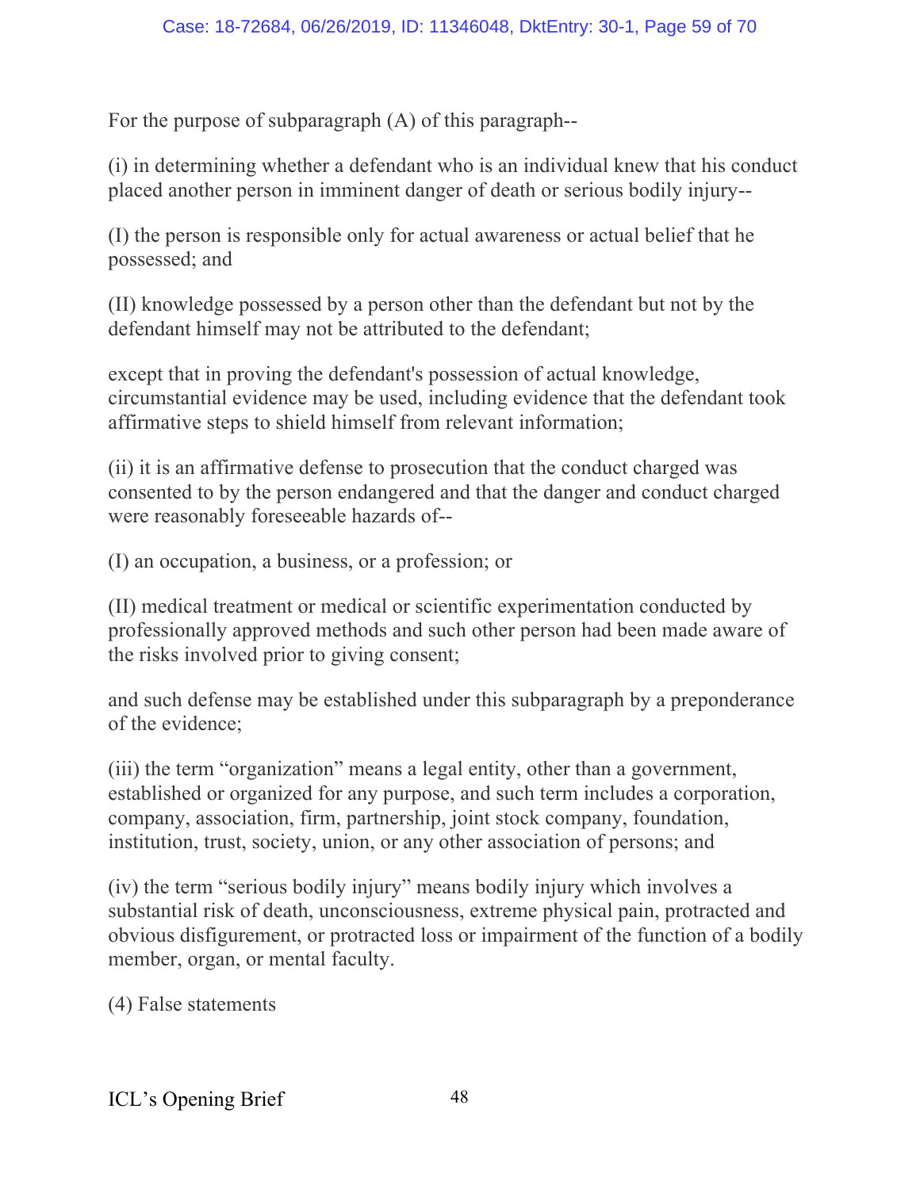For the purpose of subparagraph (A) of this paragraph--

(i) in determining whether a defendant who is an individual knew that his conduct placed another person in imminent danger of death or serious bodily injury--

(I) the person is responsible only for actual awareness or actual belief that he possessed; and

(II) knowledge possessed by a person other than the defendant but not by the defendant himself may not be attributed to the defendant;

except that in proving the defendant's possession of actual knowledge, circumstantial evidence may be used, including evidence that the defendant took affirmative steps to shield himself from relevant information;

(ii) it is an affirmative defense to prosecution that the conduct charged was consented to by the person endangered and that the danger and conduct charged were reasonably foreseeable hazards of--

(I) an occupation, a business, or a profession; or

(II) medical treatment or medical or scientific experimentation conducted by professionally approved methods and such other person had been made aware of the risks involved prior to giving consent;

and such defense may be established under this subparagraph by a preponderance of the evidence;

(iii) the term "organization" means a legal entity, other than a government, established or organized for any purpose, and such term includes a corporation, company, association, firm, partnership, joint stock company, foundation, institution, trust, society, union, or any other association of persons; and

(iv) the term "serious bodily injury" means bodily injury which involves a substantial risk of death, unconsciousness, extreme physical pain, protracted and obvious disfigurement, or protracted loss or impairment of the function of a bodily member, organ, or mental faculty.

(4) False statements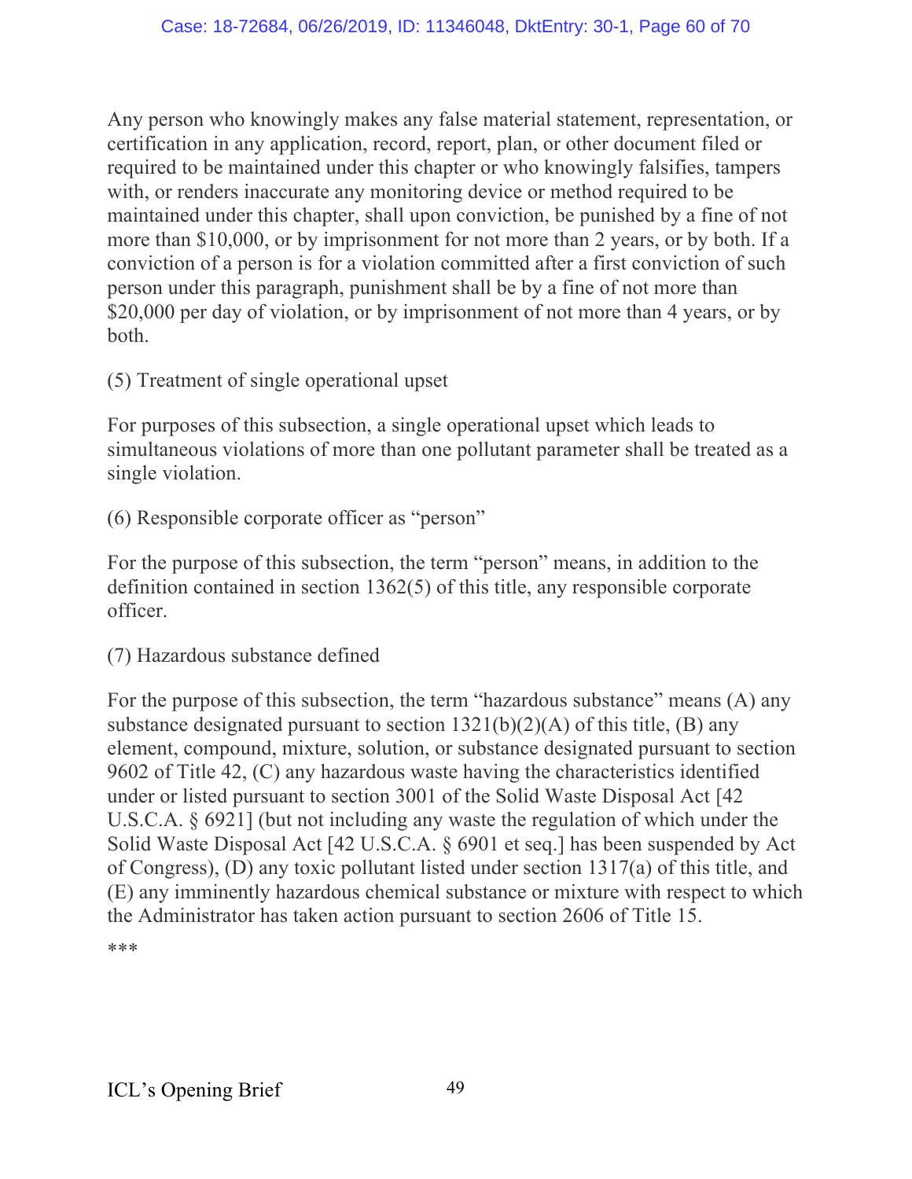Any person who knowingly makes any false material statement, representation, or certification in any application, record, report, plan, or other document filed or required to be maintained under this chapter or who knowingly falsifies, tampers with, or renders inaccurate any monitoring device or method required to be maintained under this chapter, shall upon conviction, be punished by a fine of not more than $10,000, or by imprisonment for not more than 2 years, or by both. If a conviction of a person is for a violation committed after a first conviction of such person under this paragraph, punishment shall be by a fine of not more than $20,000 per day of violation, or by imprisonment of not more than 4 years, or by both.

(5) Treatment of single operational upset

For purposes of this subsection, a single operational upset which leads to simultaneous violations of more than one pollutant parameter shall be treated as a single violation.

(6) Responsible corporate officer as "person"

For the purpose of this subsection, the term "person" means, in addition to the definition contained in section 1362(5) of this title, any responsible corporate officer.

(7) Hazardous substance defined

For the purpose of this subsection, the term "hazardous substance" means (A) any substance designated pursuant to section 1321(b)(2)(A) of this title, (B) any element, compound, mixture, solution, or substance designated pursuant to section 9602 of Title 42, (C) any hazardous waste having the characteristics identified under or listed pursuant to section 3001 of the Solid Waste Disposal Act [42 U.S.C.A. § 6921] (but not including any waste the regulation of which under the Solid Waste Disposal Act [42 U.S.C.A. § 6901 et seq.] has been suspended by Act of Congress), (D) any toxic pollutant listed under section 1317(a) of this title, and (E) any imminently hazardous chemical substance or mixture with respect to which the Administrator has taken action pursuant to section 2606 of Title 15.

***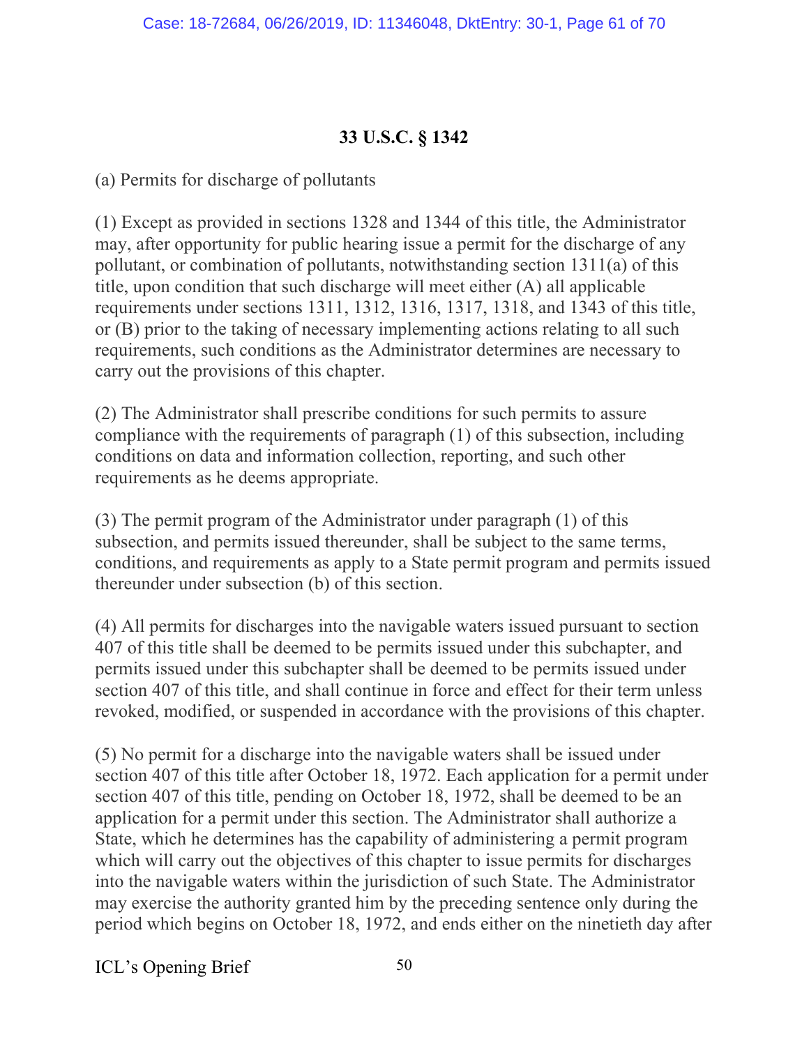# 33 U.S.C. § 1342

(a) Permits for discharge of pollutants

(1) Except as provided in sections 1328 and 1344 of this title, the Administrator may, after opportunity for public hearing issue a permit for the discharge of any pollutant, or combination of pollutants, notwithstanding section 1311(a) of this title, upon condition that such discharge will meet either (A) all applicable requirements under sections 1311, 1312, 1316, 1317, 1318, and 1343 of this title, or (B) prior to the taking of necessary implementing actions relating to all such requirements, such conditions as the Administrator determines are necessary to carry out the provisions of this chapter.

(2) The Administrator shall prescribe conditions for such permits to assure compliance with the requirements of paragraph (1) of this subsection, including conditions on data and information collection, reporting, and such other requirements as he deems appropriate.

(3) The permit program of the Administrator under paragraph (1) of this subsection, and permits issued thereunder, shall be subject to the same terms, conditions, and requirements as apply to a State permit program and permits issued thereunder under subsection (b) of this section.

(4) All permits for discharges into the navigable waters issued pursuant to section 407 of this title shall be deemed to be permits issued under this subchapter, and permits issued under this subchapter shall be deemed to be permits issued under section 407 of this title, and shall continue in force and effect for their term unless revoked, modified, or suspended in accordance with the provisions of this chapter.

(5) No permit for a discharge into the navigable waters shall be issued under section 407 of this title after October 18, 1972. Each application for a permit under section 407 of this title, pending on October 18, 1972, shall be deemed to be an application for a permit under this section. The Administrator shall authorize a State, which he determines has the capability of administering a permit program which will carry out the objectives of this chapter to issue permits for discharges into the navigable waters within the jurisdiction of such State. The Administrator may exercise the authority granted him by the preceding sentence only during the period which begins on October 18, 1972, and ends either on the ninetieth day after

ICL's Opening Brief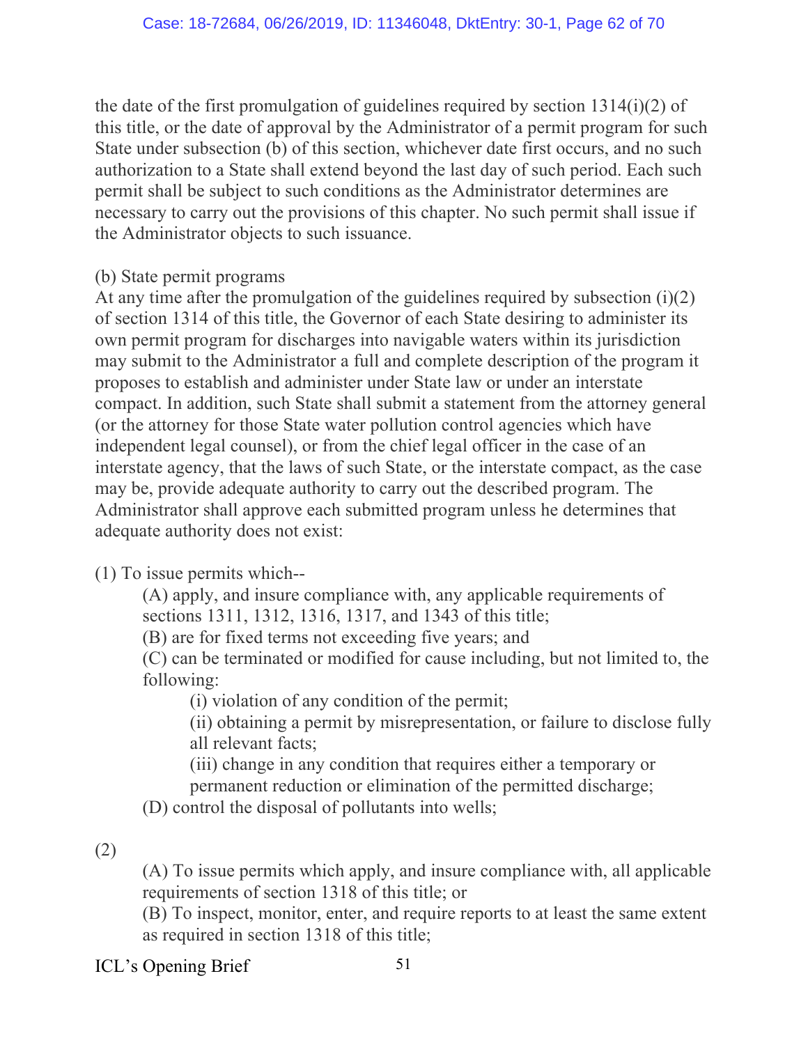the date of the first promulgation of guidelines required by section 1314(i)(2) of this title, or the date of approval by the Administrator of a permit program for such State under subsection (b) of this section, whichever date first occurs, and no such authorization to a State shall extend beyond the last day of such period. Each such permit shall be subject to such conditions as the Administrator determines are necessary to carry out the provisions of this chapter. No such permit shall issue if the Administrator objects to such issuance.

(b) State permit programs
At any time after the promulgation of the guidelines required by subsection (i)(2) of section 1314 of this title, the Governor of each State desiring to administer its own permit program for discharges into navigable waters within its jurisdiction may submit to the Administrator a full and complete description of the program it proposes to establish and administer under State law or under an interstate compact. In addition, such State shall submit a statement from the attorney general (or the attorney for those State water pollution control agencies which have independent legal counsel), or from the chief legal officer in the case of an interstate agency, that the laws of such State, or the interstate compact, as the case may be, provide adequate authority to carry out the described program. The Administrator shall approve each submitted program unless he determines that adequate authority does not exist:

(1) To issue permits which--

> (A) apply, and insure compliance with, any applicable requirements of sections 1311, 1312, 1316, 1317, and 1343 of this title;
> (B) are for fixed terms not exceeding five years; and
> (C) can be terminated or modified for cause including, but not limited to, the following:
>
> > (i) violation of any condition of the permit;
> > (ii) obtaining a permit by misrepresentation, or failure to disclose fully all relevant facts;
> > (iii) change in any condition that requires either a temporary or permanent reduction or elimination of the permitted discharge;
>
> (D) control the disposal of pollutants into wells;

(2)

> (A) To issue permits which apply, and insure compliance with, all applicable requirements of section 1318 of this title; or
> (B) To inspect, monitor, enter, and require reports to at least the same extent as required in section 1318 of this title;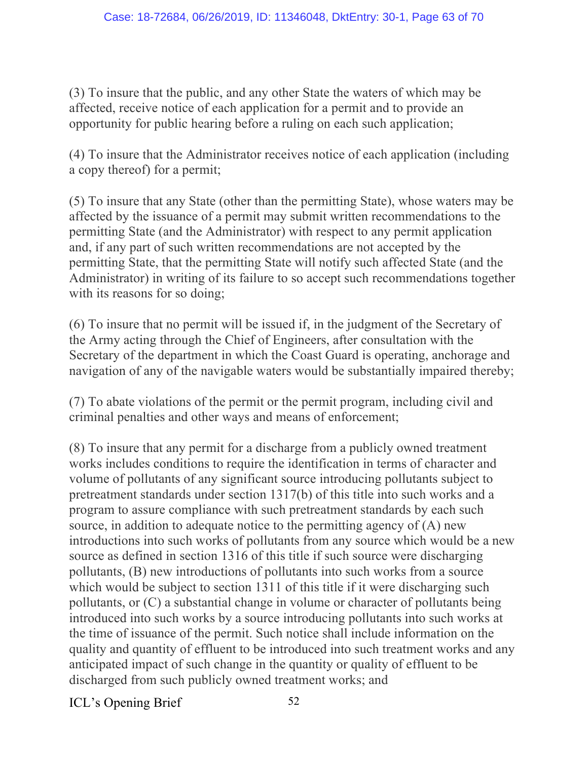(3) To insure that the public, and any other State the waters of which may be affected, receive notice of each application for a permit and to provide an opportunity for public hearing before a ruling on each such application;

(4) To insure that the Administrator receives notice of each application (including a copy thereof) for a permit;

(5) To insure that any State (other than the permitting State), whose waters may be affected by the issuance of a permit may submit written recommendations to the permitting State (and the Administrator) with respect to any permit application and, if any part of such written recommendations are not accepted by the permitting State, that the permitting State will notify such affected State (and the Administrator) in writing of its failure to so accept such recommendations together with its reasons for so doing;

(6) To insure that no permit will be issued if, in the judgment of the Secretary of the Army acting through the Chief of Engineers, after consultation with the Secretary of the department in which the Coast Guard is operating, anchorage and navigation of any of the navigable waters would be substantially impaired thereby;

(7) To abate violations of the permit or the permit program, including civil and criminal penalties and other ways and means of enforcement;

(8) To insure that any permit for a discharge from a publicly owned treatment works includes conditions to require the identification in terms of character and volume of pollutants of any significant source introducing pollutants subject to pretreatment standards under section 1317(b) of this title into such works and a program to assure compliance with such pretreatment standards by each such source, in addition to adequate notice to the permitting agency of (A) new introductions into such works of pollutants from any source which would be a new source as defined in section 1316 of this title if such source were discharging pollutants, (B) new introductions of pollutants into such works from a source which would be subject to section 1311 of this title if it were discharging such pollutants, or (C) a substantial change in volume or character of pollutants being introduced into such works by a source introducing pollutants into such works at the time of issuance of the permit. Such notice shall include information on the quality and quantity of effluent to be introduced into such treatment works and any anticipated impact of such change in the quantity or quality of effluent to be discharged from such publicly owned treatment works; and

ICL's Opening Brief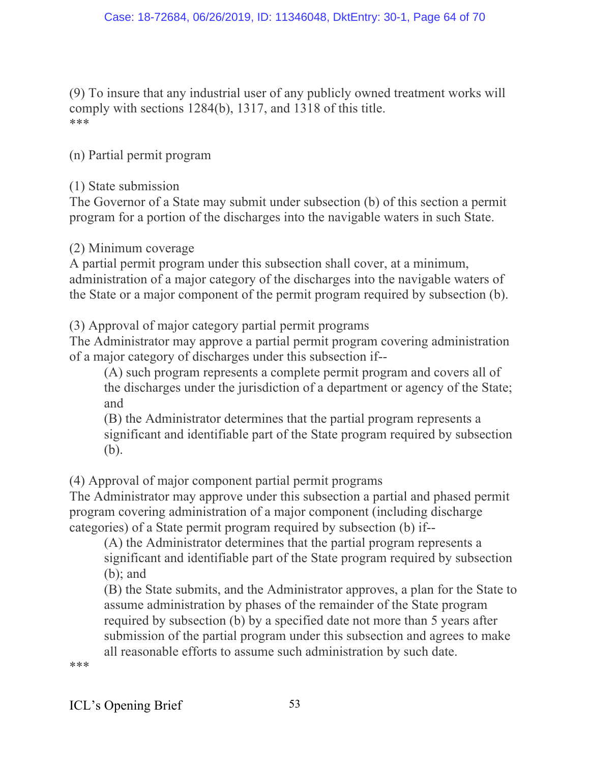(9) To insure that any industrial user of any publicly owned treatment works will comply with sections 1284(b), 1317, and 1318 of this title.
***

(n) Partial permit program

(1) State submission
The Governor of a State may submit under subsection (b) of this section a permit program for a portion of the discharges into the navigable waters in such State.

(2) Minimum coverage
A partial permit program under this subsection shall cover, at a minimum, administration of a major category of the discharges into the navigable waters of the State or a major component of the permit program required by subsection (b).

(3) Approval of major category partial permit programs
The Administrator may approve a partial permit program covering administration of a major category of discharges under this subsection if--

> (A) such program represents a complete permit program and covers all of the discharges under the jurisdiction of a department or agency of the State; and
>
> (B) the Administrator determines that the partial program represents a significant and identifiable part of the State program required by subsection (b).

(4) Approval of major component partial permit programs
The Administrator may approve under this subsection a partial and phased permit program covering administration of a major component (including discharge categories) of a State permit program required by subsection (b) if--

> (A) the Administrator determines that the partial program represents a significant and identifiable part of the State program required by subsection (b); and
>
> (B) the State submits, and the Administrator approves, a plan for the State to assume administration by phases of the remainder of the State program required by subsection (b) by a specified date not more than 5 years after submission of the partial program under this subsection and agrees to make all reasonable efforts to assume such administration by such date.

***

ICL's Opening Brief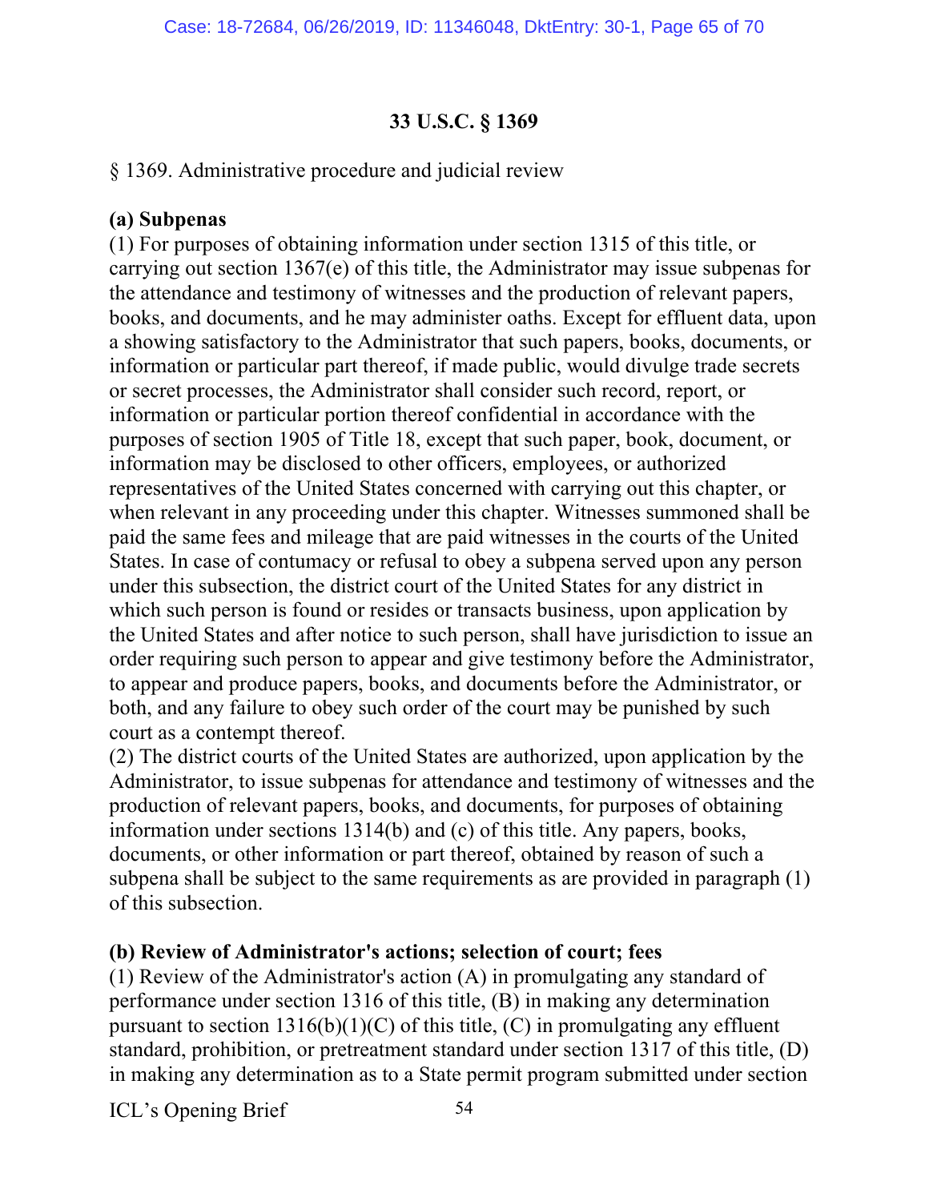## 33 U.S.C. § 1369

§ 1369. Administrative procedure and judicial review

**(a) Subpenas**

(1) For purposes of obtaining information under section 1315 of this title, or carrying out section 1367(e) of this title, the Administrator may issue subpenas for the attendance and testimony of witnesses and the production of relevant papers, books, and documents, and he may administer oaths. Except for effluent data, upon a showing satisfactory to the Administrator that such papers, books, documents, or information or particular part thereof, if made public, would divulge trade secrets or secret processes, the Administrator shall consider such record, report, or information or particular portion thereof confidential in accordance with the purposes of section 1905 of Title 18, except that such paper, book, document, or information may be disclosed to other officers, employees, or authorized representatives of the United States concerned with carrying out this chapter, or when relevant in any proceeding under this chapter. Witnesses summoned shall be paid the same fees and mileage that are paid witnesses in the courts of the United States. In case of contumacy or refusal to obey a subpena served upon any person under this subsection, the district court of the United States for any district in which such person is found or resides or transacts business, upon application by the United States and after notice to such person, shall have jurisdiction to issue an order requiring such person to appear and give testimony before the Administrator, to appear and produce papers, books, and documents before the Administrator, or both, and any failure to obey such order of the court may be punished by such court as a contempt thereof.

(2) The district courts of the United States are authorized, upon application by the Administrator, to issue subpenas for attendance and testimony of witnesses and the production of relevant papers, books, and documents, for purposes of obtaining information under sections 1314(b) and (c) of this title. Any papers, books, documents, or other information or part thereof, obtained by reason of such a subpena shall be subject to the same requirements as are provided in paragraph (1) of this subsection.

**(b) Review of Administrator's actions; selection of court; fees**

(1) Review of the Administrator's action (A) in promulgating any standard of performance under section 1316 of this title, (B) in making any determination pursuant to section 1316(b)(1)(C) of this title, (C) in promulgating any effluent standard, prohibition, or pretreatment standard under section 1317 of this title, (D) in making any determination as to a State permit program submitted under section

ICL's Opening Brief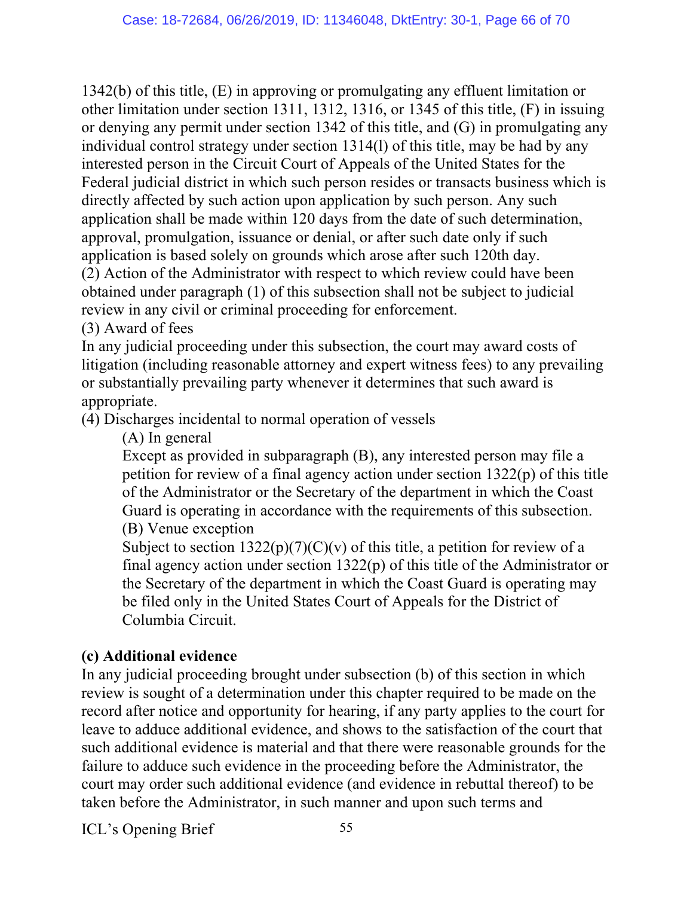1342(b) of this title, (E) in approving or promulgating any effluent limitation or other limitation under section 1311, 1312, 1316, or 1345 of this title, (F) in issuing or denying any permit under section 1342 of this title, and (G) in promulgating any individual control strategy under section 1314(l) of this title, may be had by any interested person in the Circuit Court of Appeals of the United States for the Federal judicial district in which such person resides or transacts business which is directly affected by such action upon application by such person. Any such application shall be made within 120 days from the date of such determination, approval, promulgation, issuance or denial, or after such date only if such application is based solely on grounds which arose after such 120th day.

(2) Action of the Administrator with respect to which review could have been obtained under paragraph (1) of this subsection shall not be subject to judicial review in any civil or criminal proceeding for enforcement.

(3) Award of fees

In any judicial proceeding under this subsection, the court may award costs of litigation (including reasonable attorney and expert witness fees) to any prevailing or substantially prevailing party whenever it determines that such award is appropriate.

(4) Discharges incidental to normal operation of vessels

> (A) In general
>
> Except as provided in subparagraph (B), any interested person may file a petition for review of a final agency action under section 1322(p) of this title of the Administrator or the Secretary of the department in which the Coast Guard is operating in accordance with the requirements of this subsection.
>
> (B) Venue exception
>
> Subject to section 1322(p)(7)(C)(v) of this title, a petition for review of a final agency action under section 1322(p) of this title of the Administrator or the Secretary of the department in which the Coast Guard is operating may be filed only in the United States Court of Appeals for the District of Columbia Circuit.

**(c) Additional evidence**

In any judicial proceeding brought under subsection (b) of this section in which review is sought of a determination under this chapter required to be made on the record after notice and opportunity for hearing, if any party applies to the court for leave to adduce additional evidence, and shows to the satisfaction of the court that such additional evidence is material and that there were reasonable grounds for the failure to adduce such evidence in the proceeding before the Administrator, the court may order such additional evidence (and evidence in rebuttal thereof) to be taken before the Administrator, in such manner and upon such terms and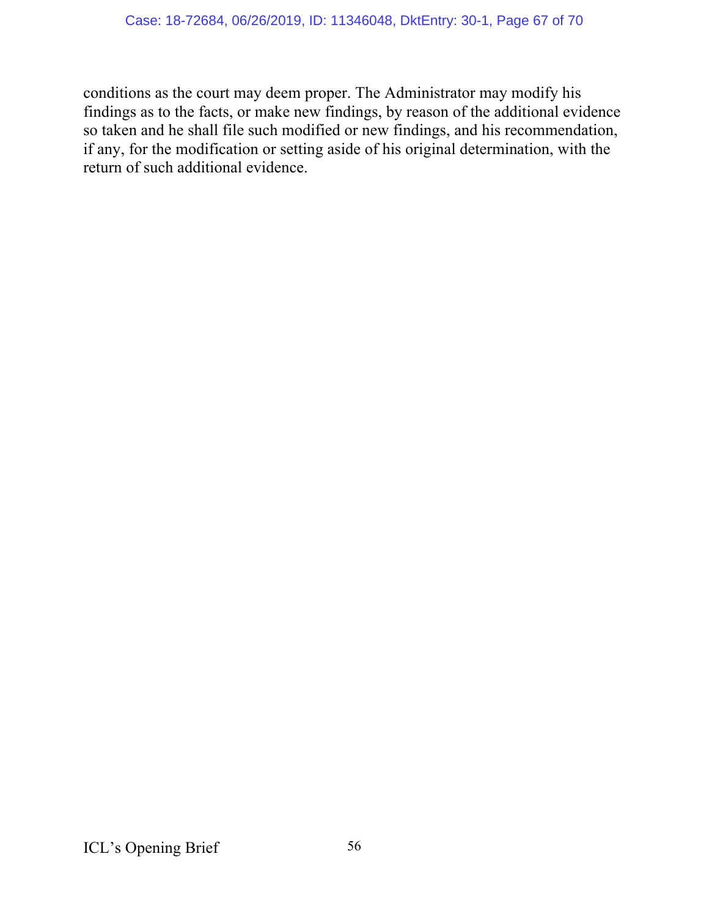conditions as the court may deem proper. The Administrator may modify his findings as to the facts, or make new findings, by reason of the additional evidence so taken and he shall file such modified or new findings, and his recommendation, if any, for the modification or setting aside of his original determination, with the return of such additional evidence.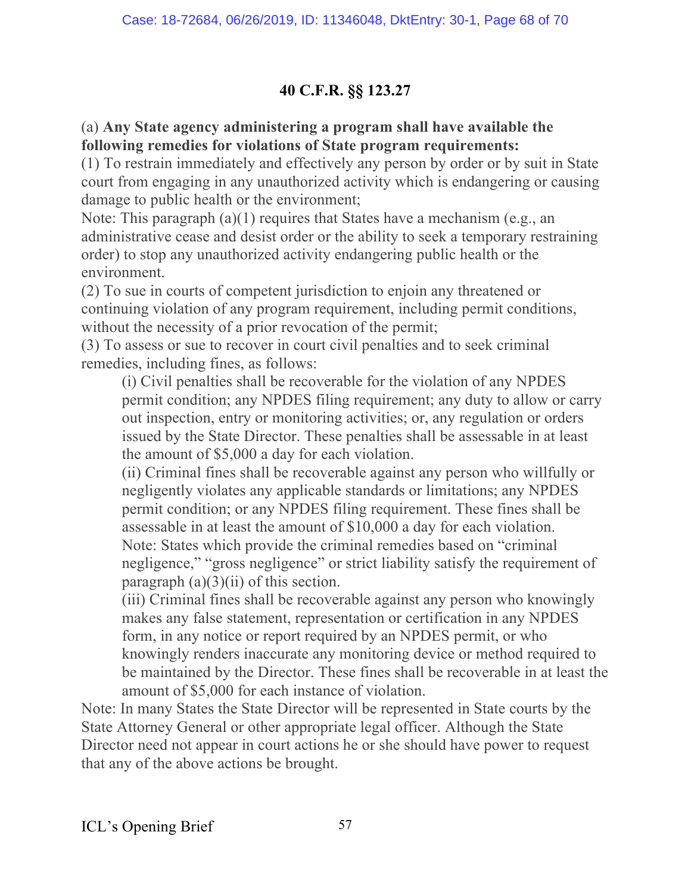# 40 C.F.R. §§ 123.27

(a) **Any State agency administering a program shall have available the following remedies for violations of State program requirements:**

(1) To restrain immediately and effectively any person by order or by suit in State court from engaging in any unauthorized activity which is endangering or causing damage to public health or the environment;

Note: This paragraph (a)(1) requires that States have a mechanism (e.g., an administrative cease and desist order or the ability to seek a temporary restraining order) to stop any unauthorized activity endangering public health or the environment.

(2) To sue in courts of competent jurisdiction to enjoin any threatened or continuing violation of any program requirement, including permit conditions, without the necessity of a prior revocation of the permit;

(3) To assess or sue to recover in court civil penalties and to seek criminal remedies, including fines, as follows:

> (i) Civil penalties shall be recoverable for the violation of any NPDES permit condition; any NPDES filing requirement; any duty to allow or carry out inspection, entry or monitoring activities; or, any regulation or orders issued by the State Director. These penalties shall be assessable in at least the amount of $5,000 a day for each violation.
>
> (ii) Criminal fines shall be recoverable against any person who willfully or negligently violates any applicable standards or limitations; any NPDES permit condition; or any NPDES filing requirement. These fines shall be assessable in at least the amount of $10,000 a day for each violation.
>
> Note: States which provide the criminal remedies based on "criminal negligence," "gross negligence" or strict liability satisfy the requirement of paragraph (a)(3)(ii) of this section.
>
> (iii) Criminal fines shall be recoverable against any person who knowingly makes any false statement, representation or certification in any NPDES form, in any notice or report required by an NPDES permit, or who knowingly renders inaccurate any monitoring device or method required to be maintained by the Director. These fines shall be recoverable in at least the amount of $5,000 for each instance of violation.

Note: In many States the State Director will be represented in State courts by the State Attorney General or other appropriate legal officer. Although the State Director need not appear in court actions he or she should have power to request that any of the above actions be brought.

ICL's Opening Brief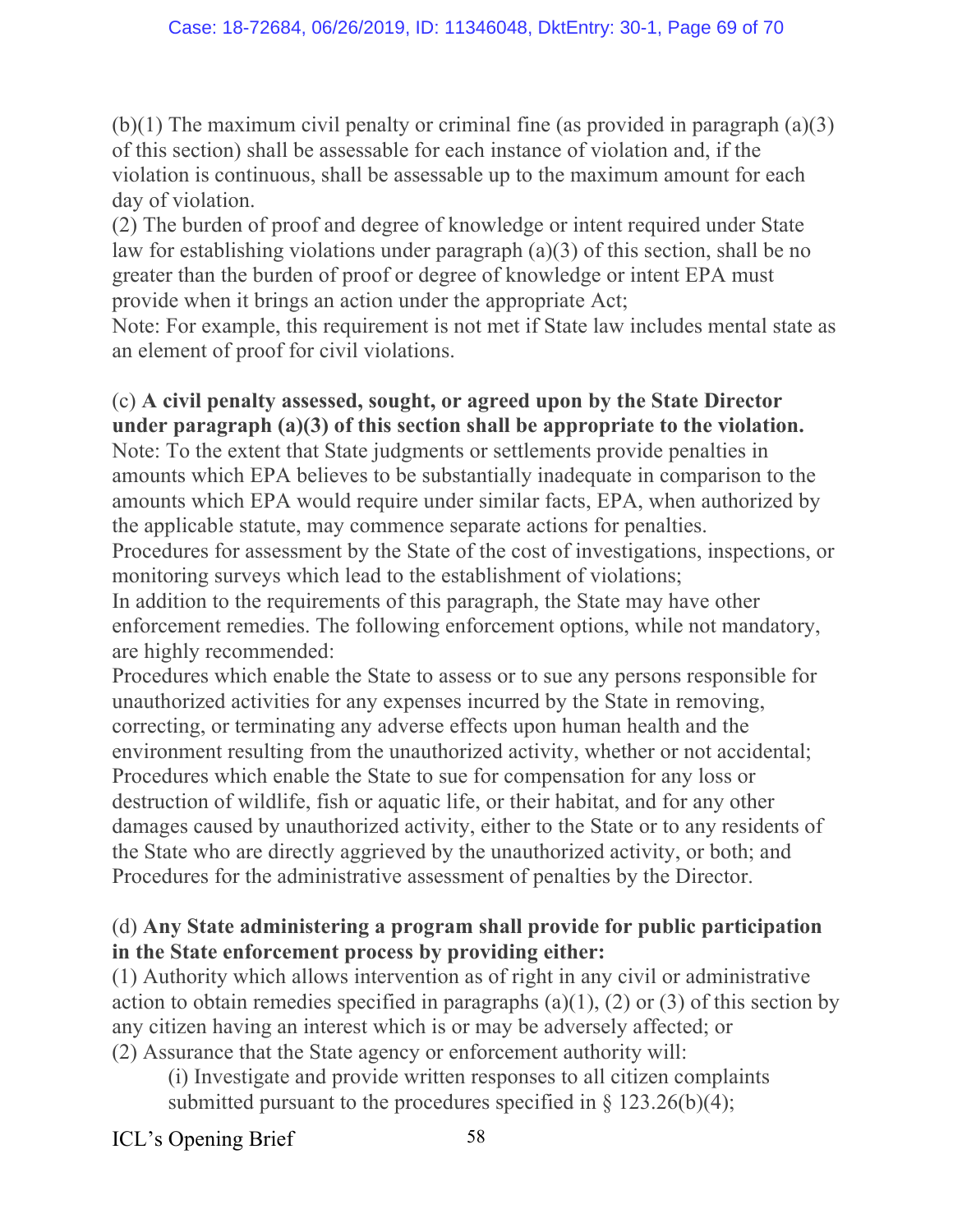(b)(1) The maximum civil penalty or criminal fine (as provided in paragraph (a)(3) of this section) shall be assessable for each instance of violation and, if the violation is continuous, shall be assessable up to the maximum amount for each day of violation.

(2) The burden of proof and degree of knowledge or intent required under State law for establishing violations under paragraph (a)(3) of this section, shall be no greater than the burden of proof or degree of knowledge or intent EPA must provide when it brings an action under the appropriate Act;

Note: For example, this requirement is not met if State law includes mental state as an element of proof for civil violations.

(c) **A civil penalty assessed, sought, or agreed upon by the State Director under paragraph (a)(3) of this section shall be appropriate to the violation.**

Note: To the extent that State judgments or settlements provide penalties in amounts which EPA believes to be substantially inadequate in comparison to the amounts which EPA would require under similar facts, EPA, when authorized by the applicable statute, may commence separate actions for penalties.

Procedures for assessment by the State of the cost of investigations, inspections, or monitoring surveys which lead to the establishment of violations;

In addition to the requirements of this paragraph, the State may have other enforcement remedies. The following enforcement options, while not mandatory, are highly recommended:

Procedures which enable the State to assess or to sue any persons responsible for unauthorized activities for any expenses incurred by the State in removing, correcting, or terminating any adverse effects upon human health and the environment resulting from the unauthorized activity, whether or not accidental;

Procedures which enable the State to sue for compensation for any loss or destruction of wildlife, fish or aquatic life, or their habitat, and for any other damages caused by unauthorized activity, either to the State or to any residents of the State who are directly aggrieved by the unauthorized activity, or both; and

Procedures for the administrative assessment of penalties by the Director.

(d) **Any State administering a program shall provide for public participation in the State enforcement process by providing either:**

(1) Authority which allows intervention as of right in any civil or administrative action to obtain remedies specified in paragraphs (a)(1), (2) or (3) of this section by any citizen having an interest which is or may be adversely affected; or

(2) Assurance that the State agency or enforcement authority will:

> (i) Investigate and provide written responses to all citizen complaints submitted pursuant to the procedures specified in § 123.26(b)(4);

ICL's Opening Brief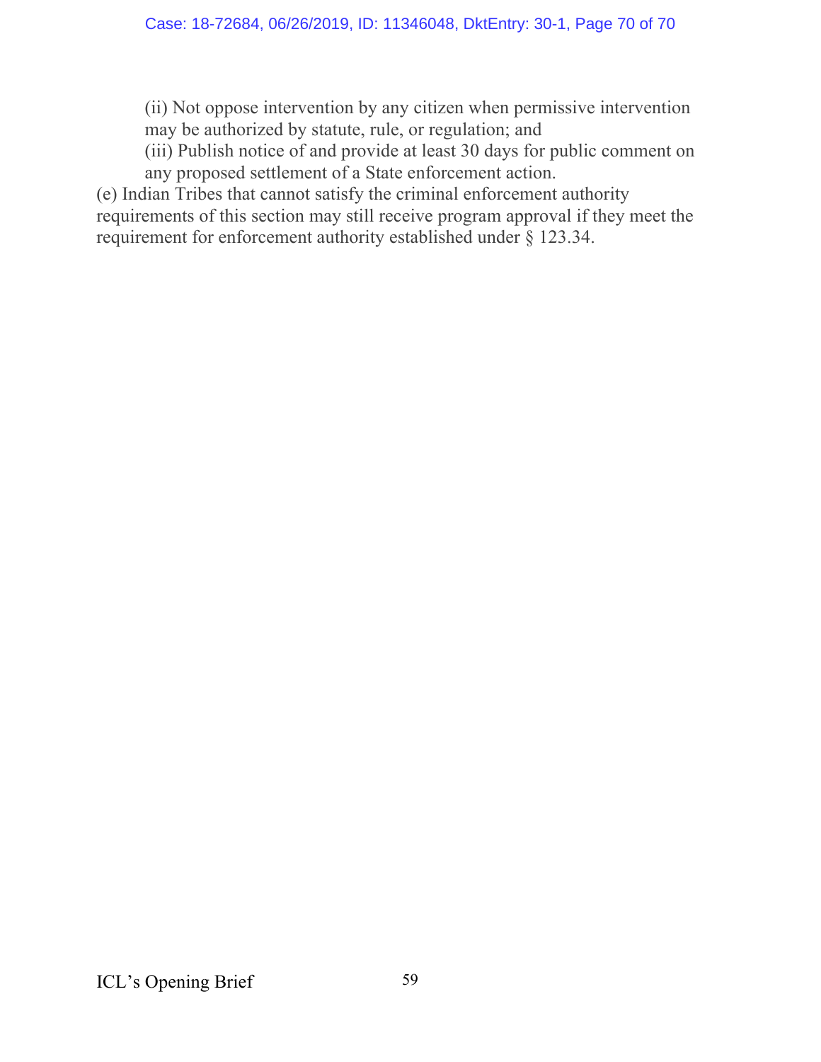(ii) Not oppose intervention by any citizen when permissive intervention may be authorized by statute, rule, or regulation; and

(iii) Publish notice of and provide at least 30 days for public comment on any proposed settlement of a State enforcement action.

(e) Indian Tribes that cannot satisfy the criminal enforcement authority requirements of this section may still receive program approval if they meet the requirement for enforcement authority established under § 123.34.